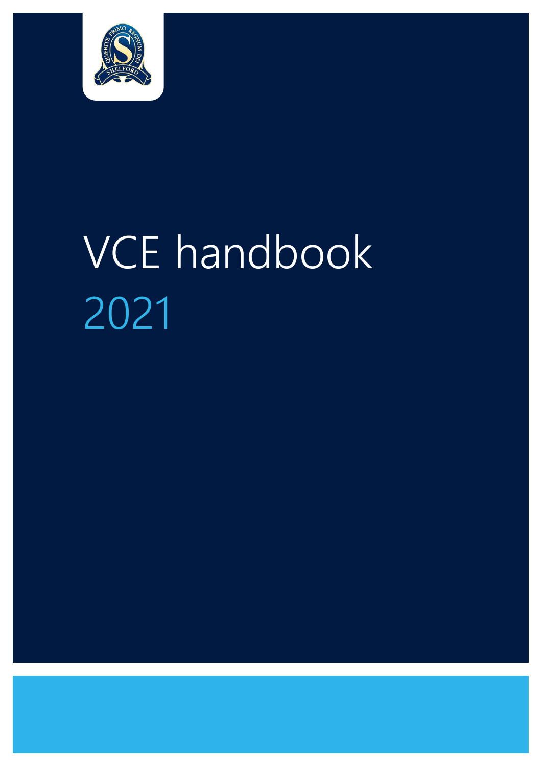# VCE handbook

2021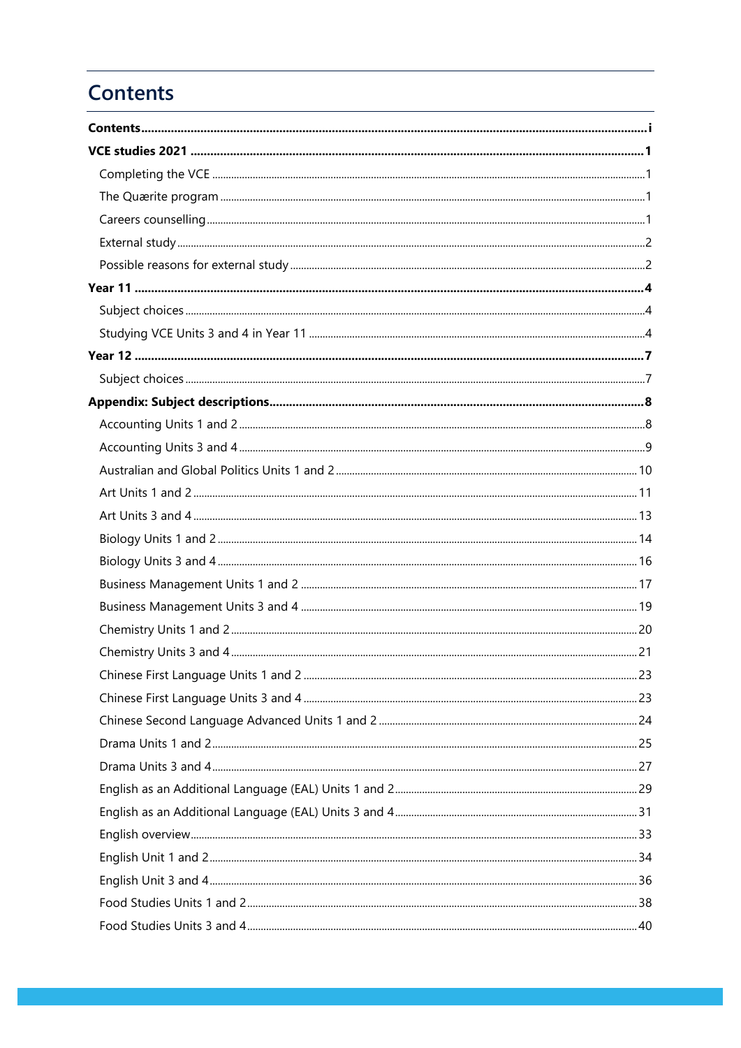# Contents

**Contents** ..... i

**VCE studies 2021** ..... 1

- Completing the VCE ..... 1
- The Quærite program ..... 1
- Careers counselling ..... 1
- External study ..... 2
- Possible reasons for external study ..... 2

**Year 11** ..... 4

- Subject choices ..... 4
- Studying VCE Units 3 and 4 in Year 11 ..... 4

**Year 12** ..... 7

- Subject choices ..... 7

**Appendix: Subject descriptions** ..... 8

- Accounting Units 1 and 2 ..... 8
- Accounting Units 3 and 4 ..... 9
- Australian and Global Politics Units 1 and 2 ..... 10
- Art Units 1 and 2 ..... 11
- Art Units 3 and 4 ..... 13
- Biology Units 1 and 2 ..... 14
- Biology Units 3 and 4 ..... 16
- Business Management Units 1 and 2 ..... 17
- Business Management Units 3 and 4 ..... 19
- Chemistry Units 1 and 2 ..... 20
- Chemistry Units 3 and 4 ..... 21
- Chinese First Language Units 1 and 2 ..... 23
- Chinese First Language Units 3 and 4 ..... 23
- Chinese Second Language Advanced Units 1 and 2 ..... 24
- Drama Units 1 and 2 ..... 25
- Drama Units 3 and 4 ..... 27
- English as an Additional Language (EAL) Units 1 and 2 ..... 29
- English as an Additional Language (EAL) Units 3 and 4 ..... 31
- English overview ..... 33
- English Unit 1 and 2 ..... 34
- English Unit 3 and 4 ..... 36
- Food Studies Units 1 and 2 ..... 38
- Food Studies Units 3 and 4 ..... 40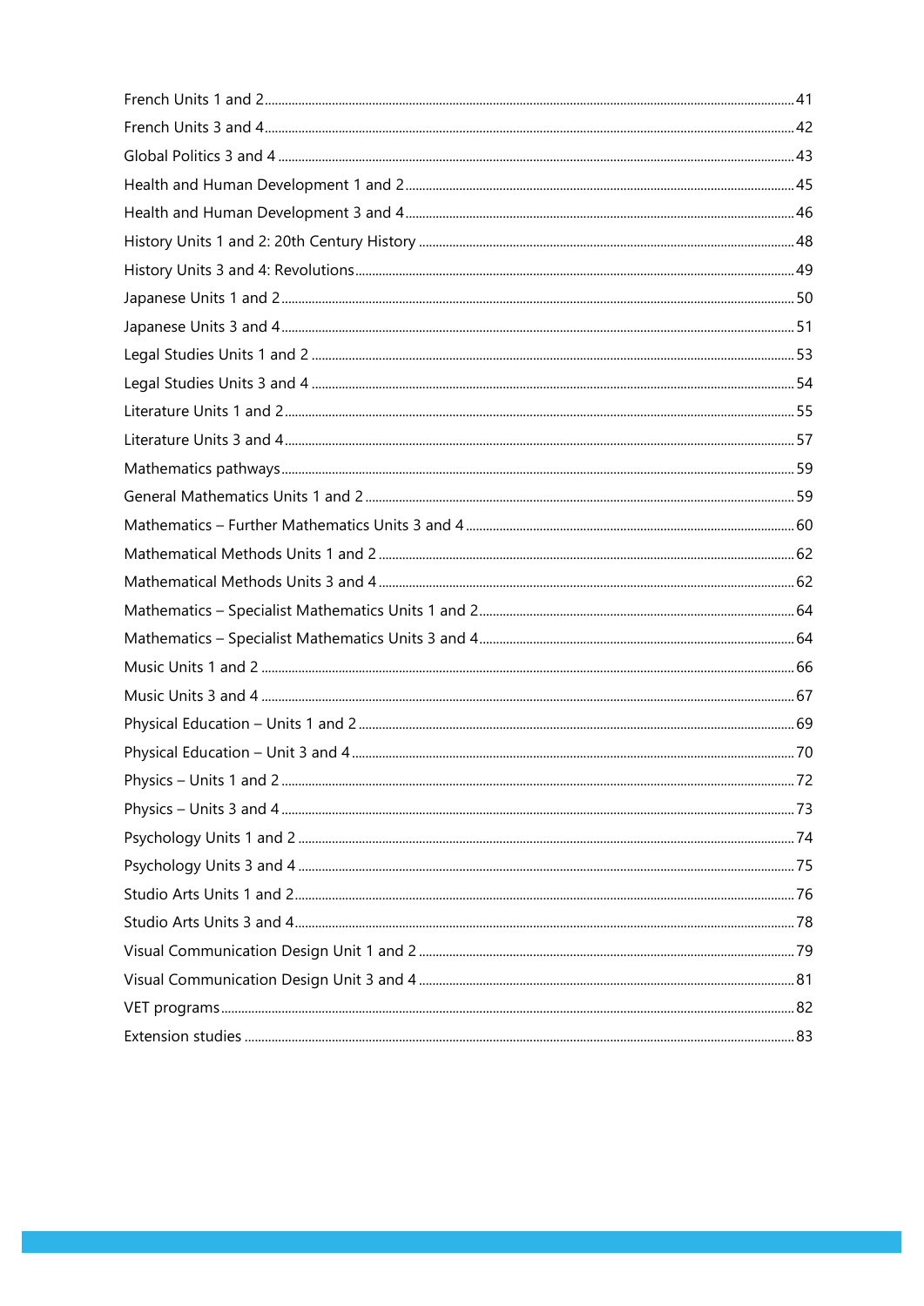French Units 1 and 2 ........ 41
French Units 3 and 4 ........ 42
Global Politics 3 and 4 ........ 43
Health and Human Development 1 and 2 ........ 45
Health and Human Development 3 and 4 ........ 46
History Units 1 and 2: 20th Century History ........ 48
History Units 3 and 4: Revolutions ........ 49
Japanese Units 1 and 2 ........ 50
Japanese Units 3 and 4 ........ 51
Legal Studies Units 1 and 2 ........ 53
Legal Studies Units 3 and 4 ........ 54
Literature Units 1 and 2 ........ 55
Literature Units 3 and 4 ........ 57
Mathematics pathways ........ 59
General Mathematics Units 1 and 2 ........ 59
Mathematics – Further Mathematics Units 3 and 4 ........ 60
Mathematical Methods Units 1 and 2 ........ 62
Mathematical Methods Units 3 and 4 ........ 62
Mathematics – Specialist Mathematics Units 1 and 2 ........ 64
Mathematics – Specialist Mathematics Units 3 and 4 ........ 64
Music Units 1 and 2 ........ 66
Music Units 3 and 4 ........ 67
Physical Education – Units 1 and 2 ........ 69
Physical Education – Unit 3 and 4 ........ 70
Physics – Units 1 and 2 ........ 72
Physics – Units 3 and 4 ........ 73
Psychology Units 1 and 2 ........ 74
Psychology Units 3 and 4 ........ 75
Studio Arts Units 1 and 2 ........ 76
Studio Arts Units 3 and 4 ........ 78
Visual Communication Design Unit 1 and 2 ........ 79
Visual Communication Design Unit 3 and 4 ........ 81
VET programs ........ 82
Extension studies ........ 83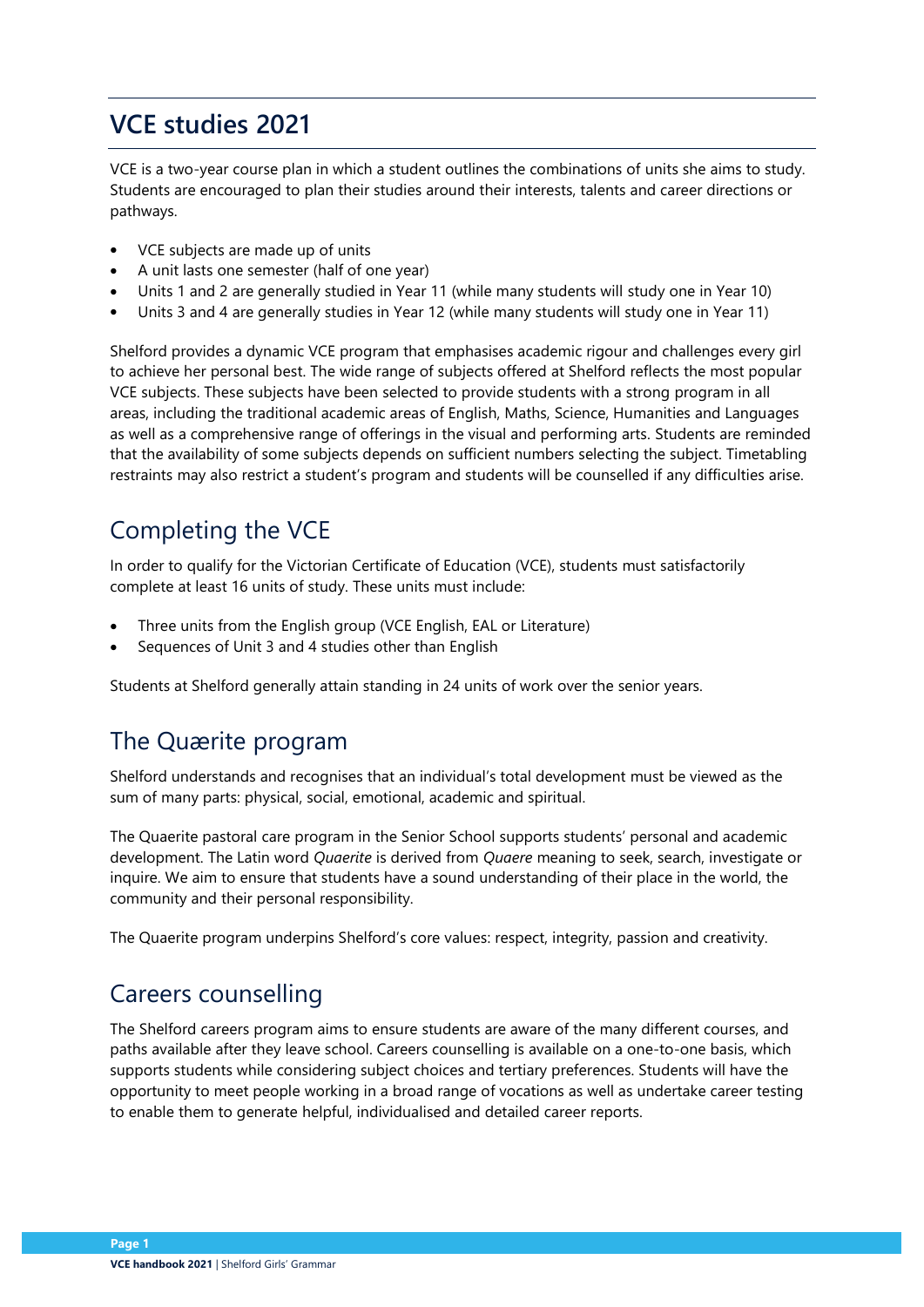# VCE studies 2021

VCE is a two-year course plan in which a student outlines the combinations of units she aims to study. Students are encouraged to plan their studies around their interests, talents and career directions or pathways.

- VCE subjects are made up of units
- A unit lasts one semester (half of one year)
- Units 1 and 2 are generally studied in Year 11 (while many students will study one in Year 10)
- Units 3 and 4 are generally studies in Year 12 (while many students will study one in Year 11)

Shelford provides a dynamic VCE program that emphasises academic rigour and challenges every girl to achieve her personal best. The wide range of subjects offered at Shelford reflects the most popular VCE subjects. These subjects have been selected to provide students with a strong program in all areas, including the traditional academic areas of English, Maths, Science, Humanities and Languages as well as a comprehensive range of offerings in the visual and performing arts. Students are reminded that the availability of some subjects depends on sufficient numbers selecting the subject. Timetabling restraints may also restrict a student's program and students will be counselled if any difficulties arise.

## Completing the VCE

In order to qualify for the Victorian Certificate of Education (VCE), students must satisfactorily complete at least 16 units of study. These units must include:

- Three units from the English group (VCE English, EAL or Literature)
- Sequences of Unit 3 and 4 studies other than English

Students at Shelford generally attain standing in 24 units of work over the senior years.

## The Quærite program

Shelford understands and recognises that an individual's total development must be viewed as the sum of many parts: physical, social, emotional, academic and spiritual.

The Quaerite pastoral care program in the Senior School supports students' personal and academic development. The Latin word *Quaerite* is derived from *Quaere* meaning to seek, search, investigate or inquire. We aim to ensure that students have a sound understanding of their place in the world, the community and their personal responsibility.

The Quaerite program underpins Shelford's core values: respect, integrity, passion and creativity.

## Careers counselling

The Shelford careers program aims to ensure students are aware of the many different courses, and paths available after they leave school. Careers counselling is available on a one-to-one basis, which supports students while considering subject choices and tertiary preferences. Students will have the opportunity to meet people working in a broad range of vocations as well as undertake career testing to enable them to generate helpful, individualised and detailed career reports.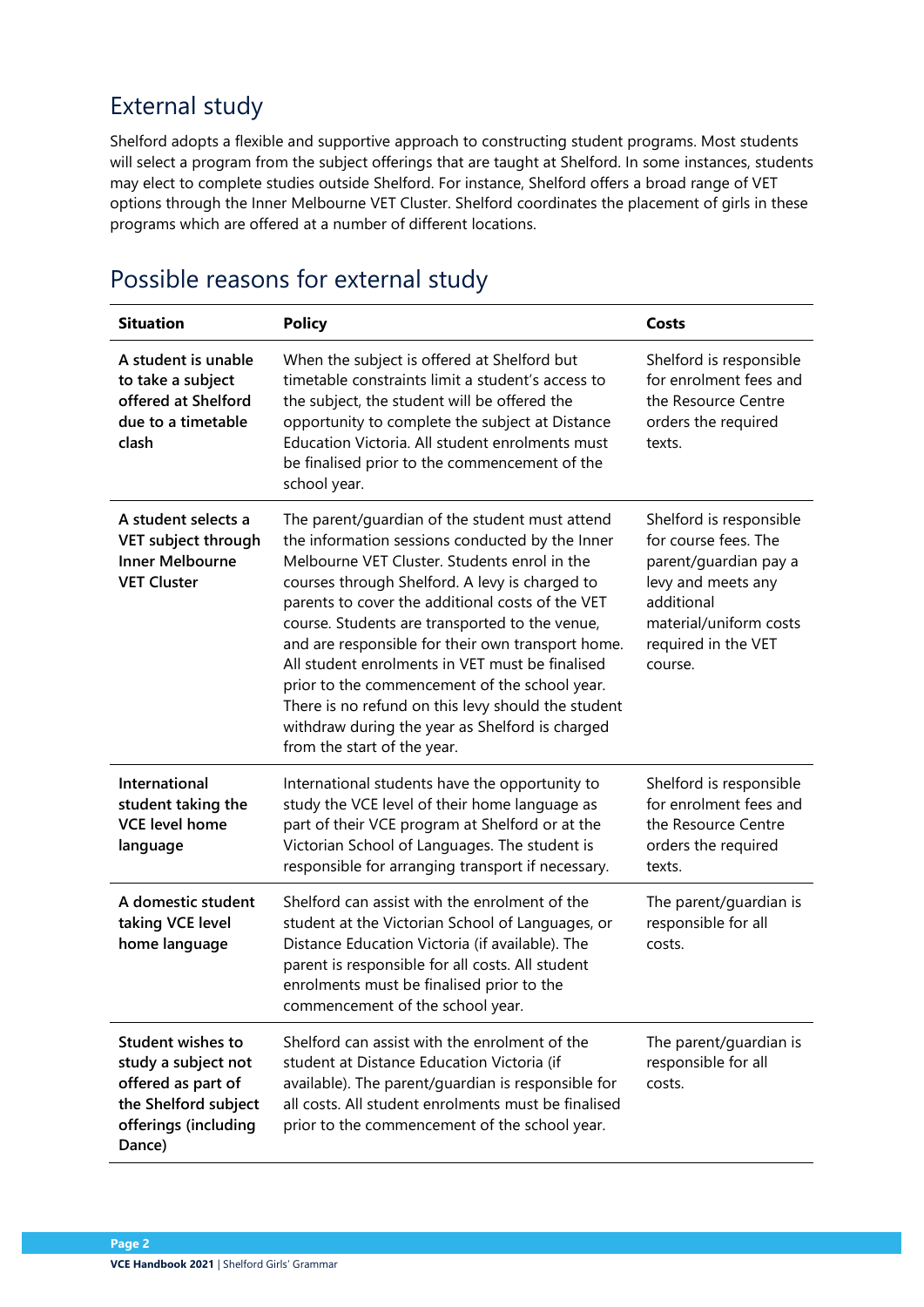## External study

Shelford adopts a flexible and supportive approach to constructing student programs. Most students will select a program from the subject offerings that are taught at Shelford. In some instances, students may elect to complete studies outside Shelford. For instance, Shelford offers a broad range of VET options through the Inner Melbourne VET Cluster. Shelford coordinates the placement of girls in these programs which are offered at a number of different locations.

## Possible reasons for external study

| Situation | Policy | Costs |
|---|---|---|
| **A student is unable to take a subject offered at Shelford due to a timetable clash** | When the subject is offered at Shelford but timetable constraints limit a student's access to the subject, the student will be offered the opportunity to complete the subject at Distance Education Victoria. All student enrolments must be finalised prior to the commencement of the school year. | Shelford is responsible for enrolment fees and the Resource Centre orders the required texts. |
| **A student selects a VET subject through Inner Melbourne VET Cluster** | The parent/guardian of the student must attend the information sessions conducted by the Inner Melbourne VET Cluster. Students enrol in the courses through Shelford. A levy is charged to parents to cover the additional costs of the VET course. Students are transported to the venue, and are responsible for their own transport home. All student enrolments in VET must be finalised prior to the commencement of the school year. There is no refund on this levy should the student withdraw during the year as Shelford is charged from the start of the year. | Shelford is responsible for course fees. The parent/guardian pay a levy and meets any additional material/uniform costs required in the VET course. |
| **International student taking the VCE level home language** | International students have the opportunity to study the VCE level of their home language as part of their VCE program at Shelford or at the Victorian School of Languages. The student is responsible for arranging transport if necessary. | Shelford is responsible for enrolment fees and the Resource Centre orders the required texts. |
| **A domestic student taking VCE level home language** | Shelford can assist with the enrolment of the student at the Victorian School of Languages, or Distance Education Victoria (if available). The parent is responsible for all costs. All student enrolments must be finalised prior to the commencement of the school year. | The parent/guardian is responsible for all costs. |
| **Student wishes to study a subject not offered as part of the Shelford subject offerings (including Dance)** | Shelford can assist with the enrolment of the student at Distance Education Victoria (if available). The parent/guardian is responsible for all costs. All student enrolments must be finalised prior to the commencement of the school year. | The parent/guardian is responsible for all costs. |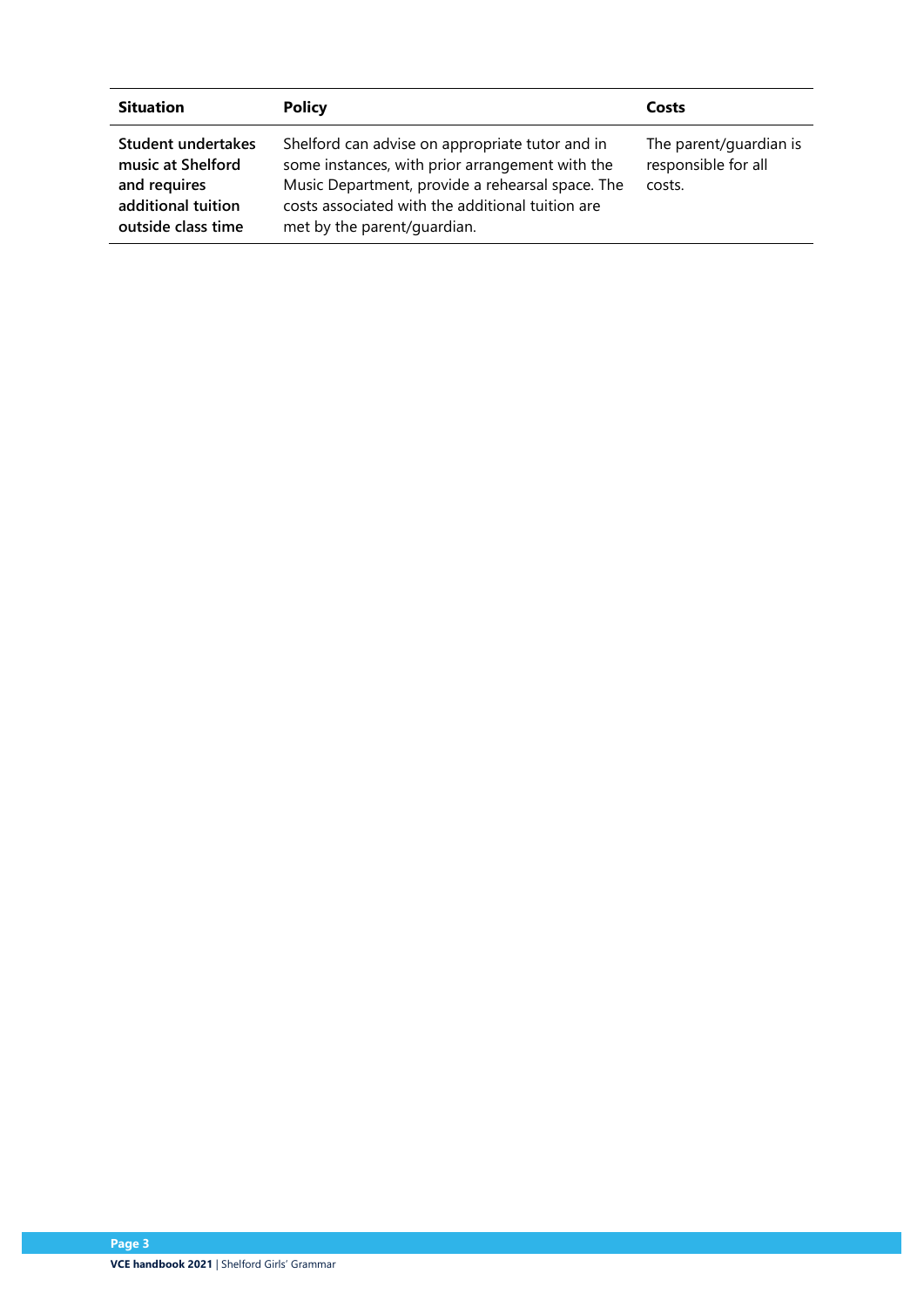| Situation | Policy | Costs |
| --- | --- | --- |
| **Student undertakes music at Shelford and requires additional tuition outside class time** | Shelford can advise on appropriate tutor and in some instances, with prior arrangement with the Music Department, provide a rehearsal space. The costs associated with the additional tuition are met by the parent/guardian. | The parent/guardian is responsible for all costs. |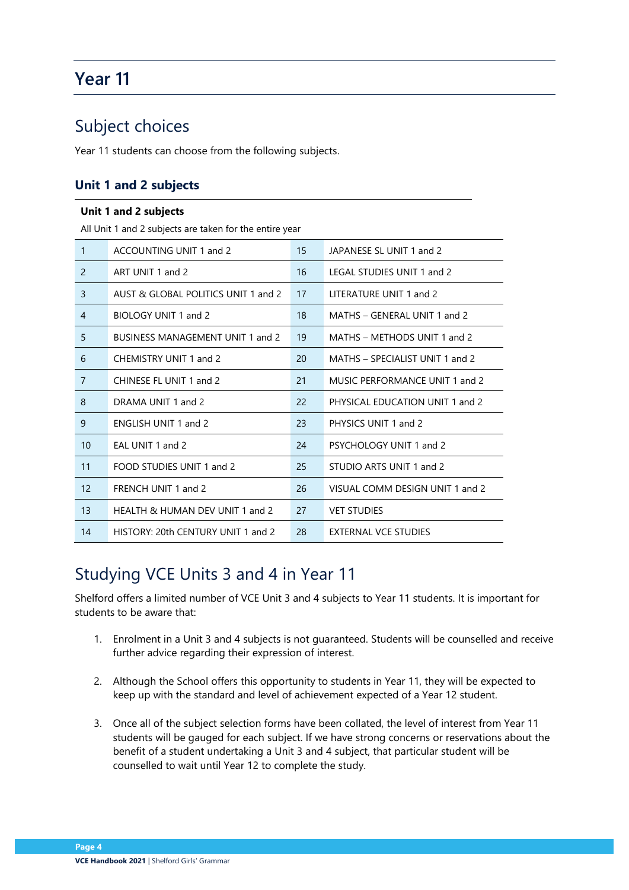# Year 11

## Subject choices

Year 11 students can choose from the following subjects.

### Unit 1 and 2 subjects

**Unit 1 and 2 subjects**

All Unit 1 and 2 subjects are taken for the entire year

| | | | |
|---|---|---|---|
| 1 | ACCOUNTING UNIT 1 and 2 | 15 | JAPANESE SL UNIT 1 and 2 |
| 2 | ART UNIT 1 and 2 | 16 | LEGAL STUDIES UNIT 1 and 2 |
| 3 | AUST & GLOBAL POLITICS UNIT 1 and 2 | 17 | LITERATURE UNIT 1 and 2 |
| 4 | BIOLOGY UNIT 1 and 2 | 18 | MATHS – GENERAL UNIT 1 and 2 |
| 5 | BUSINESS MANAGEMENT UNIT 1 and 2 | 19 | MATHS – METHODS UNIT 1 and 2 |
| 6 | CHEMISTRY UNIT 1 and 2 | 20 | MATHS – SPECIALIST UNIT 1 and 2 |
| 7 | CHINESE FL UNIT 1 and 2 | 21 | MUSIC PERFORMANCE UNIT 1 and 2 |
| 8 | DRAMA UNIT 1 and 2 | 22 | PHYSICAL EDUCATION UNIT 1 and 2 |
| 9 | ENGLISH UNIT 1 and 2 | 23 | PHYSICS UNIT 1 and 2 |
| 10 | EAL UNIT 1 and 2 | 24 | PSYCHOLOGY UNIT 1 and 2 |
| 11 | FOOD STUDIES UNIT 1 and 2 | 25 | STUDIO ARTS UNIT 1 and 2 |
| 12 | FRENCH UNIT 1 and 2 | 26 | VISUAL COMM DESIGN UNIT 1 and 2 |
| 13 | HEALTH & HUMAN DEV UNIT 1 and 2 | 27 | VET STUDIES |
| 14 | HISTORY: 20th CENTURY UNIT 1 and 2 | 28 | EXTERNAL VCE STUDIES |

## Studying VCE Units 3 and 4 in Year 11

Shelford offers a limited number of VCE Unit 3 and 4 subjects to Year 11 students. It is important for students to be aware that:

1. Enrolment in a Unit 3 and 4 subjects is not guaranteed. Students will be counselled and receive further advice regarding their expression of interest.

2. Although the School offers this opportunity to students in Year 11, they will be expected to keep up with the standard and level of achievement expected of a Year 12 student.

3. Once all of the subject selection forms have been collated, the level of interest from Year 11 students will be gauged for each subject. If we have strong concerns or reservations about the benefit of a student undertaking a Unit 3 and 4 subject, that particular student will be counselled to wait until Year 12 to complete the study.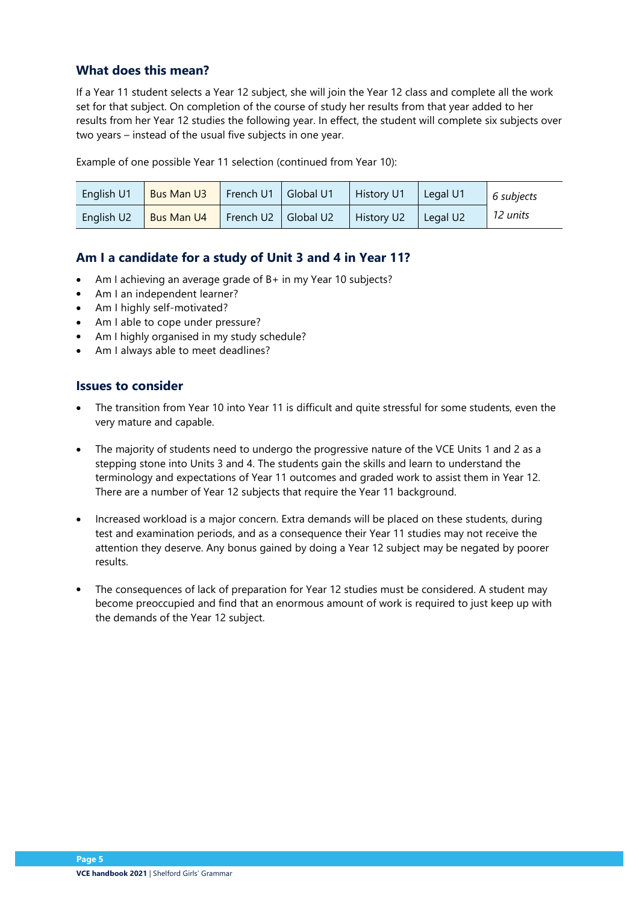### What does this mean?

If a Year 11 student selects a Year 12 subject, she will join the Year 12 class and complete all the work set for that subject. On completion of the course of study her results from that year added to her results from her Year 12 studies the following year. In effect, the student will complete six subjects over two years – instead of the usual five subjects in one year.

Example of one possible Year 11 selection (continued from Year 10):

| English U1 | Bus Man U3 | French U1 | Global U1 | History U1 | Legal U1 | *6 subjects* |
|---|---|---|---|---|---|---|
| English U2 | Bus Man U4 | French U2 | Global U2 | History U2 | Legal U2 | *12 units* |

### Am I a candidate for a study of Unit 3 and 4 in Year 11?

- Am I achieving an average grade of B+ in my Year 10 subjects?
- Am I an independent learner?
- Am I highly self-motivated?
- Am I able to cope under pressure?
- Am I highly organised in my study schedule?
- Am I always able to meet deadlines?

### Issues to consider

- The transition from Year 10 into Year 11 is difficult and quite stressful for some students, even the very mature and capable.
- The majority of students need to undergo the progressive nature of the VCE Units 1 and 2 as a stepping stone into Units 3 and 4. The students gain the skills and learn to understand the terminology and expectations of Year 11 outcomes and graded work to assist them in Year 12. There are a number of Year 12 subjects that require the Year 11 background.
- Increased workload is a major concern. Extra demands will be placed on these students, during test and examination periods, and as a consequence their Year 11 studies may not receive the attention they deserve. Any bonus gained by doing a Year 12 subject may be negated by poorer results.
- The consequences of lack of preparation for Year 12 studies must be considered. A student may become preoccupied and find that an enormous amount of work is required to just keep up with the demands of the Year 12 subject.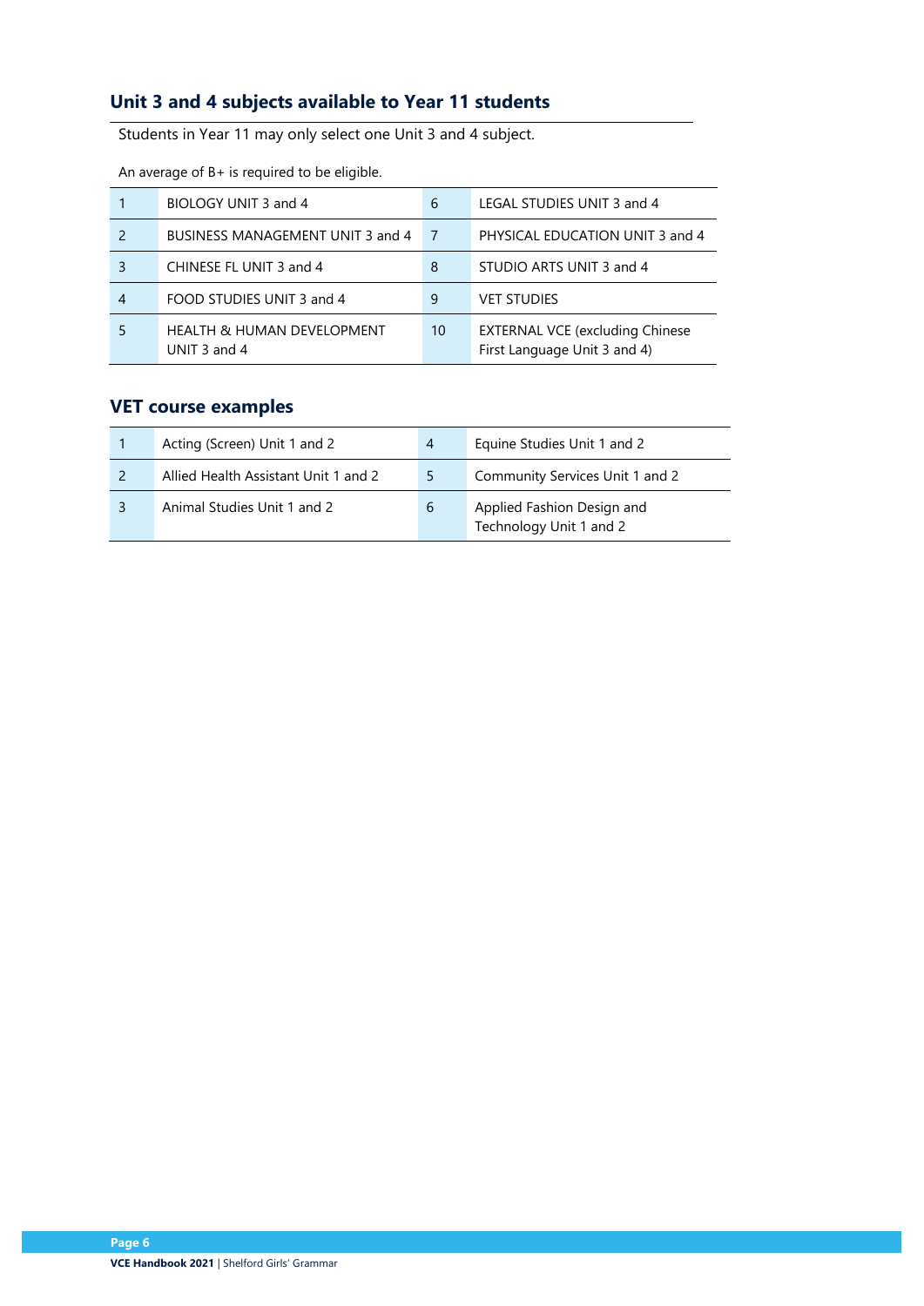## Unit 3 and 4 subjects available to Year 11 students

Students in Year 11 may only select one Unit 3 and 4 subject.

An average of B+ is required to be eligible.

| | | | |
|---|---|---|---|
| 1 | BIOLOGY UNIT 3 and 4 | 6 | LEGAL STUDIES UNIT 3 and 4 |
| 2 | BUSINESS MANAGEMENT UNIT 3 and 4 | 7 | PHYSICAL EDUCATION UNIT 3 and 4 |
| 3 | CHINESE FL UNIT 3 and 4 | 8 | STUDIO ARTS UNIT 3 and 4 |
| 4 | FOOD STUDIES UNIT 3 and 4 | 9 | VET STUDIES |
| 5 | HEALTH & HUMAN DEVELOPMENT UNIT 3 and 4 | 10 | EXTERNAL VCE (excluding Chinese First Language Unit 3 and 4) |

## VET course examples

| | | | |
|---|---|---|---|
| 1 | Acting (Screen) Unit 1 and 2 | 4 | Equine Studies Unit 1 and 2 |
| 2 | Allied Health Assistant Unit 1 and 2 | 5 | Community Services Unit 1 and 2 |
| 3 | Animal Studies Unit 1 and 2 | 6 | Applied Fashion Design and Technology Unit 1 and 2 |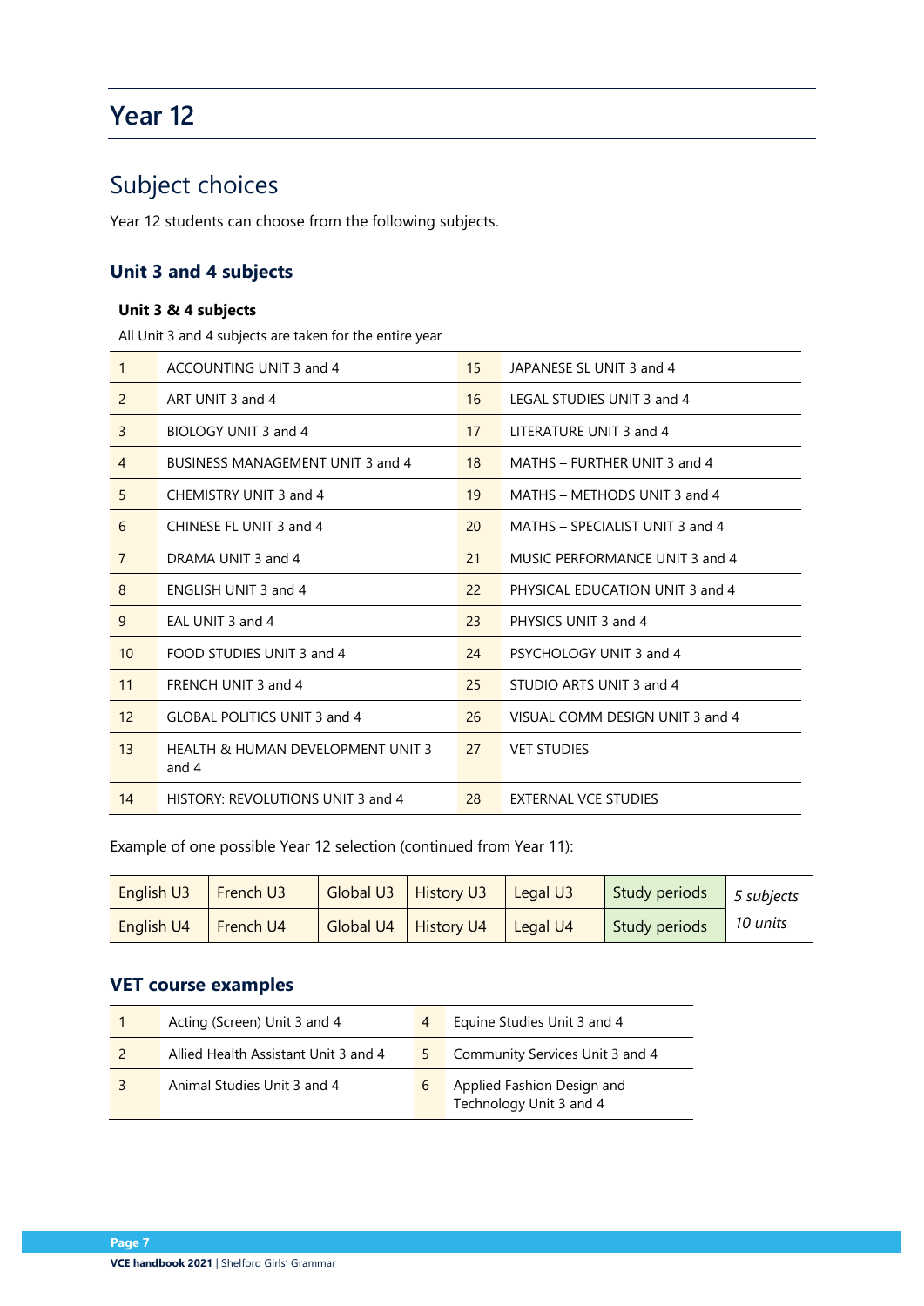# Year 12

## Subject choices

Year 12 students can choose from the following subjects.

### Unit 3 and 4 subjects

**Unit 3 & 4 subjects**

All Unit 3 and 4 subjects are taken for the entire year

| | | | |
|---|---|---|---|
| 1 | ACCOUNTING UNIT 3 and 4 | 15 | JAPANESE SL UNIT 3 and 4 |
| 2 | ART UNIT 3 and 4 | 16 | LEGAL STUDIES UNIT 3 and 4 |
| 3 | BIOLOGY UNIT 3 and 4 | 17 | LITERATURE UNIT 3 and 4 |
| 4 | BUSINESS MANAGEMENT UNIT 3 and 4 | 18 | MATHS – FURTHER UNIT 3 and 4 |
| 5 | CHEMISTRY UNIT 3 and 4 | 19 | MATHS – METHODS UNIT 3 and 4 |
| 6 | CHINESE FL UNIT 3 and 4 | 20 | MATHS – SPECIALIST UNIT 3 and 4 |
| 7 | DRAMA UNIT 3 and 4 | 21 | MUSIC PERFORMANCE UNIT 3 and 4 |
| 8 | ENGLISH UNIT 3 and 4 | 22 | PHYSICAL EDUCATION UNIT 3 and 4 |
| 9 | EAL UNIT 3 and 4 | 23 | PHYSICS UNIT 3 and 4 |
| 10 | FOOD STUDIES UNIT 3 and 4 | 24 | PSYCHOLOGY UNIT 3 and 4 |
| 11 | FRENCH UNIT 3 and 4 | 25 | STUDIO ARTS UNIT 3 and 4 |
| 12 | GLOBAL POLITICS UNIT 3 and 4 | 26 | VISUAL COMM DESIGN UNIT 3 and 4 |
| 13 | HEALTH & HUMAN DEVELOPMENT UNIT 3 and 4 | 27 | VET STUDIES |
| 14 | HISTORY: REVOLUTIONS UNIT 3 and 4 | 28 | EXTERNAL VCE STUDIES |

Example of one possible Year 12 selection (continued from Year 11):

| | | | | | | |
|---|---|---|---|---|---|---|
| English U3 | French U3 | Global U3 | History U3 | Legal U3 | Study periods | *5 subjects* |
| English U4 | French U4 | Global U4 | History U4 | Legal U4 | Study periods | *10 units* |

### VET course examples

| | | | |
|---|---|---|---|
| 1 | Acting (Screen) Unit 3 and 4 | 4 | Equine Studies Unit 3 and 4 |
| 2 | Allied Health Assistant Unit 3 and 4 | 5 | Community Services Unit 3 and 4 |
| 3 | Animal Studies Unit 3 and 4 | 6 | Applied Fashion Design and Technology Unit 3 and 4 |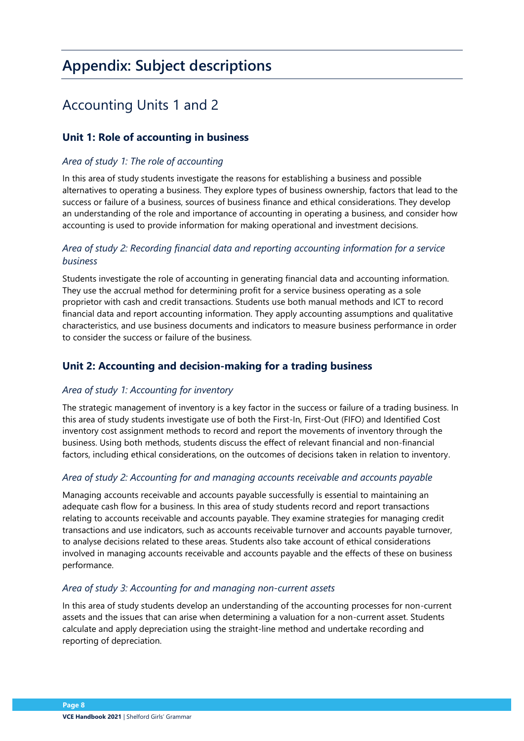# Appendix: Subject descriptions

## Accounting Units 1 and 2

### Unit 1: Role of accounting in business

*Area of study 1: The role of accounting*

In this area of study students investigate the reasons for establishing a business and possible alternatives to operating a business. They explore types of business ownership, factors that lead to the success or failure of a business, sources of business finance and ethical considerations. They develop an understanding of the role and importance of accounting in operating a business, and consider how accounting is used to provide information for making operational and investment decisions.

*Area of study 2: Recording financial data and reporting accounting information for a service business*

Students investigate the role of accounting in generating financial data and accounting information. They use the accrual method for determining profit for a service business operating as a sole proprietor with cash and credit transactions. Students use both manual methods and ICT to record financial data and report accounting information. They apply accounting assumptions and qualitative characteristics, and use business documents and indicators to measure business performance in order to consider the success or failure of the business.

### Unit 2: Accounting and decision-making for a trading business

*Area of study 1: Accounting for inventory*

The strategic management of inventory is a key factor in the success or failure of a trading business. In this area of study students investigate use of both the First-In, First-Out (FIFO) and Identified Cost inventory cost assignment methods to record and report the movements of inventory through the business. Using both methods, students discuss the effect of relevant financial and non-financial factors, including ethical considerations, on the outcomes of decisions taken in relation to inventory.

*Area of study 2: Accounting for and managing accounts receivable and accounts payable*

Managing accounts receivable and accounts payable successfully is essential to maintaining an adequate cash flow for a business. In this area of study students record and report transactions relating to accounts receivable and accounts payable. They examine strategies for managing credit transactions and use indicators, such as accounts receivable turnover and accounts payable turnover, to analyse decisions related to these areas. Students also take account of ethical considerations involved in managing accounts receivable and accounts payable and the effects of these on business performance.

*Area of study 3: Accounting for and managing non-current assets*

In this area of study students develop an understanding of the accounting processes for non-current assets and the issues that can arise when determining a valuation for a non-current asset. Students calculate and apply depreciation using the straight-line method and undertake recording and reporting of depreciation.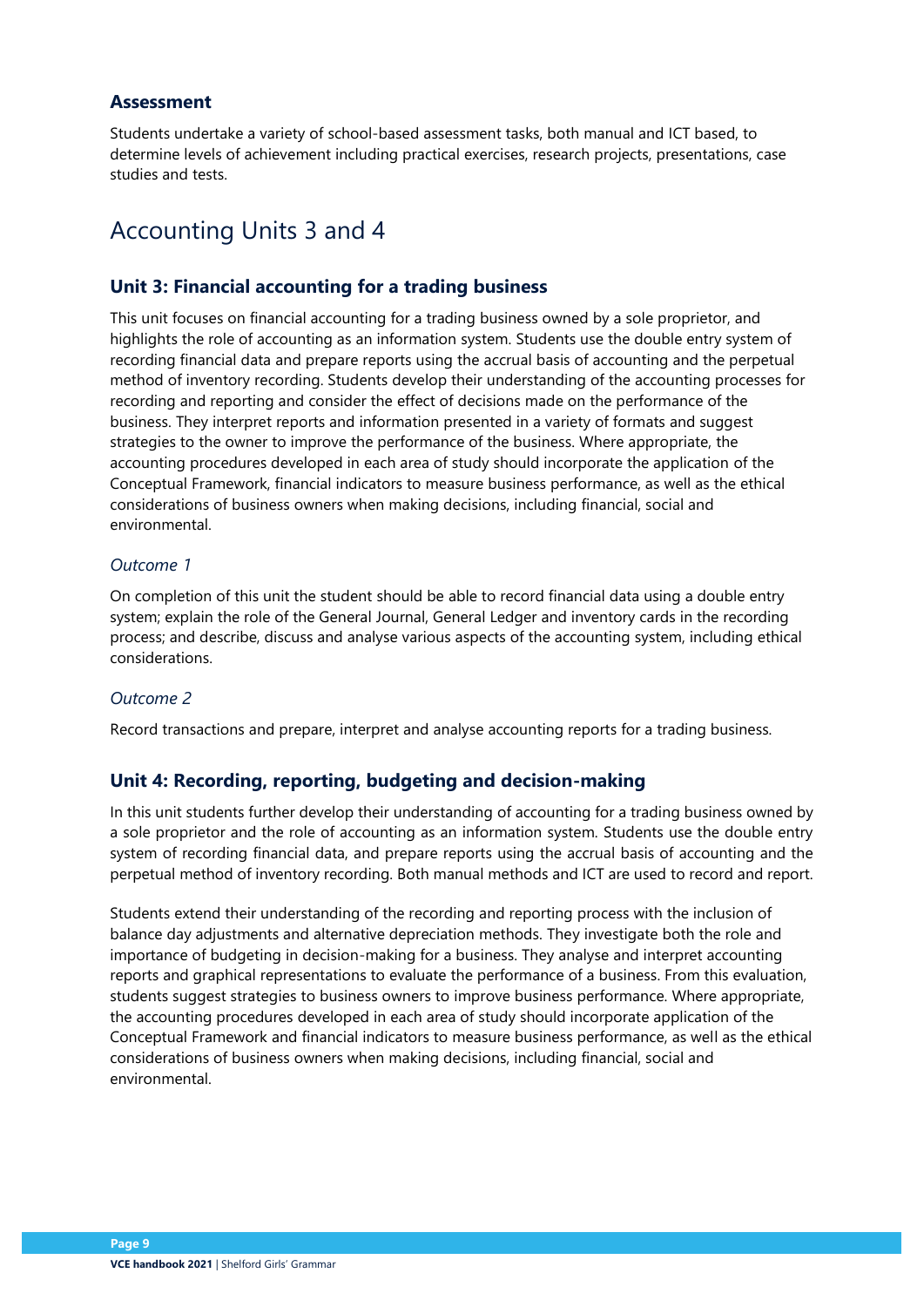### Assessment

Students undertake a variety of school-based assessment tasks, both manual and ICT based, to determine levels of achievement including practical exercises, research projects, presentations, case studies and tests.

## Accounting Units 3 and 4

### Unit 3: Financial accounting for a trading business

This unit focuses on financial accounting for a trading business owned by a sole proprietor, and highlights the role of accounting as an information system. Students use the double entry system of recording financial data and prepare reports using the accrual basis of accounting and the perpetual method of inventory recording. Students develop their understanding of the accounting processes for recording and reporting and consider the effect of decisions made on the performance of the business. They interpret reports and information presented in a variety of formats and suggest strategies to the owner to improve the performance of the business. Where appropriate, the accounting procedures developed in each area of study should incorporate the application of the Conceptual Framework, financial indicators to measure business performance, as well as the ethical considerations of business owners when making decisions, including financial, social and environmental.

*Outcome 1*

On completion of this unit the student should be able to record financial data using a double entry system; explain the role of the General Journal, General Ledger and inventory cards in the recording process; and describe, discuss and analyse various aspects of the accounting system, including ethical considerations.

*Outcome 2*

Record transactions and prepare, interpret and analyse accounting reports for a trading business.

### Unit 4: Recording, reporting, budgeting and decision-making

In this unit students further develop their understanding of accounting for a trading business owned by a sole proprietor and the role of accounting as an information system. Students use the double entry system of recording financial data, and prepare reports using the accrual basis of accounting and the perpetual method of inventory recording. Both manual methods and ICT are used to record and report.

Students extend their understanding of the recording and reporting process with the inclusion of balance day adjustments and alternative depreciation methods. They investigate both the role and importance of budgeting in decision-making for a business. They analyse and interpret accounting reports and graphical representations to evaluate the performance of a business. From this evaluation, students suggest strategies to business owners to improve business performance. Where appropriate, the accounting procedures developed in each area of study should incorporate application of the Conceptual Framework and financial indicators to measure business performance, as well as the ethical considerations of business owners when making decisions, including financial, social and environmental.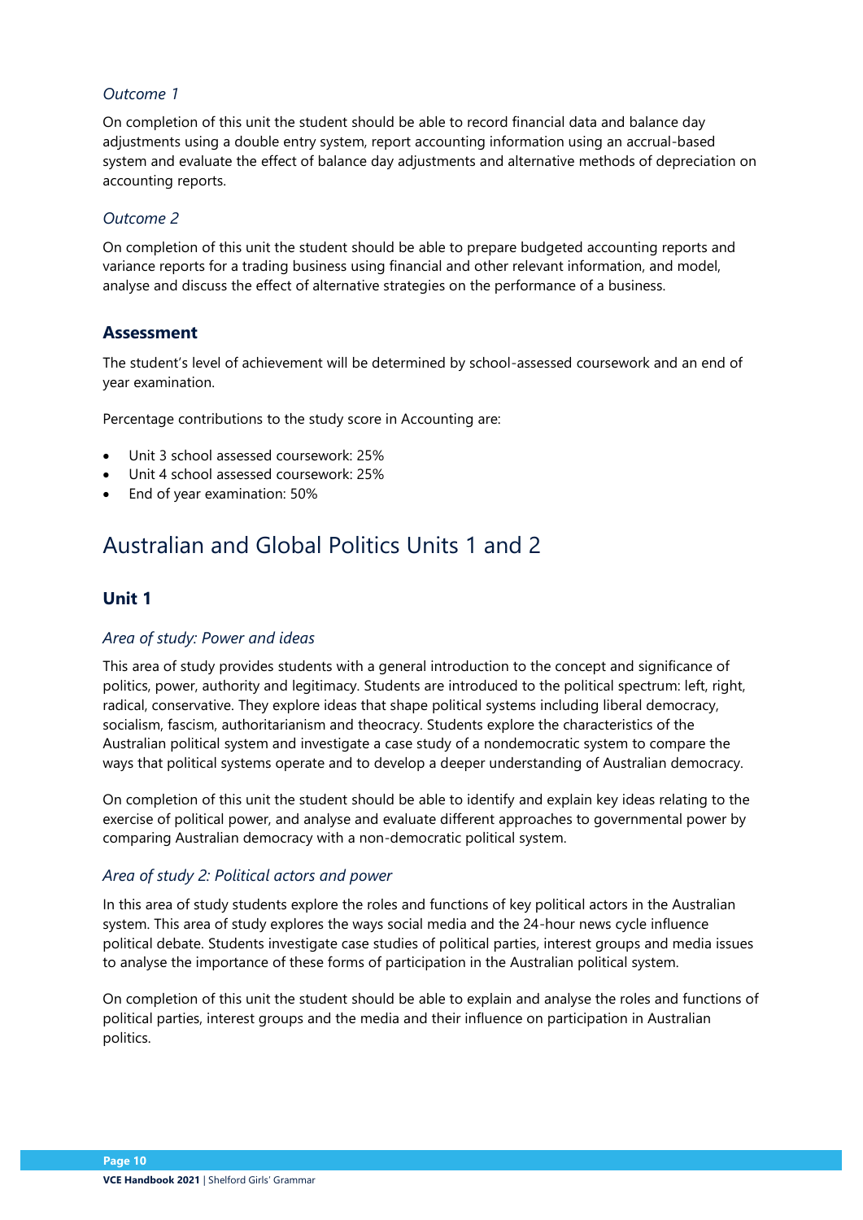*Outcome 1*

On completion of this unit the student should be able to record financial data and balance day adjustments using a double entry system, report accounting information using an accrual-based system and evaluate the effect of balance day adjustments and alternative methods of depreciation on accounting reports.

*Outcome 2*

On completion of this unit the student should be able to prepare budgeted accounting reports and variance reports for a trading business using financial and other relevant information, and model, analyse and discuss the effect of alternative strategies on the performance of a business.

### Assessment

The student's level of achievement will be determined by school-assessed coursework and an end of year examination.

Percentage contributions to the study score in Accounting are:

- Unit 3 school assessed coursework: 25%
- Unit 4 school assessed coursework: 25%
- End of year examination: 50%

## Australian and Global Politics Units 1 and 2

### Unit 1

*Area of study: Power and ideas*

This area of study provides students with a general introduction to the concept and significance of politics, power, authority and legitimacy. Students are introduced to the political spectrum: left, right, radical, conservative. They explore ideas that shape political systems including liberal democracy, socialism, fascism, authoritarianism and theocracy. Students explore the characteristics of the Australian political system and investigate a case study of a nondemocratic system to compare the ways that political systems operate and to develop a deeper understanding of Australian democracy.

On completion of this unit the student should be able to identify and explain key ideas relating to the exercise of political power, and analyse and evaluate different approaches to governmental power by comparing Australian democracy with a non-democratic political system.

*Area of study 2: Political actors and power*

In this area of study students explore the roles and functions of key political actors in the Australian system. This area of study explores the ways social media and the 24-hour news cycle influence political debate. Students investigate case studies of political parties, interest groups and media issues to analyse the importance of these forms of participation in the Australian political system.

On completion of this unit the student should be able to explain and analyse the roles and functions of political parties, interest groups and the media and their influence on participation in Australian politics.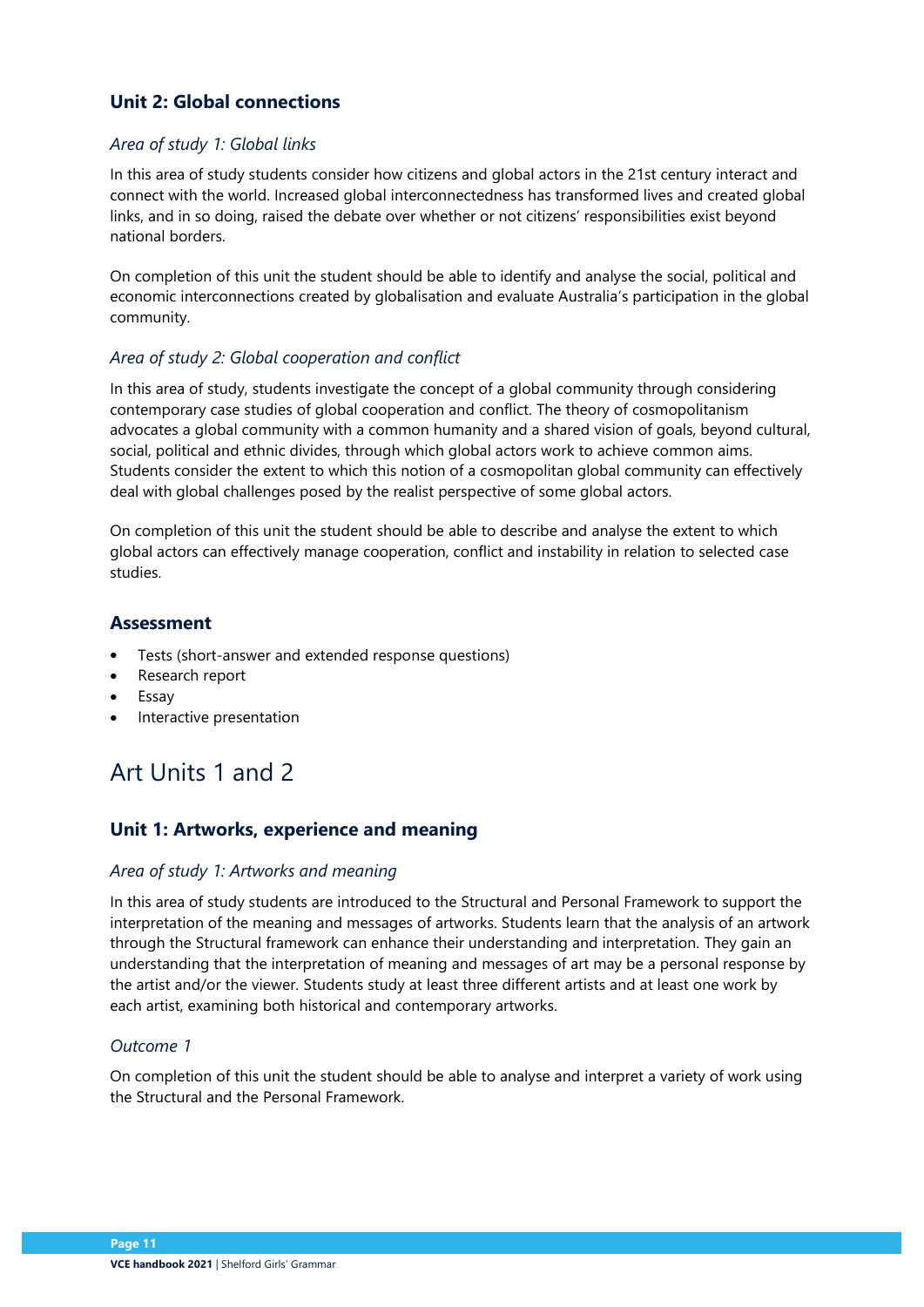### Unit 2: Global connections

*Area of study 1: Global links*

In this area of study students consider how citizens and global actors in the 21st century interact and connect with the world. Increased global interconnectedness has transformed lives and created global links, and in so doing, raised the debate over whether or not citizens' responsibilities exist beyond national borders.

On completion of this unit the student should be able to identify and analyse the social, political and economic interconnections created by globalisation and evaluate Australia's participation in the global community.

*Area of study 2: Global cooperation and conflict*

In this area of study, students investigate the concept of a global community through considering contemporary case studies of global cooperation and conflict. The theory of cosmopolitanism advocates a global community with a common humanity and a shared vision of goals, beyond cultural, social, political and ethnic divides, through which global actors work to achieve common aims. Students consider the extent to which this notion of a cosmopolitan global community can effectively deal with global challenges posed by the realist perspective of some global actors.

On completion of this unit the student should be able to describe and analyse the extent to which global actors can effectively manage cooperation, conflict and instability in relation to selected case studies.

### Assessment

- Tests (short-answer and extended response questions)
- Research report
- Essay
- Interactive presentation

## Art Units 1 and 2

### Unit 1: Artworks, experience and meaning

*Area of study 1: Artworks and meaning*

In this area of study students are introduced to the Structural and Personal Framework to support the interpretation of the meaning and messages of artworks. Students learn that the analysis of an artwork through the Structural framework can enhance their understanding and interpretation. They gain an understanding that the interpretation of meaning and messages of art may be a personal response by the artist and/or the viewer. Students study at least three different artists and at least one work by each artist, examining both historical and contemporary artworks.

*Outcome 1*

On completion of this unit the student should be able to analyse and interpret a variety of work using the Structural and the Personal Framework.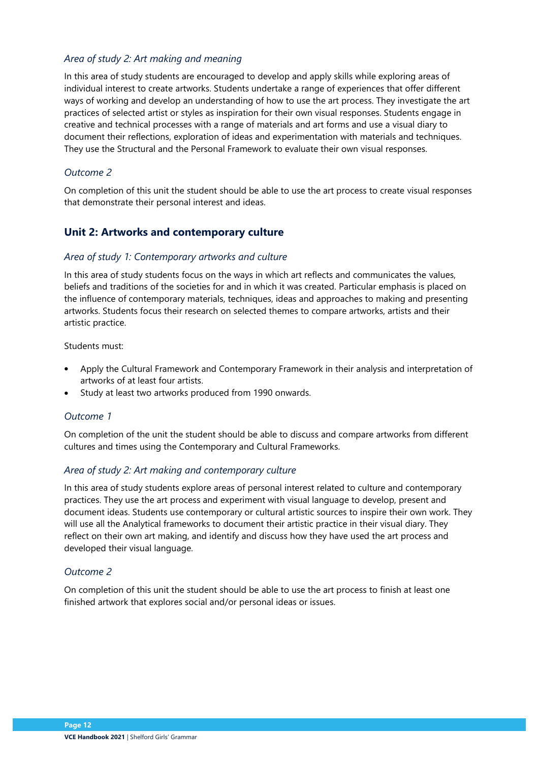### *Area of study 2: Art making and meaning*

In this area of study students are encouraged to develop and apply skills while exploring areas of individual interest to create artworks. Students undertake a range of experiences that offer different ways of working and develop an understanding of how to use the art process. They investigate the art practices of selected artist or styles as inspiration for their own visual responses. Students engage in creative and technical processes with a range of materials and art forms and use a visual diary to document their reflections, exploration of ideas and experimentation with materials and techniques. They use the Structural and the Personal Framework to evaluate their own visual responses.

### *Outcome 2*

On completion of this unit the student should be able to use the art process to create visual responses that demonstrate their personal interest and ideas.

## Unit 2: Artworks and contemporary culture

### *Area of study 1: Contemporary artworks and culture*

In this area of study students focus on the ways in which art reflects and communicates the values, beliefs and traditions of the societies for and in which it was created. Particular emphasis is placed on the influence of contemporary materials, techniques, ideas and approaches to making and presenting artworks. Students focus their research on selected themes to compare artworks, artists and their artistic practice.

Students must:

- Apply the Cultural Framework and Contemporary Framework in their analysis and interpretation of artworks of at least four artists.
- Study at least two artworks produced from 1990 onwards.

### *Outcome 1*

On completion of the unit the student should be able to discuss and compare artworks from different cultures and times using the Contemporary and Cultural Frameworks.

### *Area of study 2: Art making and contemporary culture*

In this area of study students explore areas of personal interest related to culture and contemporary practices. They use the art process and experiment with visual language to develop, present and document ideas. Students use contemporary or cultural artistic sources to inspire their own work. They will use all the Analytical frameworks to document their artistic practice in their visual diary. They reflect on their own art making, and identify and discuss how they have used the art process and developed their visual language.

### *Outcome 2*

On completion of this unit the student should be able to use the art process to finish at least one finished artwork that explores social and/or personal ideas or issues.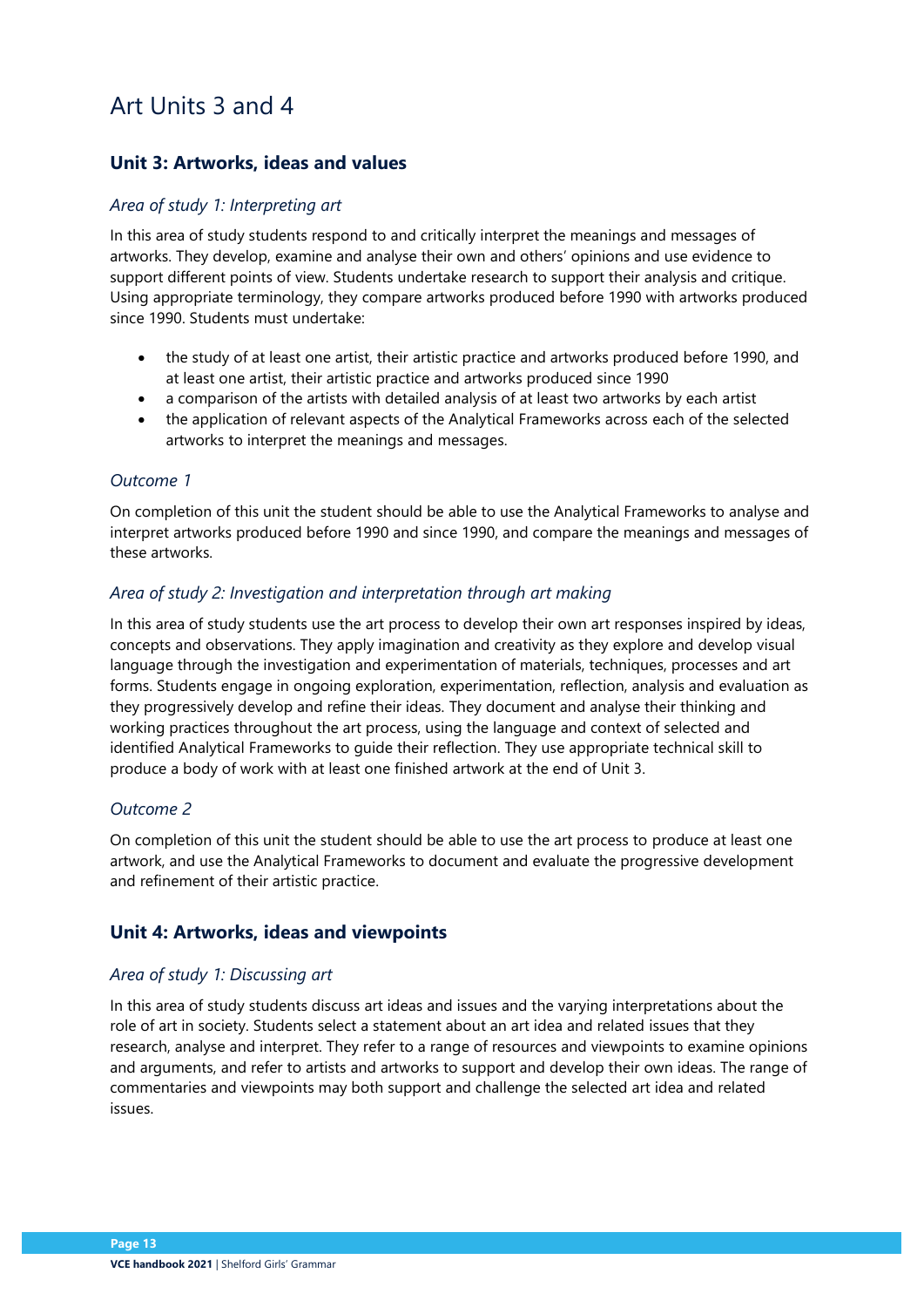# Art Units 3 and 4

## Unit 3: Artworks, ideas and values

### *Area of study 1: Interpreting art*

In this area of study students respond to and critically interpret the meanings and messages of artworks. They develop, examine and analyse their own and others' opinions and use evidence to support different points of view. Students undertake research to support their analysis and critique. Using appropriate terminology, they compare artworks produced before 1990 with artworks produced since 1990. Students must undertake:

- the study of at least one artist, their artistic practice and artworks produced before 1990, and at least one artist, their artistic practice and artworks produced since 1990
- a comparison of the artists with detailed analysis of at least two artworks by each artist
- the application of relevant aspects of the Analytical Frameworks across each of the selected artworks to interpret the meanings and messages.

### *Outcome 1*

On completion of this unit the student should be able to use the Analytical Frameworks to analyse and interpret artworks produced before 1990 and since 1990, and compare the meanings and messages of these artworks.

### *Area of study 2: Investigation and interpretation through art making*

In this area of study students use the art process to develop their own art responses inspired by ideas, concepts and observations. They apply imagination and creativity as they explore and develop visual language through the investigation and experimentation of materials, techniques, processes and art forms. Students engage in ongoing exploration, experimentation, reflection, analysis and evaluation as they progressively develop and refine their ideas. They document and analyse their thinking and working practices throughout the art process, using the language and context of selected and identified Analytical Frameworks to guide their reflection. They use appropriate technical skill to produce a body of work with at least one finished artwork at the end of Unit 3.

### *Outcome 2*

On completion of this unit the student should be able to use the art process to produce at least one artwork, and use the Analytical Frameworks to document and evaluate the progressive development and refinement of their artistic practice.

## Unit 4: Artworks, ideas and viewpoints

### *Area of study 1: Discussing art*

In this area of study students discuss art ideas and issues and the varying interpretations about the role of art in society. Students select a statement about an art idea and related issues that they research, analyse and interpret. They refer to a range of resources and viewpoints to examine opinions and arguments, and refer to artists and artworks to support and develop their own ideas. The range of commentaries and viewpoints may both support and challenge the selected art idea and related issues.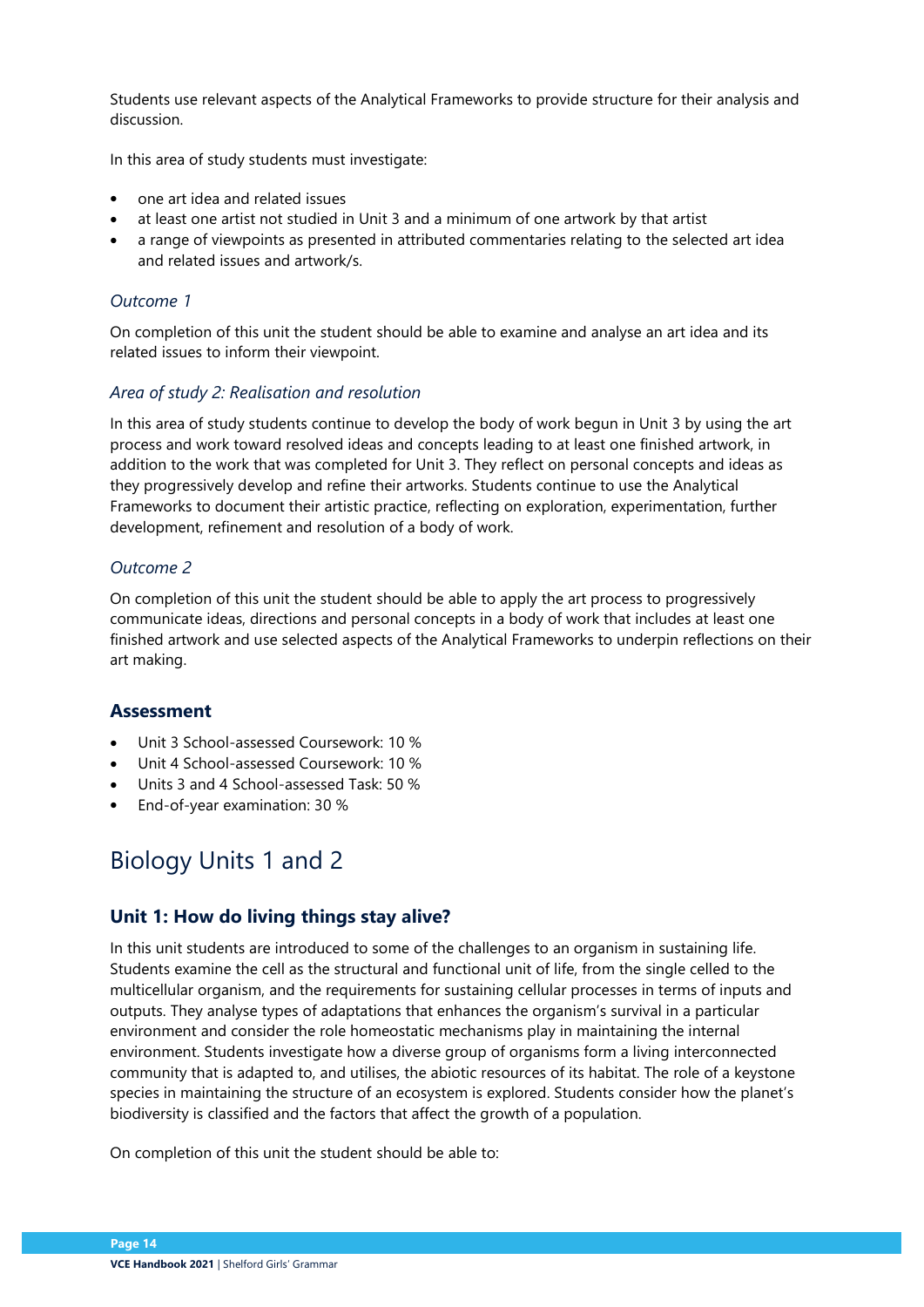Students use relevant aspects of the Analytical Frameworks to provide structure for their analysis and discussion.

In this area of study students must investigate:

- one art idea and related issues
- at least one artist not studied in Unit 3 and a minimum of one artwork by that artist
- a range of viewpoints as presented in attributed commentaries relating to the selected art idea and related issues and artwork/s.

*Outcome 1*

On completion of this unit the student should be able to examine and analyse an art idea and its related issues to inform their viewpoint.

*Area of study 2: Realisation and resolution*

In this area of study students continue to develop the body of work begun in Unit 3 by using the art process and work toward resolved ideas and concepts leading to at least one finished artwork, in addition to the work that was completed for Unit 3. They reflect on personal concepts and ideas as they progressively develop and refine their artworks. Students continue to use the Analytical Frameworks to document their artistic practice, reflecting on exploration, experimentation, further development, refinement and resolution of a body of work.

*Outcome 2*

On completion of this unit the student should be able to apply the art process to progressively communicate ideas, directions and personal concepts in a body of work that includes at least one finished artwork and use selected aspects of the Analytical Frameworks to underpin reflections on their art making.

### Assessment

- Unit 3 School-assessed Coursework: 10 %
- Unit 4 School-assessed Coursework: 10 %
- Units 3 and 4 School-assessed Task: 50 %
- End-of-year examination: 30 %

## Biology Units 1 and 2

### Unit 1: How do living things stay alive?

In this unit students are introduced to some of the challenges to an organism in sustaining life. Students examine the cell as the structural and functional unit of life, from the single celled to the multicellular organism, and the requirements for sustaining cellular processes in terms of inputs and outputs. They analyse types of adaptations that enhances the organism's survival in a particular environment and consider the role homeostatic mechanisms play in maintaining the internal environment. Students investigate how a diverse group of organisms form a living interconnected community that is adapted to, and utilises, the abiotic resources of its habitat. The role of a keystone species in maintaining the structure of an ecosystem is explored. Students consider how the planet's biodiversity is classified and the factors that affect the growth of a population.

On completion of this unit the student should be able to: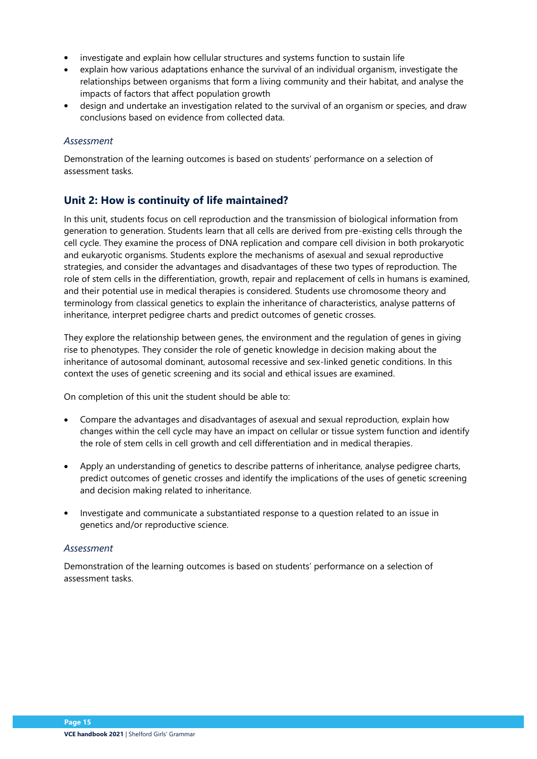- investigate and explain how cellular structures and systems function to sustain life
- explain how various adaptations enhance the survival of an individual organism, investigate the relationships between organisms that form a living community and their habitat, and analyse the impacts of factors that affect population growth
- design and undertake an investigation related to the survival of an organism or species, and draw conclusions based on evidence from collected data.

### *Assessment*

Demonstration of the learning outcomes is based on students' performance on a selection of assessment tasks.

## Unit 2: How is continuity of life maintained?

In this unit, students focus on cell reproduction and the transmission of biological information from generation to generation. Students learn that all cells are derived from pre-existing cells through the cell cycle. They examine the process of DNA replication and compare cell division in both prokaryotic and eukaryotic organisms. Students explore the mechanisms of asexual and sexual reproductive strategies, and consider the advantages and disadvantages of these two types of reproduction. The role of stem cells in the differentiation, growth, repair and replacement of cells in humans is examined, and their potential use in medical therapies is considered. Students use chromosome theory and terminology from classical genetics to explain the inheritance of characteristics, analyse patterns of inheritance, interpret pedigree charts and predict outcomes of genetic crosses.

They explore the relationship between genes, the environment and the regulation of genes in giving rise to phenotypes. They consider the role of genetic knowledge in decision making about the inheritance of autosomal dominant, autosomal recessive and sex-linked genetic conditions. In this context the uses of genetic screening and its social and ethical issues are examined.

On completion of this unit the student should be able to:

- Compare the advantages and disadvantages of asexual and sexual reproduction, explain how changes within the cell cycle may have an impact on cellular or tissue system function and identify the role of stem cells in cell growth and cell differentiation and in medical therapies.

- Apply an understanding of genetics to describe patterns of inheritance, analyse pedigree charts, predict outcomes of genetic crosses and identify the implications of the uses of genetic screening and decision making related to inheritance.

- Investigate and communicate a substantiated response to a question related to an issue in genetics and/or reproductive science.

### *Assessment*

Demonstration of the learning outcomes is based on students' performance on a selection of assessment tasks.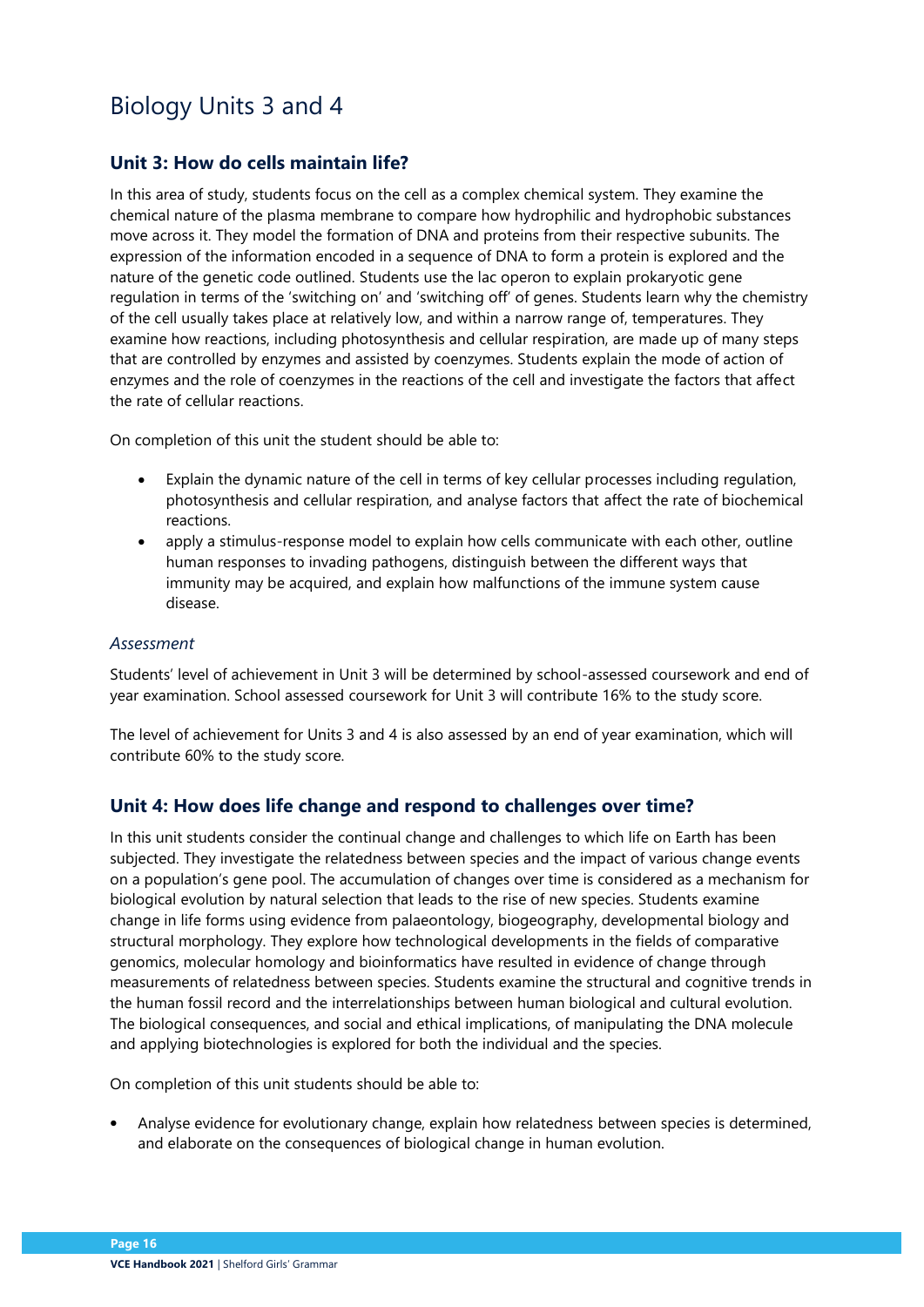# Biology Units 3 and 4

## Unit 3: How do cells maintain life?

In this area of study, students focus on the cell as a complex chemical system. They examine the chemical nature of the plasma membrane to compare how hydrophilic and hydrophobic substances move across it. They model the formation of DNA and proteins from their respective subunits. The expression of the information encoded in a sequence of DNA to form a protein is explored and the nature of the genetic code outlined. Students use the lac operon to explain prokaryotic gene regulation in terms of the 'switching on' and 'switching off' of genes. Students learn why the chemistry of the cell usually takes place at relatively low, and within a narrow range of, temperatures. They examine how reactions, including photosynthesis and cellular respiration, are made up of many steps that are controlled by enzymes and assisted by coenzymes. Students explain the mode of action of enzymes and the role of coenzymes in the reactions of the cell and investigate the factors that affect the rate of cellular reactions.

On completion of this unit the student should be able to:

- Explain the dynamic nature of the cell in terms of key cellular processes including regulation, photosynthesis and cellular respiration, and analyse factors that affect the rate of biochemical reactions.
- apply a stimulus-response model to explain how cells communicate with each other, outline human responses to invading pathogens, distinguish between the different ways that immunity may be acquired, and explain how malfunctions of the immune system cause disease.

### *Assessment*

Students' level of achievement in Unit 3 will be determined by school-assessed coursework and end of year examination. School assessed coursework for Unit 3 will contribute 16% to the study score.

The level of achievement for Units 3 and 4 is also assessed by an end of year examination, which will contribute 60% to the study score.

## Unit 4: How does life change and respond to challenges over time?

In this unit students consider the continual change and challenges to which life on Earth has been subjected. They investigate the relatedness between species and the impact of various change events on a population's gene pool. The accumulation of changes over time is considered as a mechanism for biological evolution by natural selection that leads to the rise of new species. Students examine change in life forms using evidence from palaeontology, biogeography, developmental biology and structural morphology. They explore how technological developments in the fields of comparative genomics, molecular homology and bioinformatics have resulted in evidence of change through measurements of relatedness between species. Students examine the structural and cognitive trends in the human fossil record and the interrelationships between human biological and cultural evolution. The biological consequences, and social and ethical implications, of manipulating the DNA molecule and applying biotechnologies is explored for both the individual and the species.

On completion of this unit students should be able to:

- Analyse evidence for evolutionary change, explain how relatedness between species is determined, and elaborate on the consequences of biological change in human evolution.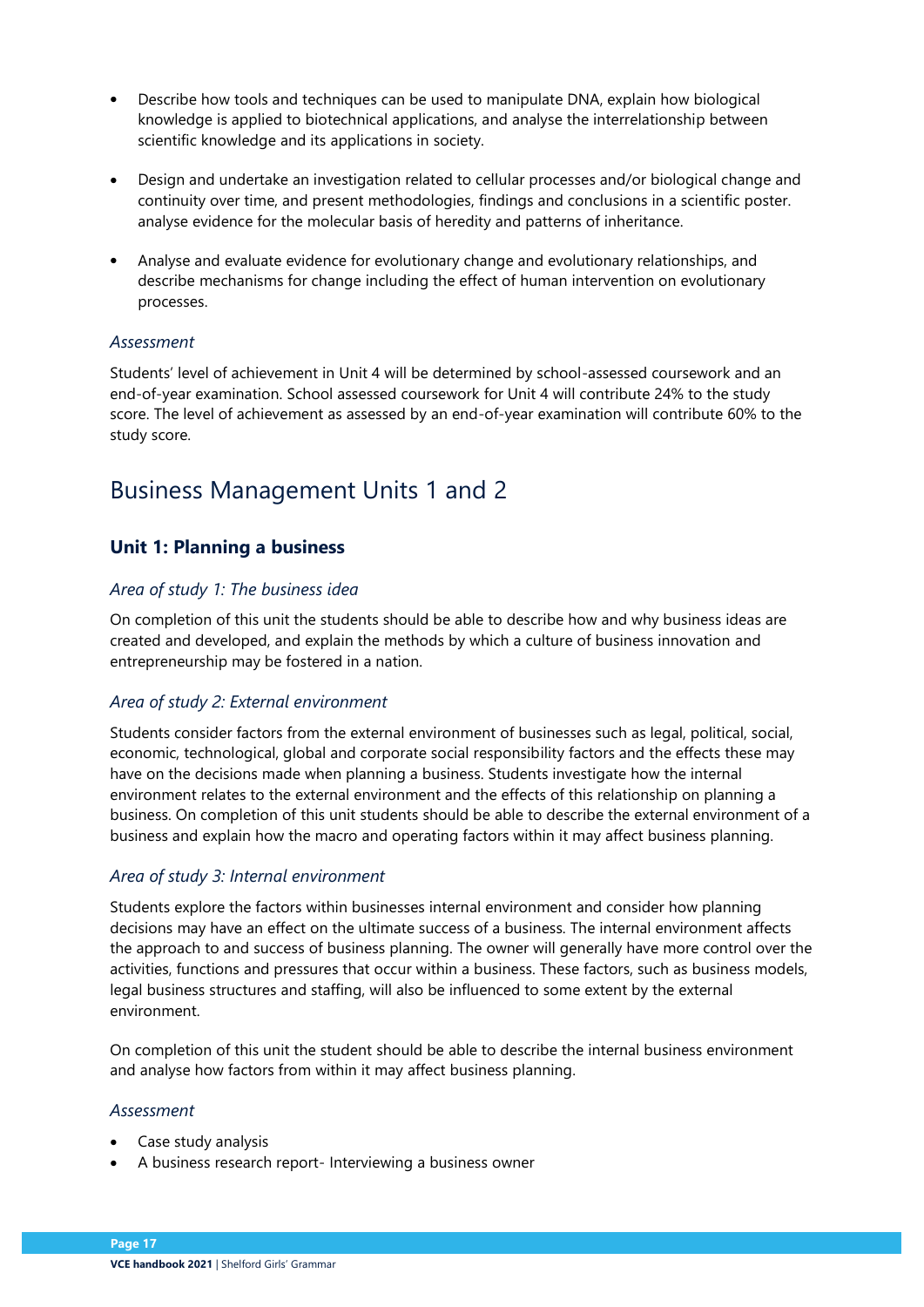- Describe how tools and techniques can be used to manipulate DNA, explain how biological knowledge is applied to biotechnical applications, and analyse the interrelationship between scientific knowledge and its applications in society.
- Design and undertake an investigation related to cellular processes and/or biological change and continuity over time, and present methodologies, findings and conclusions in a scientific poster. analyse evidence for the molecular basis of heredity and patterns of inheritance.
- Analyse and evaluate evidence for evolutionary change and evolutionary relationships, and describe mechanisms for change including the effect of human intervention on evolutionary processes.

*Assessment*

Students' level of achievement in Unit 4 will be determined by school-assessed coursework and an end-of-year examination. School assessed coursework for Unit 4 will contribute 24% to the study score. The level of achievement as assessed by an end-of-year examination will contribute 60% to the study score.

## Business Management Units 1 and 2

### Unit 1: Planning a business

*Area of study 1: The business idea*

On completion of this unit the students should be able to describe how and why business ideas are created and developed, and explain the methods by which a culture of business innovation and entrepreneurship may be fostered in a nation.

*Area of study 2: External environment*

Students consider factors from the external environment of businesses such as legal, political, social, economic, technological, global and corporate social responsibility factors and the effects these may have on the decisions made when planning a business. Students investigate how the internal environment relates to the external environment and the effects of this relationship on planning a business. On completion of this unit students should be able to describe the external environment of a business and explain how the macro and operating factors within it may affect business planning.

*Area of study 3: Internal environment*

Students explore the factors within businesses internal environment and consider how planning decisions may have an effect on the ultimate success of a business. The internal environment affects the approach to and success of business planning. The owner will generally have more control over the activities, functions and pressures that occur within a business. These factors, such as business models, legal business structures and staffing, will also be influenced to some extent by the external environment.

On completion of this unit the student should be able to describe the internal business environment and analyse how factors from within it may affect business planning.

*Assessment*

- Case study analysis
- A business research report- Interviewing a business owner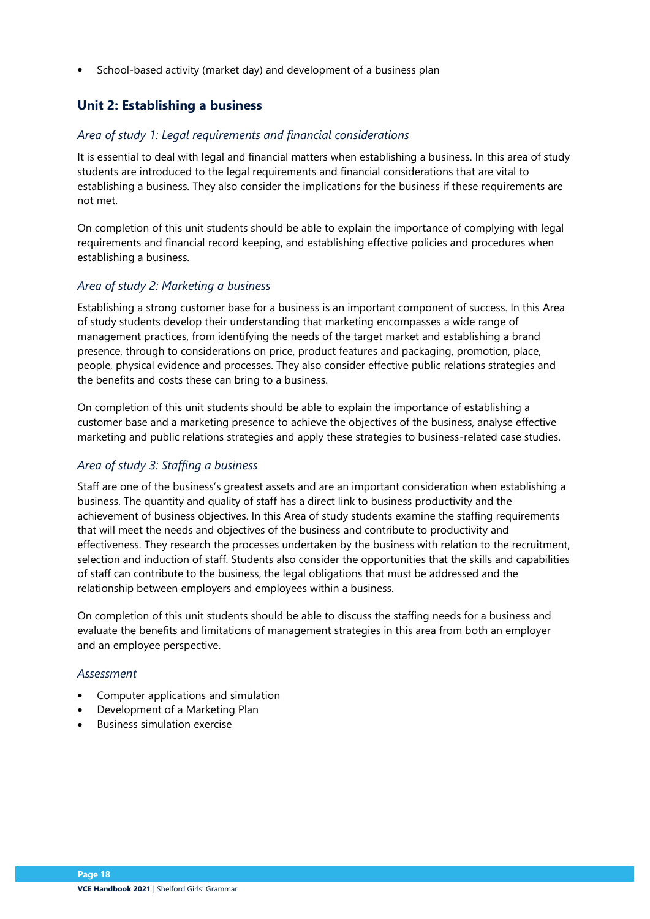- School-based activity (market day) and development of a business plan

### Unit 2: Establishing a business

#### *Area of study 1: Legal requirements and financial considerations*

It is essential to deal with legal and financial matters when establishing a business. In this area of study students are introduced to the legal requirements and financial considerations that are vital to establishing a business. They also consider the implications for the business if these requirements are not met.

On completion of this unit students should be able to explain the importance of complying with legal requirements and financial record keeping, and establishing effective policies and procedures when establishing a business.

#### *Area of study 2: Marketing a business*

Establishing a strong customer base for a business is an important component of success. In this Area of study students develop their understanding that marketing encompasses a wide range of management practices, from identifying the needs of the target market and establishing a brand presence, through to considerations on price, product features and packaging, promotion, place, people, physical evidence and processes. They also consider effective public relations strategies and the benefits and costs these can bring to a business.

On completion of this unit students should be able to explain the importance of establishing a customer base and a marketing presence to achieve the objectives of the business, analyse effective marketing and public relations strategies and apply these strategies to business-related case studies.

#### *Area of study 3: Staffing a business*

Staff are one of the business's greatest assets and are an important consideration when establishing a business. The quantity and quality of staff has a direct link to business productivity and the achievement of business objectives. In this Area of study students examine the staffing requirements that will meet the needs and objectives of the business and contribute to productivity and effectiveness. They research the processes undertaken by the business with relation to the recruitment, selection and induction of staff. Students also consider the opportunities that the skills and capabilities of staff can contribute to the business, the legal obligations that must be addressed and the relationship between employers and employees within a business.

On completion of this unit students should be able to discuss the staffing needs for a business and evaluate the benefits and limitations of management strategies in this area from both an employer and an employee perspective.

#### *Assessment*

- Computer applications and simulation
- Development of a Marketing Plan
- Business simulation exercise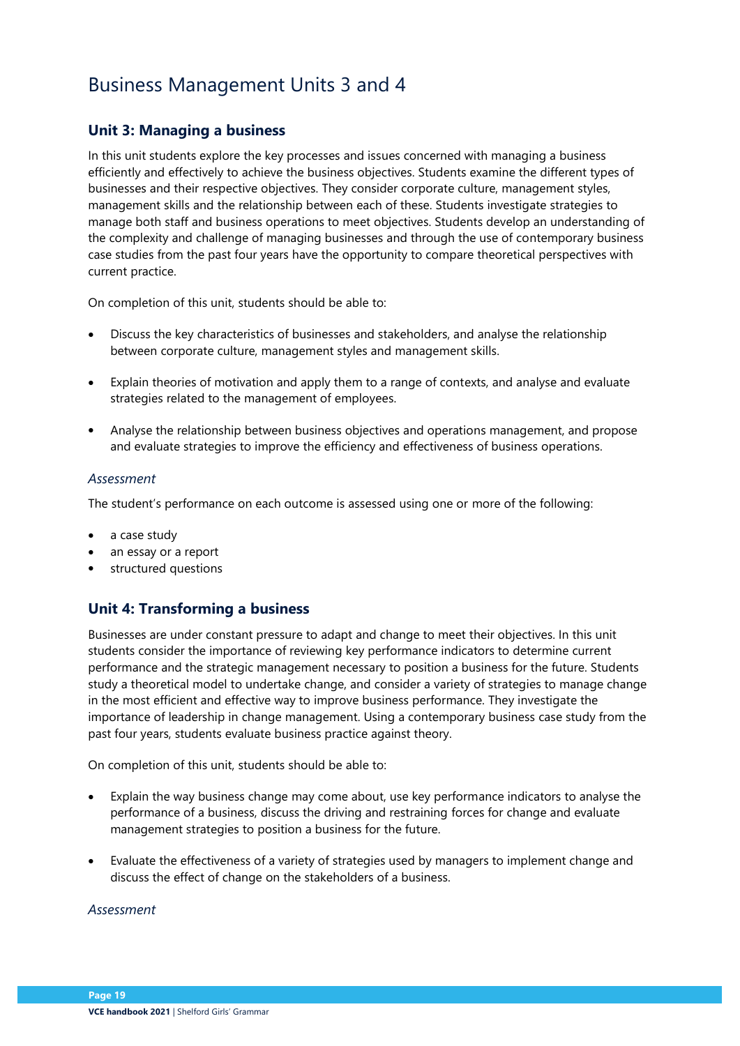# Business Management Units 3 and 4

## Unit 3: Managing a business

In this unit students explore the key processes and issues concerned with managing a business efficiently and effectively to achieve the business objectives. Students examine the different types of businesses and their respective objectives. They consider corporate culture, management styles, management skills and the relationship between each of these. Students investigate strategies to manage both staff and business operations to meet objectives. Students develop an understanding of the complexity and challenge of managing businesses and through the use of contemporary business case studies from the past four years have the opportunity to compare theoretical perspectives with current practice.

On completion of this unit, students should be able to:

- Discuss the key characteristics of businesses and stakeholders, and analyse the relationship between corporate culture, management styles and management skills.
- Explain theories of motivation and apply them to a range of contexts, and analyse and evaluate strategies related to the management of employees.
- Analyse the relationship between business objectives and operations management, and propose and evaluate strategies to improve the efficiency and effectiveness of business operations.

### *Assessment*

The student's performance on each outcome is assessed using one or more of the following:

- a case study
- an essay or a report
- structured questions

## Unit 4: Transforming a business

Businesses are under constant pressure to adapt and change to meet their objectives. In this unit students consider the importance of reviewing key performance indicators to determine current performance and the strategic management necessary to position a business for the future. Students study a theoretical model to undertake change, and consider a variety of strategies to manage change in the most efficient and effective way to improve business performance. They investigate the importance of leadership in change management. Using a contemporary business case study from the past four years, students evaluate business practice against theory.

On completion of this unit, students should be able to:

- Explain the way business change may come about, use key performance indicators to analyse the performance of a business, discuss the driving and restraining forces for change and evaluate management strategies to position a business for the future.
- Evaluate the effectiveness of a variety of strategies used by managers to implement change and discuss the effect of change on the stakeholders of a business.

### *Assessment*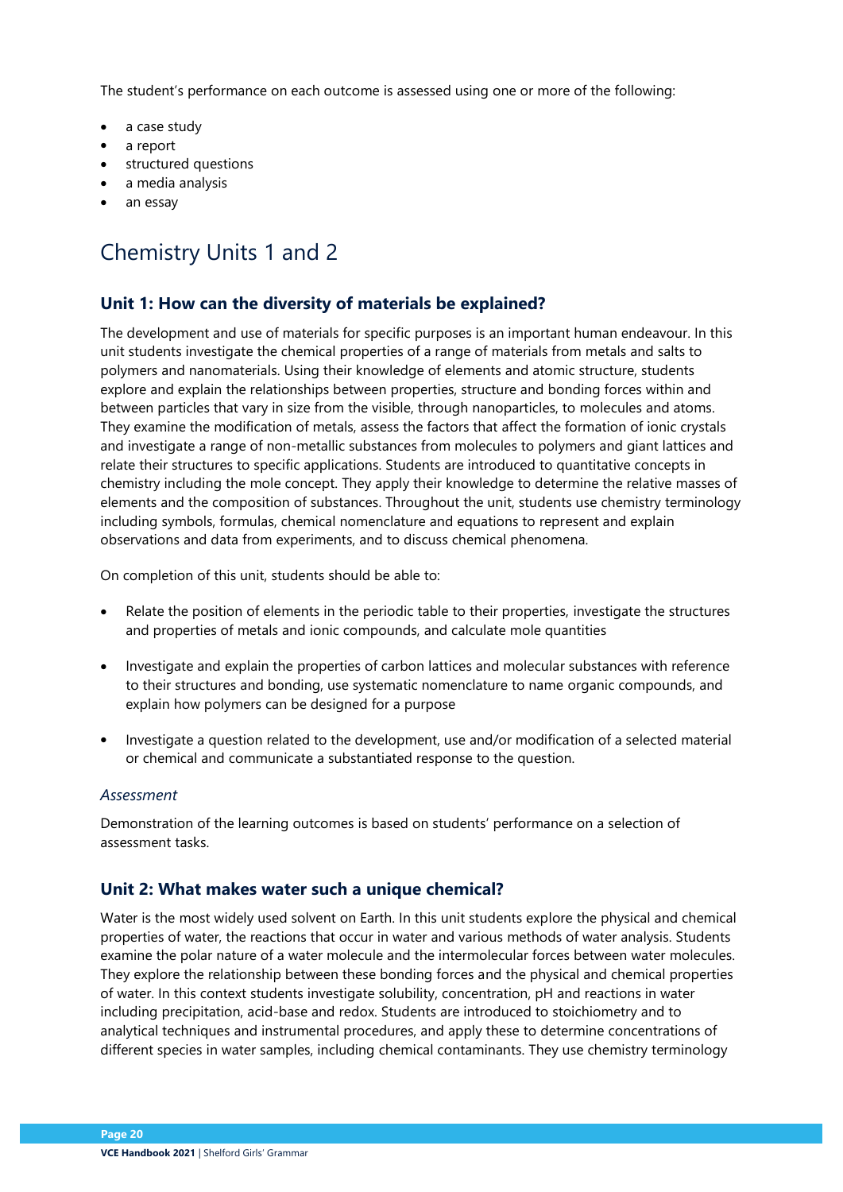The student's performance on each outcome is assessed using one or more of the following:

- a case study
- a report
- structured questions
- a media analysis
- an essay

# Chemistry Units 1 and 2

## Unit 1: How can the diversity of materials be explained?

The development and use of materials for specific purposes is an important human endeavour. In this unit students investigate the chemical properties of a range of materials from metals and salts to polymers and nanomaterials. Using their knowledge of elements and atomic structure, students explore and explain the relationships between properties, structure and bonding forces within and between particles that vary in size from the visible, through nanoparticles, to molecules and atoms. They examine the modification of metals, assess the factors that affect the formation of ionic crystals and investigate a range of non-metallic substances from molecules to polymers and giant lattices and relate their structures to specific applications. Students are introduced to quantitative concepts in chemistry including the mole concept. They apply their knowledge to determine the relative masses of elements and the composition of substances. Throughout the unit, students use chemistry terminology including symbols, formulas, chemical nomenclature and equations to represent and explain observations and data from experiments, and to discuss chemical phenomena.

On completion of this unit, students should be able to:

- Relate the position of elements in the periodic table to their properties, investigate the structures and properties of metals and ionic compounds, and calculate mole quantities
- Investigate and explain the properties of carbon lattices and molecular substances with reference to their structures and bonding, use systematic nomenclature to name organic compounds, and explain how polymers can be designed for a purpose
- Investigate a question related to the development, use and/or modification of a selected material or chemical and communicate a substantiated response to the question.

### *Assessment*

Demonstration of the learning outcomes is based on students' performance on a selection of assessment tasks.

## Unit 2: What makes water such a unique chemical?

Water is the most widely used solvent on Earth. In this unit students explore the physical and chemical properties of water, the reactions that occur in water and various methods of water analysis. Students examine the polar nature of a water molecule and the intermolecular forces between water molecules. They explore the relationship between these bonding forces and the physical and chemical properties of water. In this context students investigate solubility, concentration, pH and reactions in water including precipitation, acid-base and redox. Students are introduced to stoichiometry and to analytical techniques and instrumental procedures, and apply these to determine concentrations of different species in water samples, including chemical contaminants. They use chemistry terminology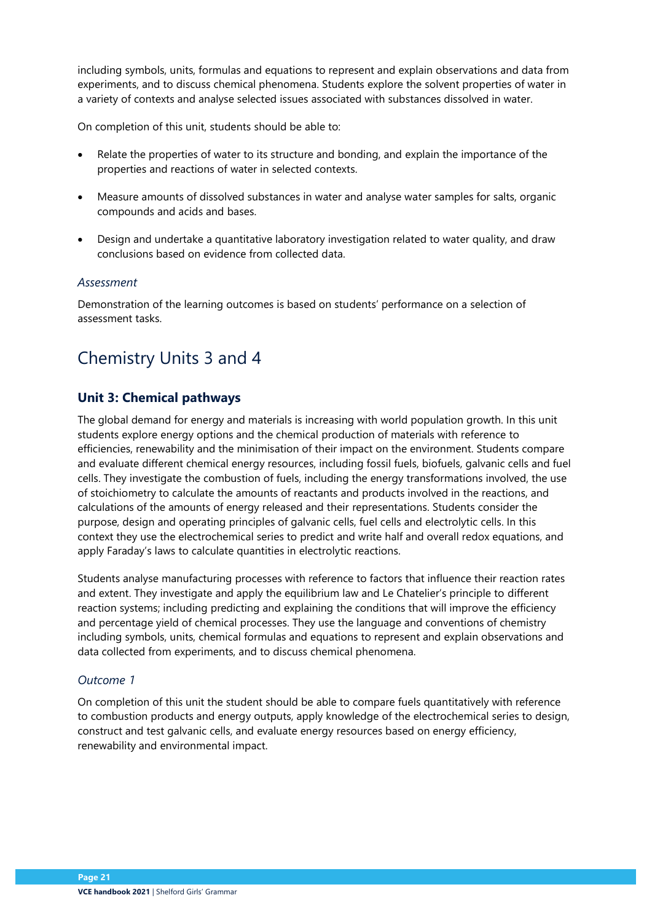including symbols, units, formulas and equations to represent and explain observations and data from experiments, and to discuss chemical phenomena. Students explore the solvent properties of water in a variety of contexts and analyse selected issues associated with substances dissolved in water.

On completion of this unit, students should be able to:

- Relate the properties of water to its structure and bonding, and explain the importance of the properties and reactions of water in selected contexts.
- Measure amounts of dissolved substances in water and analyse water samples for salts, organic compounds and acids and bases.
- Design and undertake a quantitative laboratory investigation related to water quality, and draw conclusions based on evidence from collected data.

### *Assessment*

Demonstration of the learning outcomes is based on students' performance on a selection of assessment tasks.

## Chemistry Units 3 and 4

### Unit 3: Chemical pathways

The global demand for energy and materials is increasing with world population growth. In this unit students explore energy options and the chemical production of materials with reference to efficiencies, renewability and the minimisation of their impact on the environment. Students compare and evaluate different chemical energy resources, including fossil fuels, biofuels, galvanic cells and fuel cells. They investigate the combustion of fuels, including the energy transformations involved, the use of stoichiometry to calculate the amounts of reactants and products involved in the reactions, and calculations of the amounts of energy released and their representations. Students consider the purpose, design and operating principles of galvanic cells, fuel cells and electrolytic cells. In this context they use the electrochemical series to predict and write half and overall redox equations, and apply Faraday's laws to calculate quantities in electrolytic reactions.

Students analyse manufacturing processes with reference to factors that influence their reaction rates and extent. They investigate and apply the equilibrium law and Le Chatelier's principle to different reaction systems; including predicting and explaining the conditions that will improve the efficiency and percentage yield of chemical processes. They use the language and conventions of chemistry including symbols, units, chemical formulas and equations to represent and explain observations and data collected from experiments, and to discuss chemical phenomena.

### *Outcome 1*

On completion of this unit the student should be able to compare fuels quantitatively with reference to combustion products and energy outputs, apply knowledge of the electrochemical series to design, construct and test galvanic cells, and evaluate energy resources based on energy efficiency, renewability and environmental impact.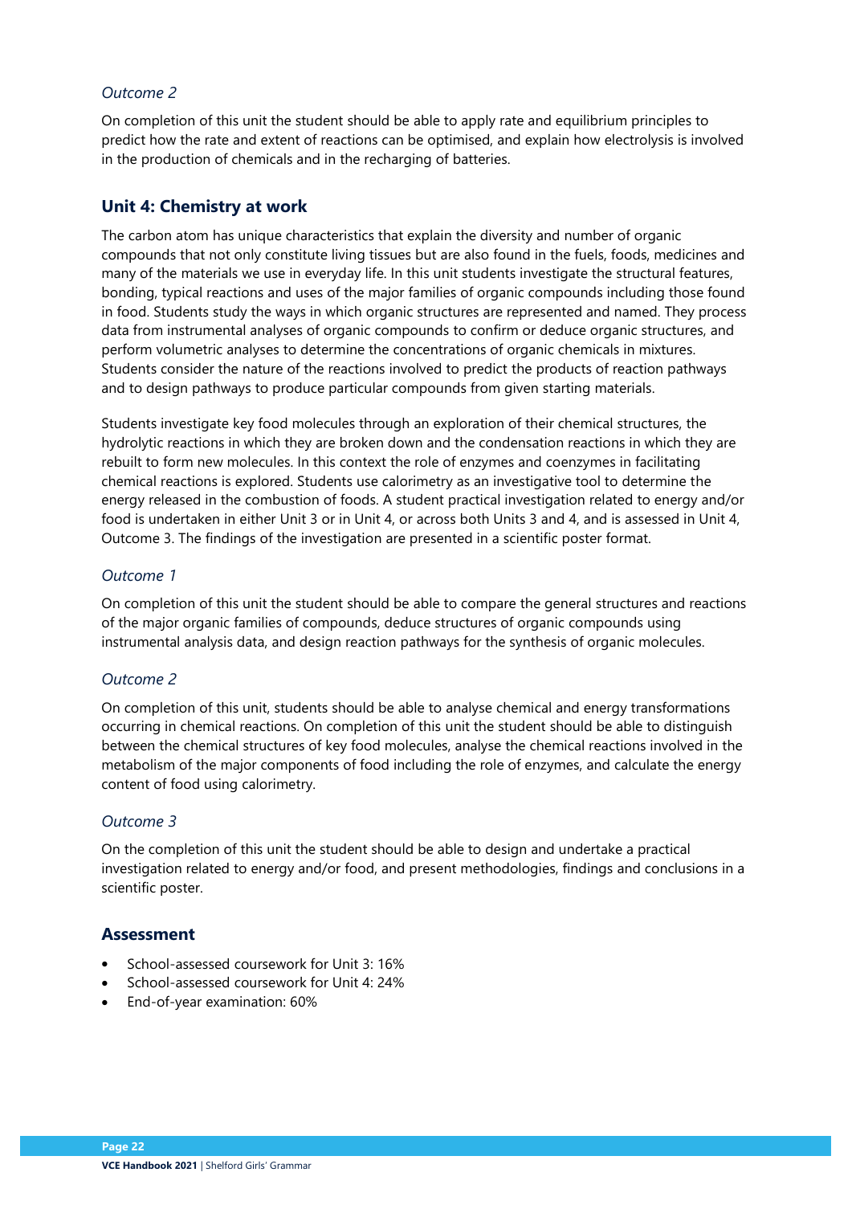*Outcome 2*

On completion of this unit the student should be able to apply rate and equilibrium principles to predict how the rate and extent of reactions can be optimised, and explain how electrolysis is involved in the production of chemicals and in the recharging of batteries.

## Unit 4: Chemistry at work

The carbon atom has unique characteristics that explain the diversity and number of organic compounds that not only constitute living tissues but are also found in the fuels, foods, medicines and many of the materials we use in everyday life. In this unit students investigate the structural features, bonding, typical reactions and uses of the major families of organic compounds including those found in food. Students study the ways in which organic structures are represented and named. They process data from instrumental analyses of organic compounds to confirm or deduce organic structures, and perform volumetric analyses to determine the concentrations of organic chemicals in mixtures. Students consider the nature of the reactions involved to predict the products of reaction pathways and to design pathways to produce particular compounds from given starting materials.

Students investigate key food molecules through an exploration of their chemical structures, the hydrolytic reactions in which they are broken down and the condensation reactions in which they are rebuilt to form new molecules. In this context the role of enzymes and coenzymes in facilitating chemical reactions is explored. Students use calorimetry as an investigative tool to determine the energy released in the combustion of foods. A student practical investigation related to energy and/or food is undertaken in either Unit 3 or in Unit 4, or across both Units 3 and 4, and is assessed in Unit 4, Outcome 3. The findings of the investigation are presented in a scientific poster format.

*Outcome 1*

On completion of this unit the student should be able to compare the general structures and reactions of the major organic families of compounds, deduce structures of organic compounds using instrumental analysis data, and design reaction pathways for the synthesis of organic molecules.

*Outcome 2*

On completion of this unit, students should be able to analyse chemical and energy transformations occurring in chemical reactions. On completion of this unit the student should be able to distinguish between the chemical structures of key food molecules, analyse the chemical reactions involved in the metabolism of the major components of food including the role of enzymes, and calculate the energy content of food using calorimetry.

*Outcome 3*

On the completion of this unit the student should be able to design and undertake a practical investigation related to energy and/or food, and present methodologies, findings and conclusions in a scientific poster.

## Assessment

- School-assessed coursework for Unit 3: 16%
- School-assessed coursework for Unit 4: 24%
- End-of-year examination: 60%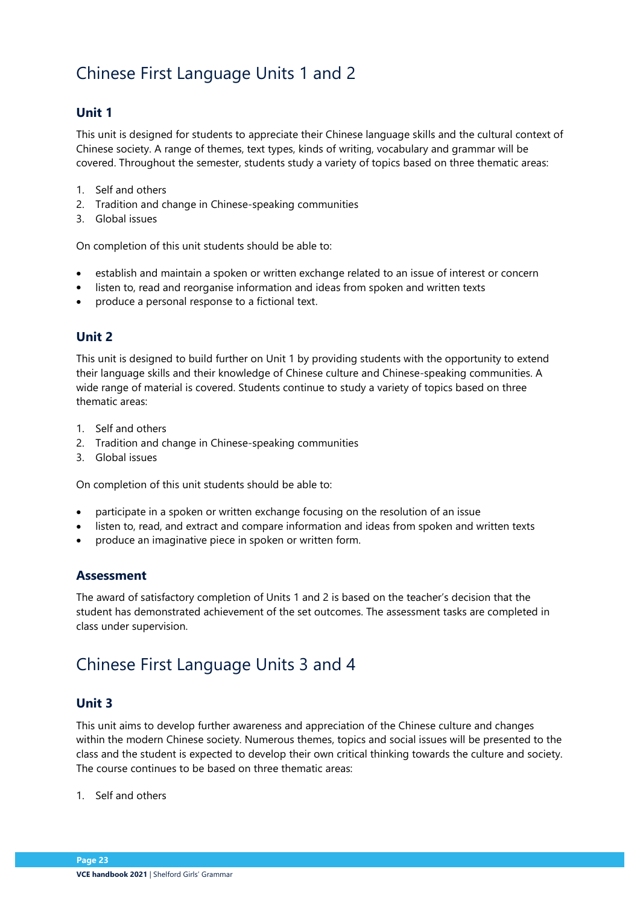# Chinese First Language Units 1 and 2

## Unit 1

This unit is designed for students to appreciate their Chinese language skills and the cultural context of Chinese society. A range of themes, text types, kinds of writing, vocabulary and grammar will be covered. Throughout the semester, students study a variety of topics based on three thematic areas:

1. Self and others
2. Tradition and change in Chinese-speaking communities
3. Global issues

On completion of this unit students should be able to:

- establish and maintain a spoken or written exchange related to an issue of interest or concern
- listen to, read and reorganise information and ideas from spoken and written texts
- produce a personal response to a fictional text.

## Unit 2

This unit is designed to build further on Unit 1 by providing students with the opportunity to extend their language skills and their knowledge of Chinese culture and Chinese-speaking communities. A wide range of material is covered. Students continue to study a variety of topics based on three thematic areas:

1. Self and others
2. Tradition and change in Chinese-speaking communities
3. Global issues

On completion of this unit students should be able to:

- participate in a spoken or written exchange focusing on the resolution of an issue
- listen to, read, and extract and compare information and ideas from spoken and written texts
- produce an imaginative piece in spoken or written form.

## Assessment

The award of satisfactory completion of Units 1 and 2 is based on the teacher's decision that the student has demonstrated achievement of the set outcomes. The assessment tasks are completed in class under supervision.

# Chinese First Language Units 3 and 4

## Unit 3

This unit aims to develop further awareness and appreciation of the Chinese culture and changes within the modern Chinese society. Numerous themes, topics and social issues will be presented to the class and the student is expected to develop their own critical thinking towards the culture and society. The course continues to be based on three thematic areas:

1. Self and others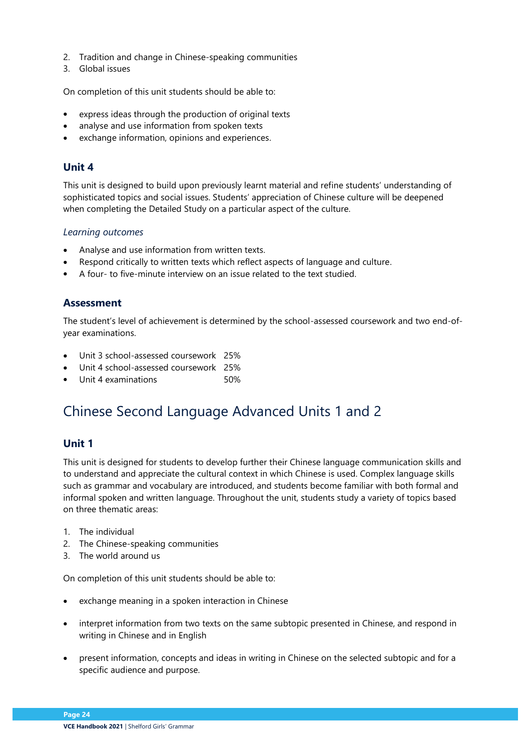2. Tradition and change in Chinese-speaking communities
3. Global issues

On completion of this unit students should be able to:

- express ideas through the production of original texts
- analyse and use information from spoken texts
- exchange information, opinions and experiences.

### Unit 4

This unit is designed to build upon previously learnt material and refine students' understanding of sophisticated topics and social issues. Students' appreciation of Chinese culture will be deepened when completing the Detailed Study on a particular aspect of the culture.

*Learning outcomes*

- Analyse and use information from written texts.
- Respond critically to written texts which reflect aspects of language and culture.
- A four- to five-minute interview on an issue related to the text studied.

### Assessment

The student's level of achievement is determined by the school-assessed coursework and two end-of-year examinations.

- Unit 3 school-assessed coursework 25%
- Unit 4 school-assessed coursework 25%
- Unit 4 examinations 50%

## Chinese Second Language Advanced Units 1 and 2

### Unit 1

This unit is designed for students to develop further their Chinese language communication skills and to understand and appreciate the cultural context in which Chinese is used. Complex language skills such as grammar and vocabulary are introduced, and students become familiar with both formal and informal spoken and written language. Throughout the unit, students study a variety of topics based on three thematic areas:

1. The individual
2. The Chinese-speaking communities
3. The world around us

On completion of this unit students should be able to:

- exchange meaning in a spoken interaction in Chinese
- interpret information from two texts on the same subtopic presented in Chinese, and respond in writing in Chinese and in English
- present information, concepts and ideas in writing in Chinese on the selected subtopic and for a specific audience and purpose.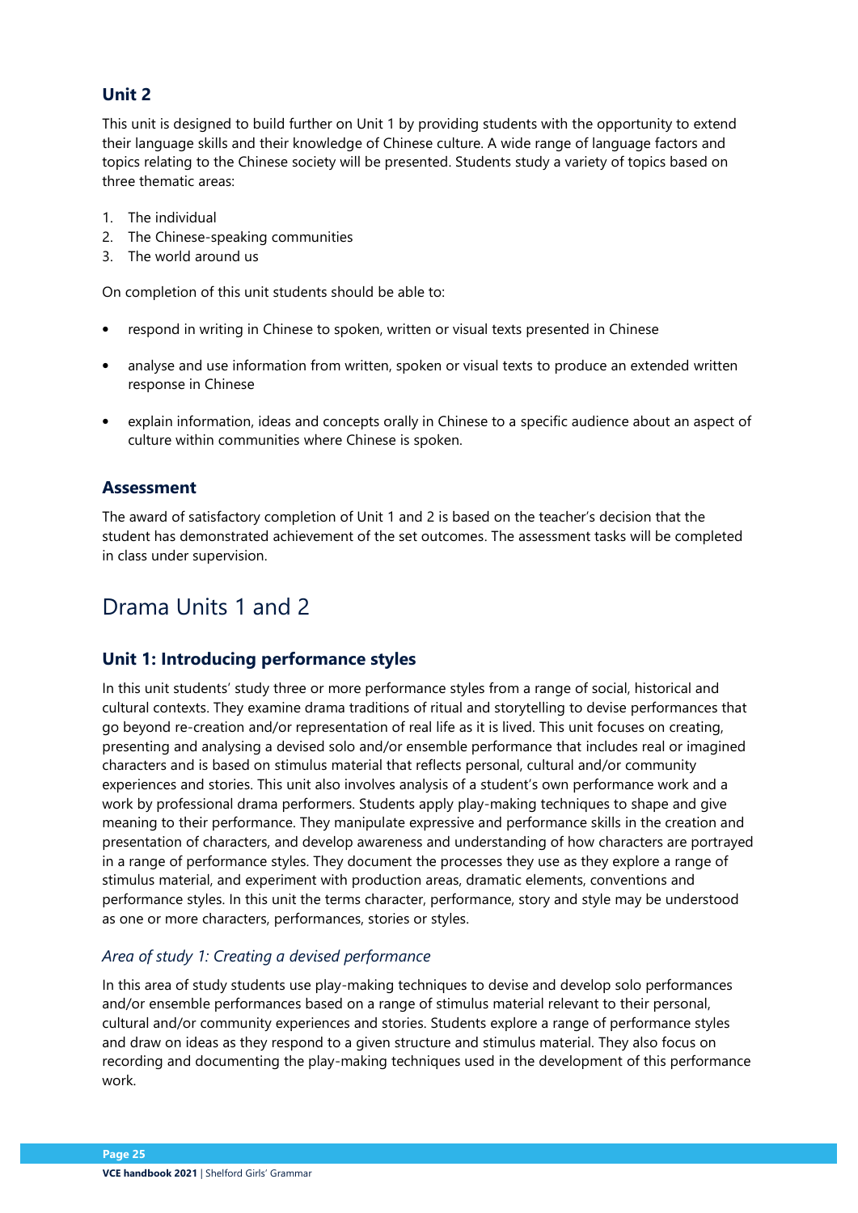### Unit 2

This unit is designed to build further on Unit 1 by providing students with the opportunity to extend their language skills and their knowledge of Chinese culture. A wide range of language factors and topics relating to the Chinese society will be presented. Students study a variety of topics based on three thematic areas:

1. The individual
2. The Chinese-speaking communities
3. The world around us

On completion of this unit students should be able to:

- respond in writing in Chinese to spoken, written or visual texts presented in Chinese
- analyse and use information from written, spoken or visual texts to produce an extended written response in Chinese
- explain information, ideas and concepts orally in Chinese to a specific audience about an aspect of culture within communities where Chinese is spoken.

### Assessment

The award of satisfactory completion of Unit 1 and 2 is based on the teacher's decision that the student has demonstrated achievement of the set outcomes. The assessment tasks will be completed in class under supervision.

## Drama Units 1 and 2

### Unit 1: Introducing performance styles

In this unit students' study three or more performance styles from a range of social, historical and cultural contexts. They examine drama traditions of ritual and storytelling to devise performances that go beyond re-creation and/or representation of real life as it is lived. This unit focuses on creating, presenting and analysing a devised solo and/or ensemble performance that includes real or imagined characters and is based on stimulus material that reflects personal, cultural and/or community experiences and stories. This unit also involves analysis of a student's own performance work and a work by professional drama performers. Students apply play-making techniques to shape and give meaning to their performance. They manipulate expressive and performance skills in the creation and presentation of characters, and develop awareness and understanding of how characters are portrayed in a range of performance styles. They document the processes they use as they explore a range of stimulus material, and experiment with production areas, dramatic elements, conventions and performance styles. In this unit the terms character, performance, story and style may be understood as one or more characters, performances, stories or styles.

#### *Area of study 1: Creating a devised performance*

In this area of study students use play-making techniques to devise and develop solo performances and/or ensemble performances based on a range of stimulus material relevant to their personal, cultural and/or community experiences and stories. Students explore a range of performance styles and draw on ideas as they respond to a given structure and stimulus material. They also focus on recording and documenting the play-making techniques used in the development of this performance work.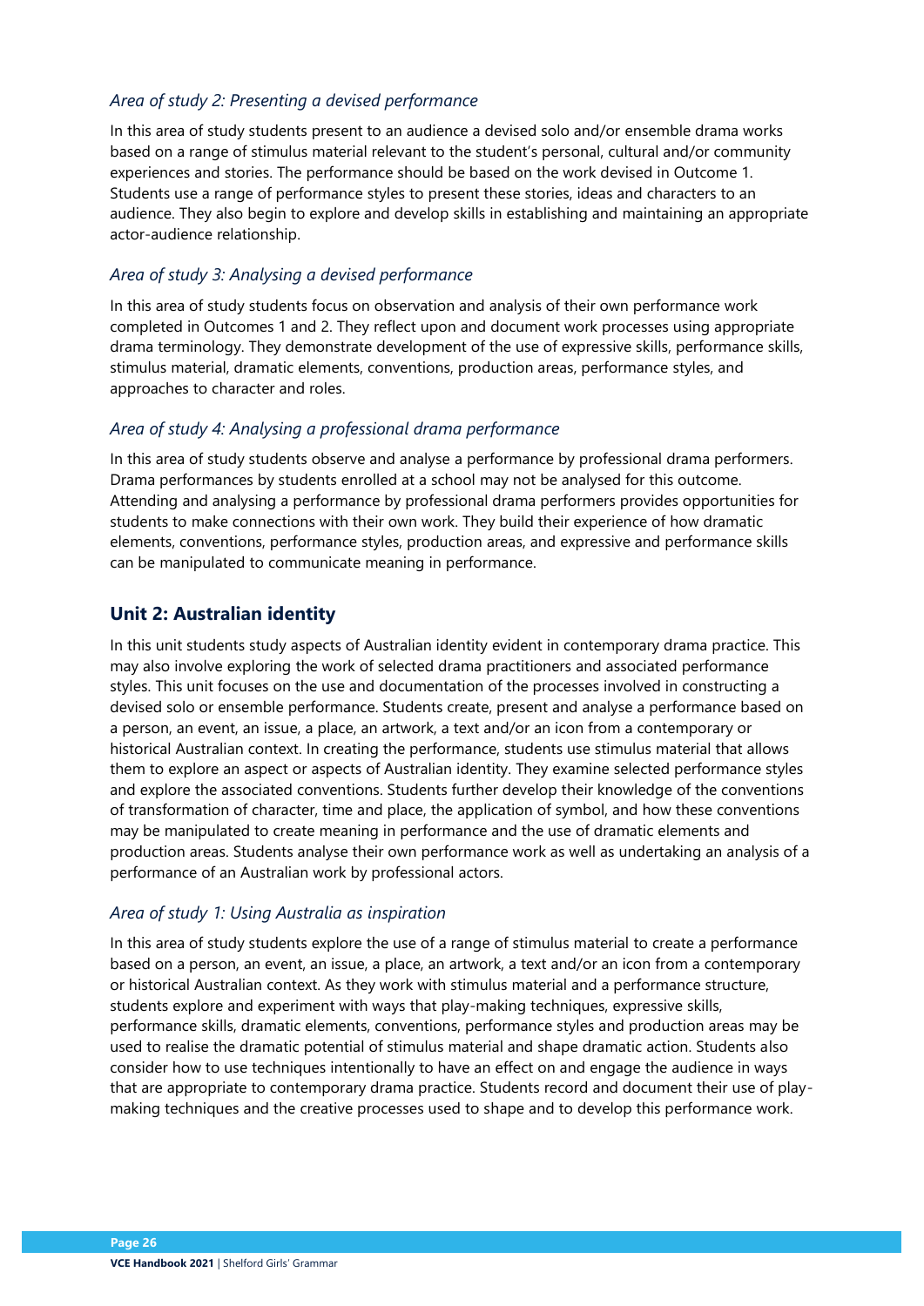### *Area of study 2: Presenting a devised performance*

In this area of study students present to an audience a devised solo and/or ensemble drama works based on a range of stimulus material relevant to the student's personal, cultural and/or community experiences and stories. The performance should be based on the work devised in Outcome 1. Students use a range of performance styles to present these stories, ideas and characters to an audience. They also begin to explore and develop skills in establishing and maintaining an appropriate actor-audience relationship.

### *Area of study 3: Analysing a devised performance*

In this area of study students focus on observation and analysis of their own performance work completed in Outcomes 1 and 2. They reflect upon and document work processes using appropriate drama terminology. They demonstrate development of the use of expressive skills, performance skills, stimulus material, dramatic elements, conventions, production areas, performance styles, and approaches to character and roles.

### *Area of study 4: Analysing a professional drama performance*

In this area of study students observe and analyse a performance by professional drama performers. Drama performances by students enrolled at a school may not be analysed for this outcome. Attending and analysing a performance by professional drama performers provides opportunities for students to make connections with their own work. They build their experience of how dramatic elements, conventions, performance styles, production areas, and expressive and performance skills can be manipulated to communicate meaning in performance.

## Unit 2: Australian identity

In this unit students study aspects of Australian identity evident in contemporary drama practice. This may also involve exploring the work of selected drama practitioners and associated performance styles. This unit focuses on the use and documentation of the processes involved in constructing a devised solo or ensemble performance. Students create, present and analyse a performance based on a person, an event, an issue, a place, an artwork, a text and/or an icon from a contemporary or historical Australian context. In creating the performance, students use stimulus material that allows them to explore an aspect or aspects of Australian identity. They examine selected performance styles and explore the associated conventions. Students further develop their knowledge of the conventions of transformation of character, time and place, the application of symbol, and how these conventions may be manipulated to create meaning in performance and the use of dramatic elements and production areas. Students analyse their own performance work as well as undertaking an analysis of a performance of an Australian work by professional actors.

### *Area of study 1: Using Australia as inspiration*

In this area of study students explore the use of a range of stimulus material to create a performance based on a person, an event, an issue, a place, an artwork, a text and/or an icon from a contemporary or historical Australian context. As they work with stimulus material and a performance structure, students explore and experiment with ways that play-making techniques, expressive skills, performance skills, dramatic elements, conventions, performance styles and production areas may be used to realise the dramatic potential of stimulus material and shape dramatic action. Students also consider how to use techniques intentionally to have an effect on and engage the audience in ways that are appropriate to contemporary drama practice. Students record and document their use of play-making techniques and the creative processes used to shape and to develop this performance work.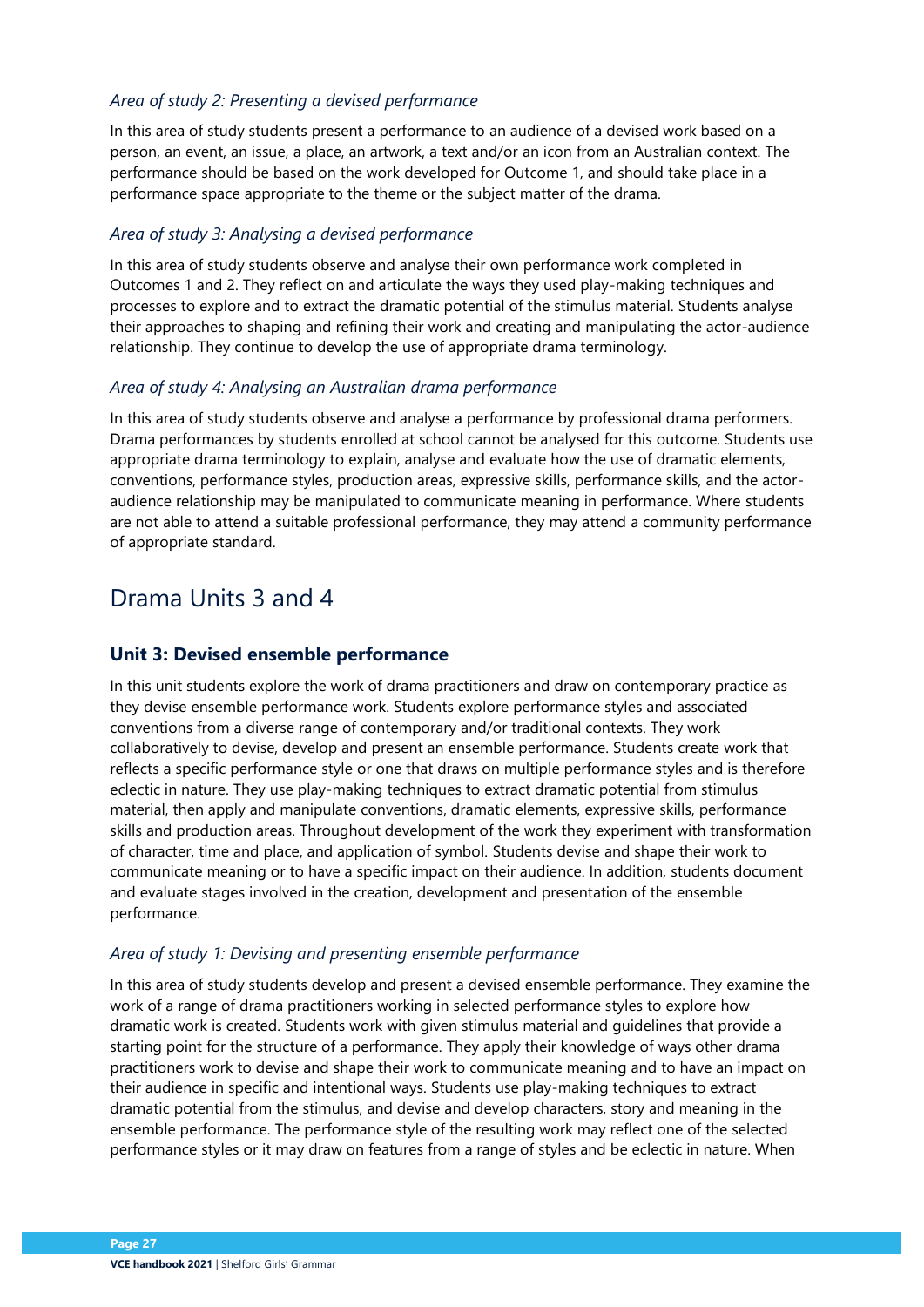### *Area of study 2: Presenting a devised performance*

In this area of study students present a performance to an audience of a devised work based on a person, an event, an issue, a place, an artwork, a text and/or an icon from an Australian context. The performance should be based on the work developed for Outcome 1, and should take place in a performance space appropriate to the theme or the subject matter of the drama.

### *Area of study 3: Analysing a devised performance*

In this area of study students observe and analyse their own performance work completed in Outcomes 1 and 2. They reflect on and articulate the ways they used play-making techniques and processes to explore and to extract the dramatic potential of the stimulus material. Students analyse their approaches to shaping and refining their work and creating and manipulating the actor-audience relationship. They continue to develop the use of appropriate drama terminology.

### *Area of study 4: Analysing an Australian drama performance*

In this area of study students observe and analyse a performance by professional drama performers. Drama performances by students enrolled at school cannot be analysed for this outcome. Students use appropriate drama terminology to explain, analyse and evaluate how the use of dramatic elements, conventions, performance styles, production areas, expressive skills, performance skills, and the actor-audience relationship may be manipulated to communicate meaning in performance. Where students are not able to attend a suitable professional performance, they may attend a community performance of appropriate standard.

# Drama Units 3 and 4

## Unit 3: Devised ensemble performance

In this unit students explore the work of drama practitioners and draw on contemporary practice as they devise ensemble performance work. Students explore performance styles and associated conventions from a diverse range of contemporary and/or traditional contexts. They work collaboratively to devise, develop and present an ensemble performance. Students create work that reflects a specific performance style or one that draws on multiple performance styles and is therefore eclectic in nature. They use play-making techniques to extract dramatic potential from stimulus material, then apply and manipulate conventions, dramatic elements, expressive skills, performance skills and production areas. Throughout development of the work they experiment with transformation of character, time and place, and application of symbol. Students devise and shape their work to communicate meaning or to have a specific impact on their audience. In addition, students document and evaluate stages involved in the creation, development and presentation of the ensemble performance.

### *Area of study 1: Devising and presenting ensemble performance*

In this area of study students develop and present a devised ensemble performance. They examine the work of a range of drama practitioners working in selected performance styles to explore how dramatic work is created. Students work with given stimulus material and guidelines that provide a starting point for the structure of a performance. They apply their knowledge of ways other drama practitioners work to devise and shape their work to communicate meaning and to have an impact on their audience in specific and intentional ways. Students use play-making techniques to extract dramatic potential from the stimulus, and devise and develop characters, story and meaning in the ensemble performance. The performance style of the resulting work may reflect one of the selected performance styles or it may draw on features from a range of styles and be eclectic in nature. When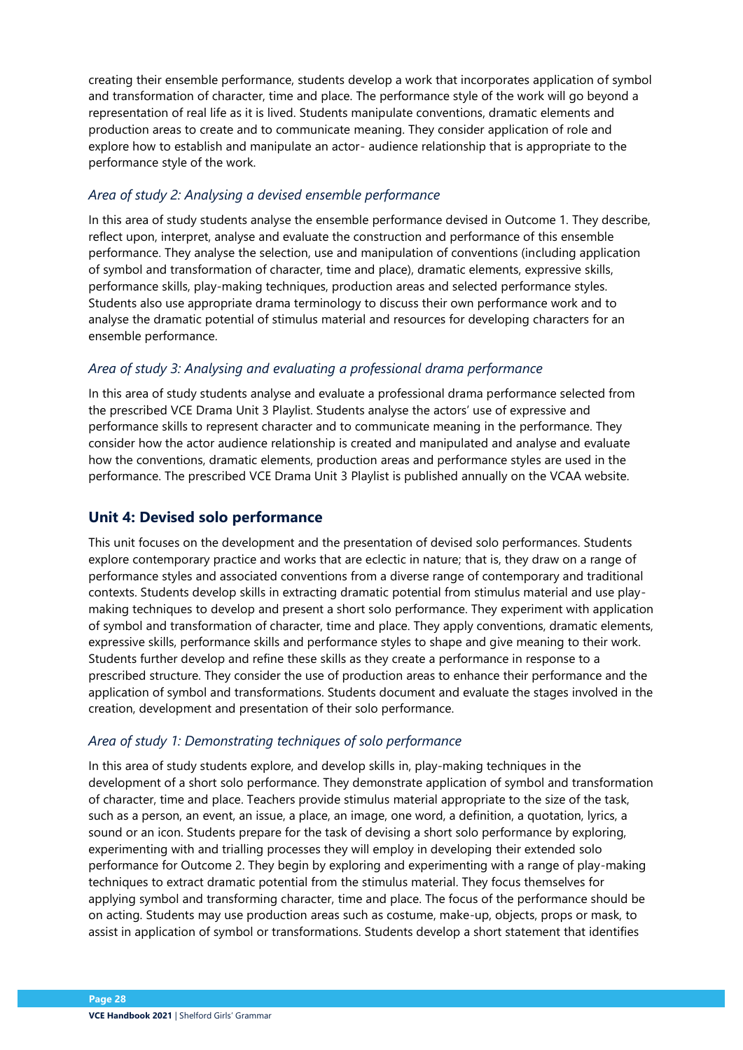creating their ensemble performance, students develop a work that incorporates application of symbol and transformation of character, time and place. The performance style of the work will go beyond a representation of real life as it is lived. Students manipulate conventions, dramatic elements and production areas to create and to communicate meaning. They consider application of role and explore how to establish and manipulate an actor- audience relationship that is appropriate to the performance style of the work.

### *Area of study 2: Analysing a devised ensemble performance*

In this area of study students analyse the ensemble performance devised in Outcome 1. They describe, reflect upon, interpret, analyse and evaluate the construction and performance of this ensemble performance. They analyse the selection, use and manipulation of conventions (including application of symbol and transformation of character, time and place), dramatic elements, expressive skills, performance skills, play-making techniques, production areas and selected performance styles. Students also use appropriate drama terminology to discuss their own performance work and to analyse the dramatic potential of stimulus material and resources for developing characters for an ensemble performance.

### *Area of study 3: Analysing and evaluating a professional drama performance*

In this area of study students analyse and evaluate a professional drama performance selected from the prescribed VCE Drama Unit 3 Playlist. Students analyse the actors' use of expressive and performance skills to represent character and to communicate meaning in the performance. They consider how the actor audience relationship is created and manipulated and analyse and evaluate how the conventions, dramatic elements, production areas and performance styles are used in the performance. The prescribed VCE Drama Unit 3 Playlist is published annually on the VCAA website.

## Unit 4: Devised solo performance

This unit focuses on the development and the presentation of devised solo performances. Students explore contemporary practice and works that are eclectic in nature; that is, they draw on a range of performance styles and associated conventions from a diverse range of contemporary and traditional contexts. Students develop skills in extracting dramatic potential from stimulus material and use play-making techniques to develop and present a short solo performance. They experiment with application of symbol and transformation of character, time and place. They apply conventions, dramatic elements, expressive skills, performance skills and performance styles to shape and give meaning to their work. Students further develop and refine these skills as they create a performance in response to a prescribed structure. They consider the use of production areas to enhance their performance and the application of symbol and transformations. Students document and evaluate the stages involved in the creation, development and presentation of their solo performance.

### *Area of study 1: Demonstrating techniques of solo performance*

In this area of study students explore, and develop skills in, play-making techniques in the development of a short solo performance. They demonstrate application of symbol and transformation of character, time and place. Teachers provide stimulus material appropriate to the size of the task, such as a person, an event, an issue, a place, an image, one word, a definition, a quotation, lyrics, a sound or an icon. Students prepare for the task of devising a short solo performance by exploring, experimenting with and trialling processes they will employ in developing their extended solo performance for Outcome 2. They begin by exploring and experimenting with a range of play-making techniques to extract dramatic potential from the stimulus material. They focus themselves for applying symbol and transforming character, time and place. The focus of the performance should be on acting. Students may use production areas such as costume, make-up, objects, props or mask, to assist in application of symbol or transformations. Students develop a short statement that identifies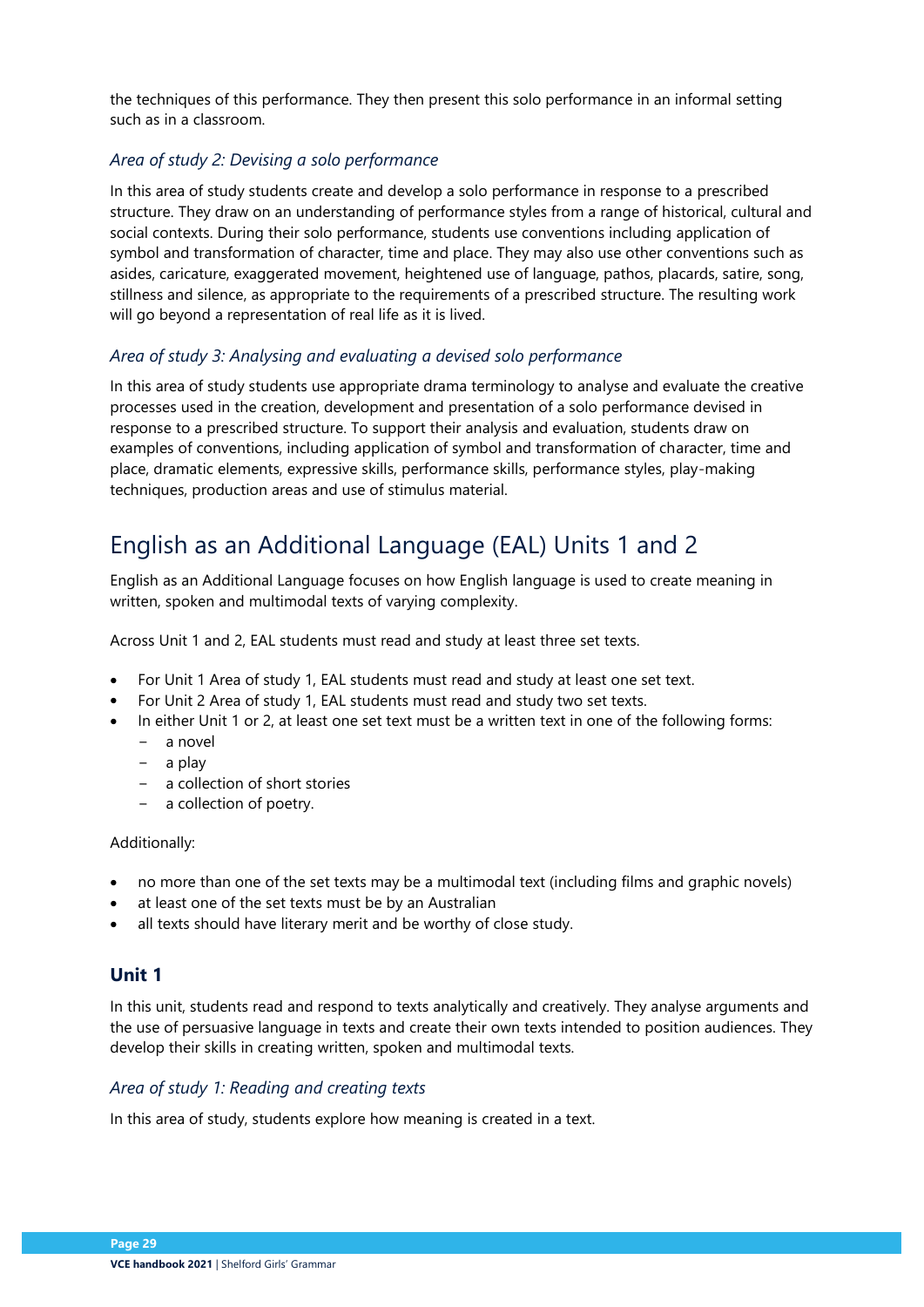the techniques of this performance. They then present this solo performance in an informal setting such as in a classroom.

### *Area of study 2: Devising a solo performance*

In this area of study students create and develop a solo performance in response to a prescribed structure. They draw on an understanding of performance styles from a range of historical, cultural and social contexts. During their solo performance, students use conventions including application of symbol and transformation of character, time and place. They may also use other conventions such as asides, caricature, exaggerated movement, heightened use of language, pathos, placards, satire, song, stillness and silence, as appropriate to the requirements of a prescribed structure. The resulting work will go beyond a representation of real life as it is lived.

### *Area of study 3: Analysing and evaluating a devised solo performance*

In this area of study students use appropriate drama terminology to analyse and evaluate the creative processes used in the creation, development and presentation of a solo performance devised in response to a prescribed structure. To support their analysis and evaluation, students draw on examples of conventions, including application of symbol and transformation of character, time and place, dramatic elements, expressive skills, performance skills, performance styles, play-making techniques, production areas and use of stimulus material.

# English as an Additional Language (EAL) Units 1 and 2

English as an Additional Language focuses on how English language is used to create meaning in written, spoken and multimodal texts of varying complexity.

Across Unit 1 and 2, EAL students must read and study at least three set texts.

- For Unit 1 Area of study 1, EAL students must read and study at least one set text.
- For Unit 2 Area of study 1, EAL students must read and study two set texts.
- In either Unit 1 or 2, at least one set text must be a written text in one of the following forms:
  - a novel
  - a play
  - a collection of short stories
  - a collection of poetry.

Additionally:

- no more than one of the set texts may be a multimodal text (including films and graphic novels)
- at least one of the set texts must be by an Australian
- all texts should have literary merit and be worthy of close study.

## Unit 1

In this unit, students read and respond to texts analytically and creatively. They analyse arguments and the use of persuasive language in texts and create their own texts intended to position audiences. They develop their skills in creating written, spoken and multimodal texts.

### *Area of study 1: Reading and creating texts*

In this area of study, students explore how meaning is created in a text.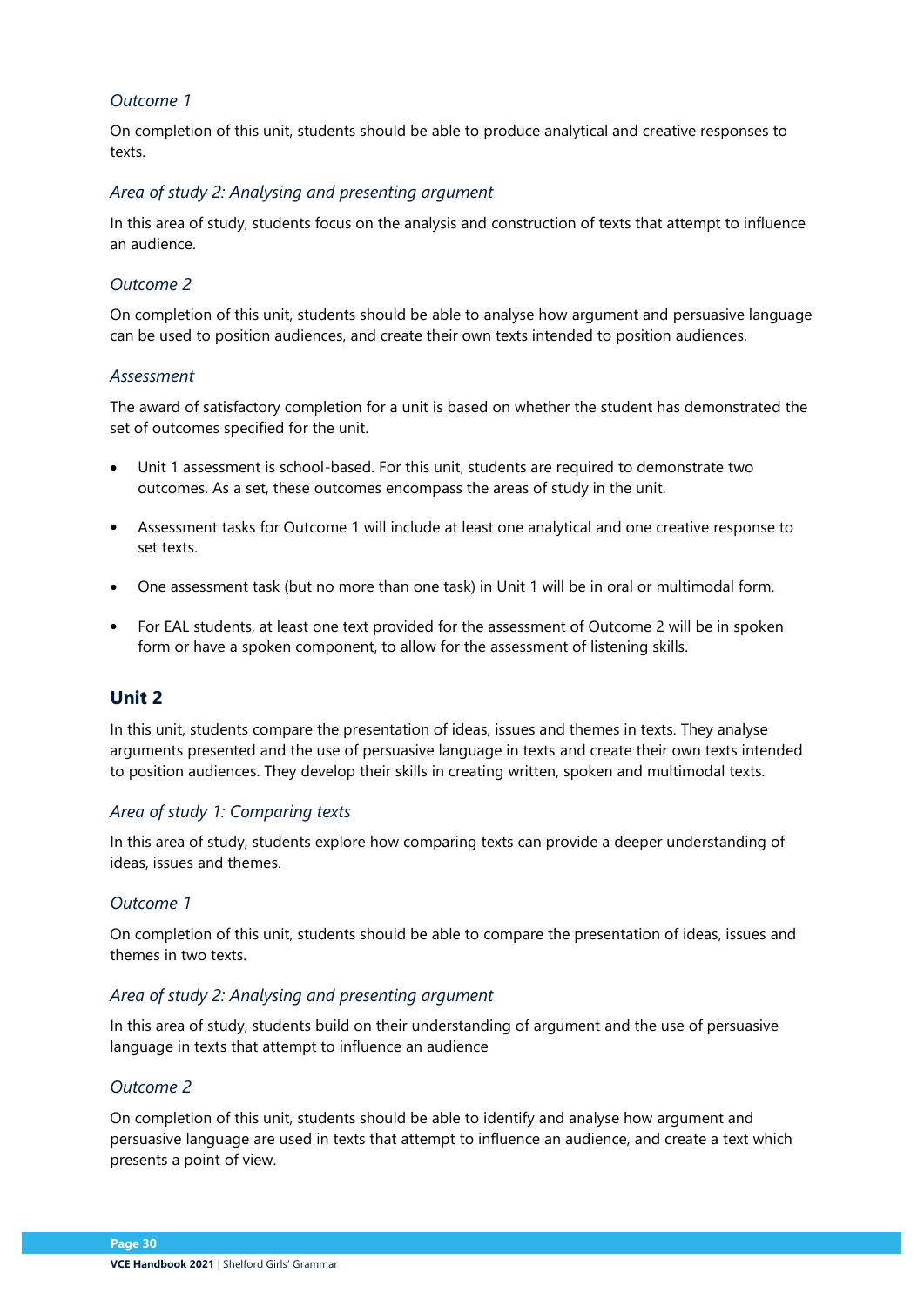*Outcome 1*

On completion of this unit, students should be able to produce analytical and creative responses to texts.

*Area of study 2: Analysing and presenting argument*

In this area of study, students focus on the analysis and construction of texts that attempt to influence an audience.

*Outcome 2*

On completion of this unit, students should be able to analyse how argument and persuasive language can be used to position audiences, and create their own texts intended to position audiences.

*Assessment*

The award of satisfactory completion for a unit is based on whether the student has demonstrated the set of outcomes specified for the unit.

- Unit 1 assessment is school-based. For this unit, students are required to demonstrate two outcomes. As a set, these outcomes encompass the areas of study in the unit.
- Assessment tasks for Outcome 1 will include at least one analytical and one creative response to set texts.
- One assessment task (but no more than one task) in Unit 1 will be in oral or multimodal form.
- For EAL students, at least one text provided for the assessment of Outcome 2 will be in spoken form or have a spoken component, to allow for the assessment of listening skills.

## Unit 2

In this unit, students compare the presentation of ideas, issues and themes in texts. They analyse arguments presented and the use of persuasive language in texts and create their own texts intended to position audiences. They develop their skills in creating written, spoken and multimodal texts.

*Area of study 1: Comparing texts*

In this area of study, students explore how comparing texts can provide a deeper understanding of ideas, issues and themes.

*Outcome 1*

On completion of this unit, students should be able to compare the presentation of ideas, issues and themes in two texts.

*Area of study 2: Analysing and presenting argument*

In this area of study, students build on their understanding of argument and the use of persuasive language in texts that attempt to influence an audience

*Outcome 2*

On completion of this unit, students should be able to identify and analyse how argument and persuasive language are used in texts that attempt to influence an audience, and create a text which presents a point of view.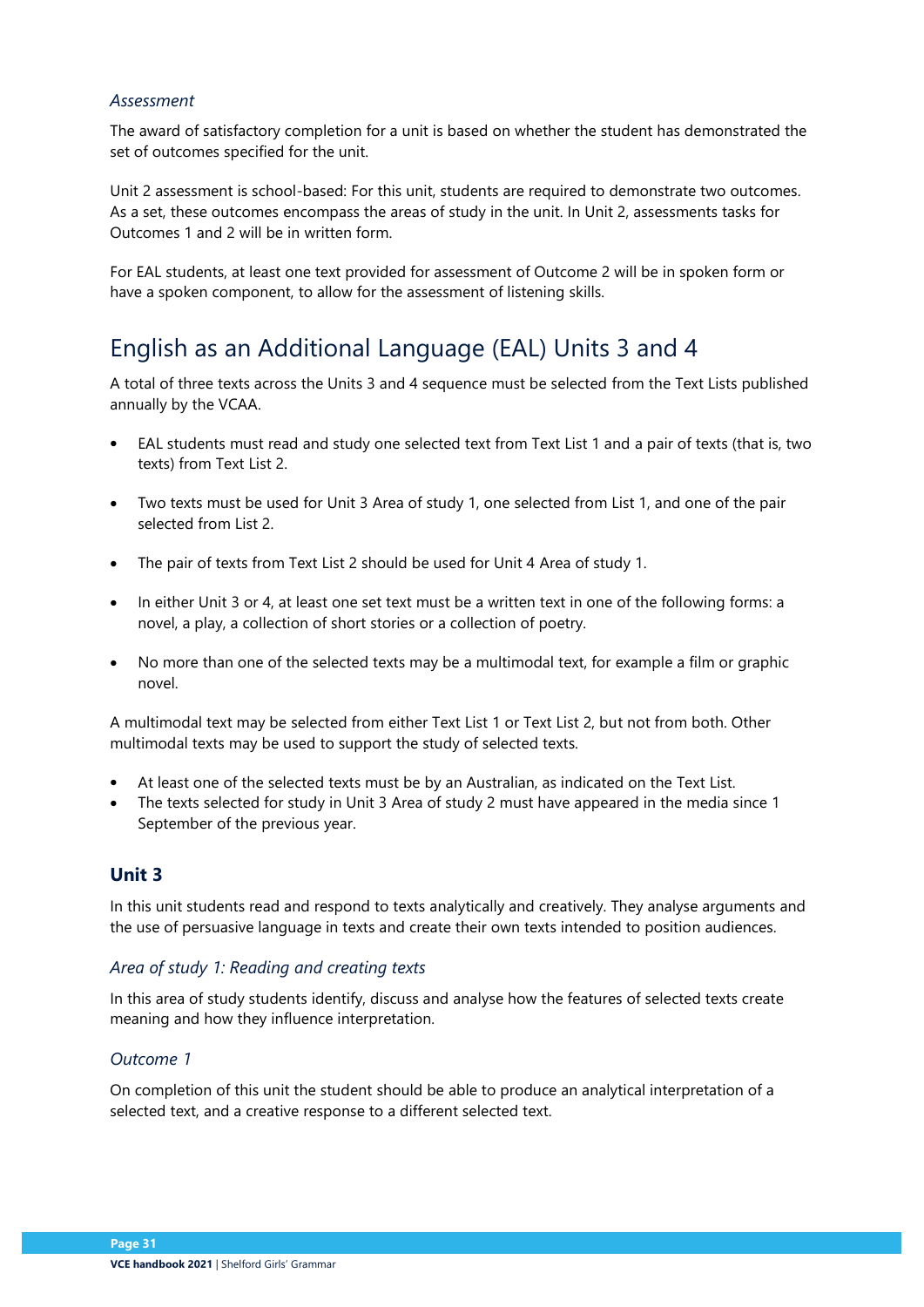*Assessment*

The award of satisfactory completion for a unit is based on whether the student has demonstrated the set of outcomes specified for the unit.

Unit 2 assessment is school-based: For this unit, students are required to demonstrate two outcomes. As a set, these outcomes encompass the areas of study in the unit. In Unit 2, assessments tasks for Outcomes 1 and 2 will be in written form.

For EAL students, at least one text provided for assessment of Outcome 2 will be in spoken form or have a spoken component, to allow for the assessment of listening skills.

## English as an Additional Language (EAL) Units 3 and 4

A total of three texts across the Units 3 and 4 sequence must be selected from the Text Lists published annually by the VCAA.

- EAL students must read and study one selected text from Text List 1 and a pair of texts (that is, two texts) from Text List 2.
- Two texts must be used for Unit 3 Area of study 1, one selected from List 1, and one of the pair selected from List 2.
- The pair of texts from Text List 2 should be used for Unit 4 Area of study 1.
- In either Unit 3 or 4, at least one set text must be a written text in one of the following forms: a novel, a play, a collection of short stories or a collection of poetry.
- No more than one of the selected texts may be a multimodal text, for example a film or graphic novel.

A multimodal text may be selected from either Text List 1 or Text List 2, but not from both. Other multimodal texts may be used to support the study of selected texts.

- At least one of the selected texts must be by an Australian, as indicated on the Text List.
- The texts selected for study in Unit 3 Area of study 2 must have appeared in the media since 1 September of the previous year.

### Unit 3

In this unit students read and respond to texts analytically and creatively. They analyse arguments and the use of persuasive language in texts and create their own texts intended to position audiences.

*Area of study 1: Reading and creating texts*

In this area of study students identify, discuss and analyse how the features of selected texts create meaning and how they influence interpretation.

*Outcome 1*

On completion of this unit the student should be able to produce an analytical interpretation of a selected text, and a creative response to a different selected text.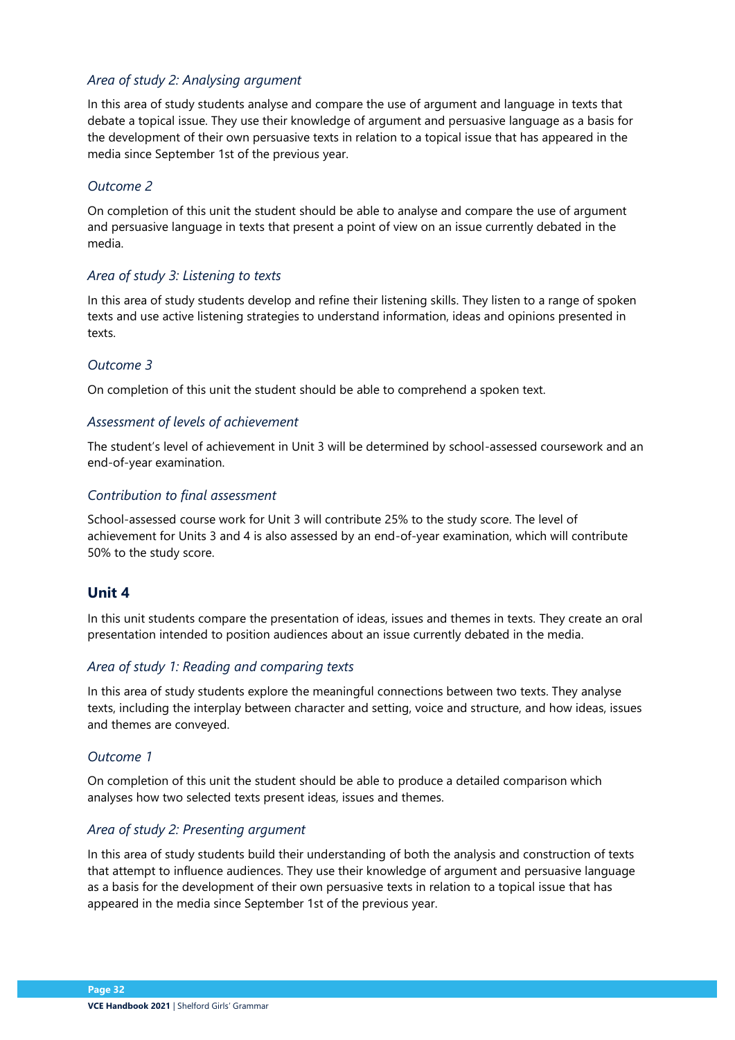### *Area of study 2: Analysing argument*

In this area of study students analyse and compare the use of argument and language in texts that debate a topical issue. They use their knowledge of argument and persuasive language as a basis for the development of their own persuasive texts in relation to a topical issue that has appeared in the media since September 1st of the previous year.

### *Outcome 2*

On completion of this unit the student should be able to analyse and compare the use of argument and persuasive language in texts that present a point of view on an issue currently debated in the media.

### *Area of study 3: Listening to texts*

In this area of study students develop and refine their listening skills. They listen to a range of spoken texts and use active listening strategies to understand information, ideas and opinions presented in texts.

### *Outcome 3*

On completion of this unit the student should be able to comprehend a spoken text.

### *Assessment of levels of achievement*

The student's level of achievement in Unit 3 will be determined by school-assessed coursework and an end-of-year examination.

### *Contribution to final assessment*

School-assessed course work for Unit 3 will contribute 25% to the study score. The level of achievement for Units 3 and 4 is also assessed by an end-of-year examination, which will contribute 50% to the study score.

## Unit 4

In this unit students compare the presentation of ideas, issues and themes in texts. They create an oral presentation intended to position audiences about an issue currently debated in the media.

### *Area of study 1: Reading and comparing texts*

In this area of study students explore the meaningful connections between two texts. They analyse texts, including the interplay between character and setting, voice and structure, and how ideas, issues and themes are conveyed.

### *Outcome 1*

On completion of this unit the student should be able to produce a detailed comparison which analyses how two selected texts present ideas, issues and themes.

### *Area of study 2: Presenting argument*

In this area of study students build their understanding of both the analysis and construction of texts that attempt to influence audiences. They use their knowledge of argument and persuasive language as a basis for the development of their own persuasive texts in relation to a topical issue that has appeared in the media since September 1st of the previous year.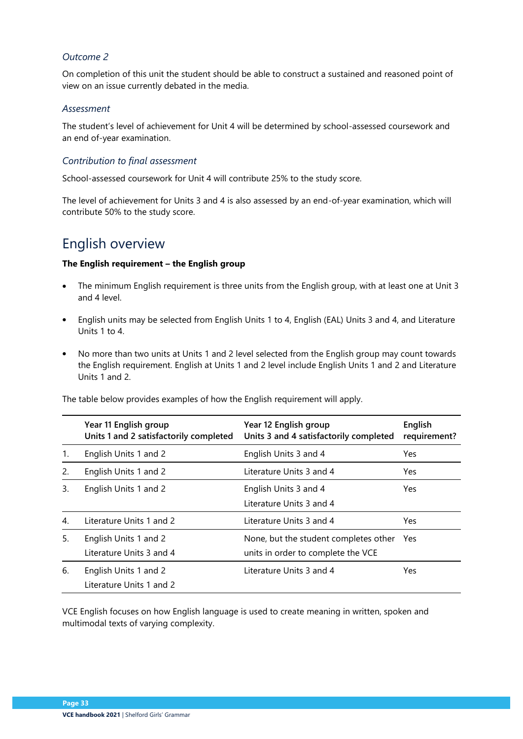### *Outcome 2*

On completion of this unit the student should be able to construct a sustained and reasoned point of view on an issue currently debated in the media.

### *Assessment*

The student's level of achievement for Unit 4 will be determined by school-assessed coursework and an end of-year examination.

### *Contribution to final assessment*

School-assessed coursework for Unit 4 will contribute 25% to the study score.

The level of achievement for Units 3 and 4 is also assessed by an end-of-year examination, which will contribute 50% to the study score.

## English overview

**The English requirement – the English group**

- The minimum English requirement is three units from the English group, with at least one at Unit 3 and 4 level.
- English units may be selected from English Units 1 to 4, English (EAL) Units 3 and 4, and Literature Units 1 to 4.
- No more than two units at Units 1 and 2 level selected from the English group may count towards the English requirement. English at Units 1 and 2 level include English Units 1 and 2 and Literature Units 1 and 2.

The table below provides examples of how the English requirement will apply.

| | Year 11 English group Units 1 and 2 satisfactorily completed | Year 12 English group Units 3 and 4 satisfactorily completed | English requirement? |
|---|---|---|---|
| 1. | English Units 1 and 2 | English Units 3 and 4 | Yes |
| 2. | English Units 1 and 2 | Literature Units 3 and 4 | Yes |
| 3. | English Units 1 and 2 | English Units 3 and 4<br>Literature Units 3 and 4 | Yes |
| 4. | Literature Units 1 and 2 | Literature Units 3 and 4 | Yes |
| 5. | English Units 1 and 2<br>Literature Units 3 and 4 | None, but the student completes other units in order to complete the VCE | Yes |
| 6. | English Units 1 and 2<br>Literature Units 1 and 2 | Literature Units 3 and 4 | Yes |

VCE English focuses on how English language is used to create meaning in written, spoken and multimodal texts of varying complexity.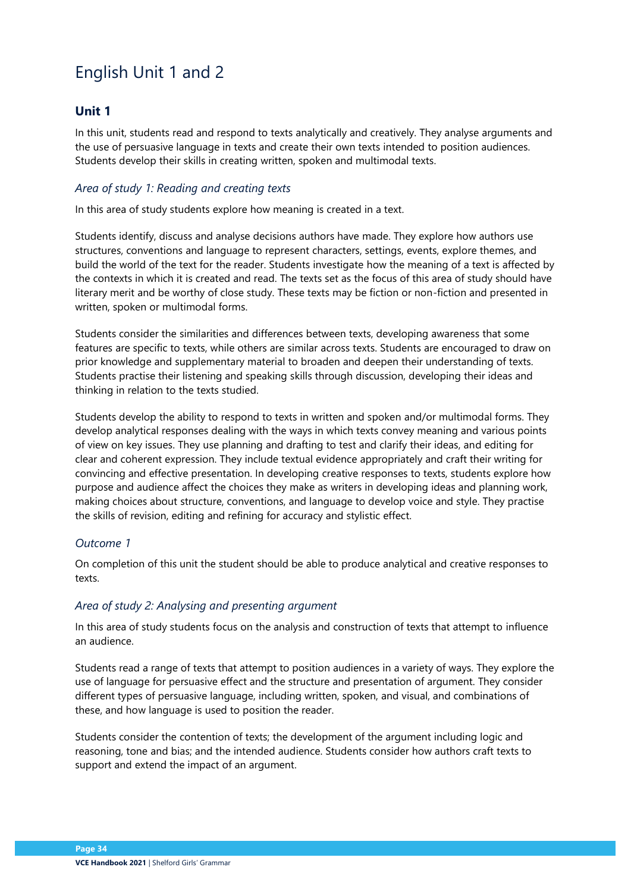# English Unit 1 and 2

## Unit 1

In this unit, students read and respond to texts analytically and creatively. They analyse arguments and the use of persuasive language in texts and create their own texts intended to position audiences. Students develop their skills in creating written, spoken and multimodal texts.

### *Area of study 1: Reading and creating texts*

In this area of study students explore how meaning is created in a text.

Students identify, discuss and analyse decisions authors have made. They explore how authors use structures, conventions and language to represent characters, settings, events, explore themes, and build the world of the text for the reader. Students investigate how the meaning of a text is affected by the contexts in which it is created and read. The texts set as the focus of this area of study should have literary merit and be worthy of close study. These texts may be fiction or non-fiction and presented in written, spoken or multimodal forms.

Students consider the similarities and differences between texts, developing awareness that some features are specific to texts, while others are similar across texts. Students are encouraged to draw on prior knowledge and supplementary material to broaden and deepen their understanding of texts. Students practise their listening and speaking skills through discussion, developing their ideas and thinking in relation to the texts studied.

Students develop the ability to respond to texts in written and spoken and/or multimodal forms. They develop analytical responses dealing with the ways in which texts convey meaning and various points of view on key issues. They use planning and drafting to test and clarify their ideas, and editing for clear and coherent expression. They include textual evidence appropriately and craft their writing for convincing and effective presentation. In developing creative responses to texts, students explore how purpose and audience affect the choices they make as writers in developing ideas and planning work, making choices about structure, conventions, and language to develop voice and style. They practise the skills of revision, editing and refining for accuracy and stylistic effect.

### *Outcome 1*

On completion of this unit the student should be able to produce analytical and creative responses to texts.

### *Area of study 2: Analysing and presenting argument*

In this area of study students focus on the analysis and construction of texts that attempt to influence an audience.

Students read a range of texts that attempt to position audiences in a variety of ways. They explore the use of language for persuasive effect and the structure and presentation of argument. They consider different types of persuasive language, including written, spoken, and visual, and combinations of these, and how language is used to position the reader.

Students consider the contention of texts; the development of the argument including logic and reasoning, tone and bias; and the intended audience. Students consider how authors craft texts to support and extend the impact of an argument.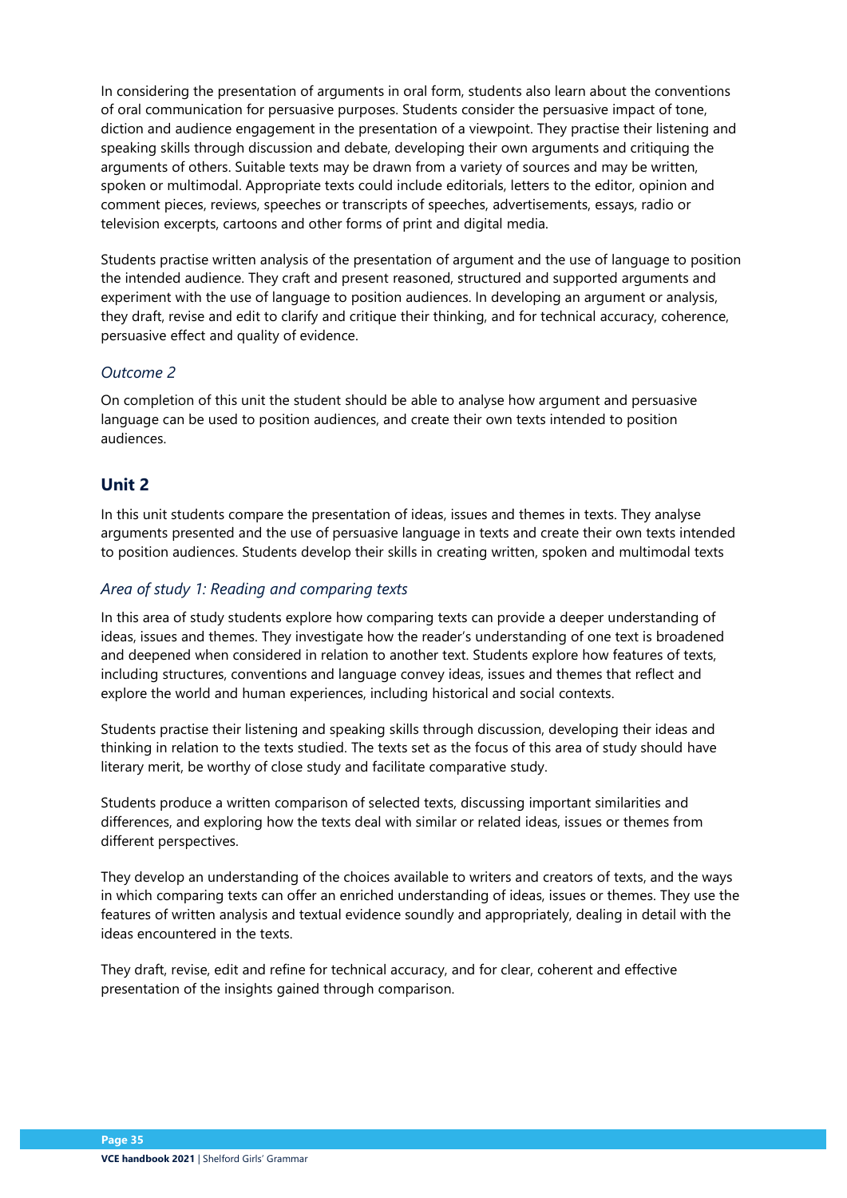In considering the presentation of arguments in oral form, students also learn about the conventions of oral communication for persuasive purposes. Students consider the persuasive impact of tone, diction and audience engagement in the presentation of a viewpoint. They practise their listening and speaking skills through discussion and debate, developing their own arguments and critiquing the arguments of others. Suitable texts may be drawn from a variety of sources and may be written, spoken or multimodal. Appropriate texts could include editorials, letters to the editor, opinion and comment pieces, reviews, speeches or transcripts of speeches, advertisements, essays, radio or television excerpts, cartoons and other forms of print and digital media.

Students practise written analysis of the presentation of argument and the use of language to position the intended audience. They craft and present reasoned, structured and supported arguments and experiment with the use of language to position audiences. In developing an argument or analysis, they draft, revise and edit to clarify and critique their thinking, and for technical accuracy, coherence, persuasive effect and quality of evidence.

### *Outcome 2*

On completion of this unit the student should be able to analyse how argument and persuasive language can be used to position audiences, and create their own texts intended to position audiences.

## Unit 2

In this unit students compare the presentation of ideas, issues and themes in texts. They analyse arguments presented and the use of persuasive language in texts and create their own texts intended to position audiences. Students develop their skills in creating written, spoken and multimodal texts

### *Area of study 1: Reading and comparing texts*

In this area of study students explore how comparing texts can provide a deeper understanding of ideas, issues and themes. They investigate how the reader's understanding of one text is broadened and deepened when considered in relation to another text. Students explore how features of texts, including structures, conventions and language convey ideas, issues and themes that reflect and explore the world and human experiences, including historical and social contexts.

Students practise their listening and speaking skills through discussion, developing their ideas and thinking in relation to the texts studied. The texts set as the focus of this area of study should have literary merit, be worthy of close study and facilitate comparative study.

Students produce a written comparison of selected texts, discussing important similarities and differences, and exploring how the texts deal with similar or related ideas, issues or themes from different perspectives.

They develop an understanding of the choices available to writers and creators of texts, and the ways in which comparing texts can offer an enriched understanding of ideas, issues or themes. They use the features of written analysis and textual evidence soundly and appropriately, dealing in detail with the ideas encountered in the texts.

They draft, revise, edit and refine for technical accuracy, and for clear, coherent and effective presentation of the insights gained through comparison.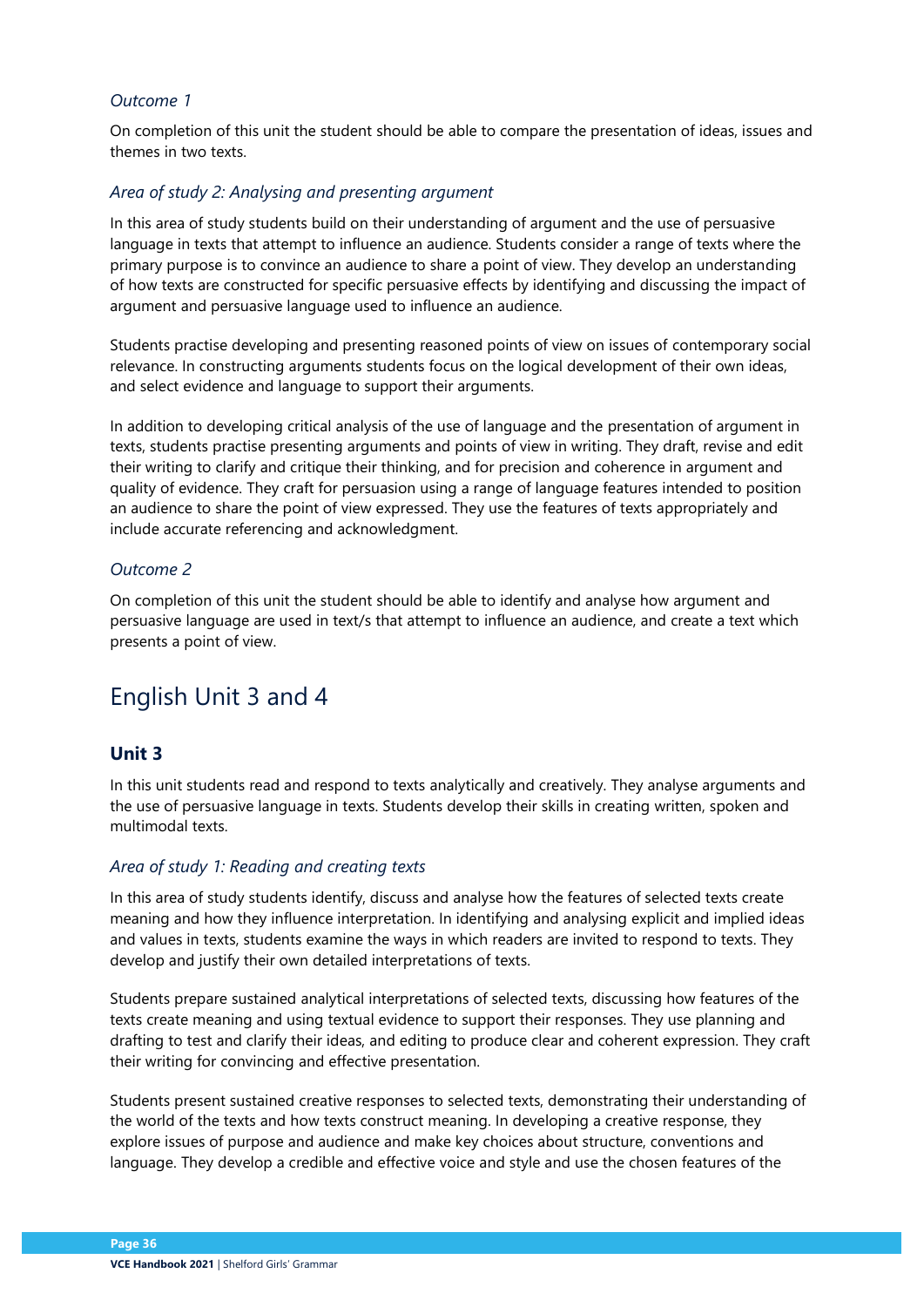*Outcome 1*

On completion of this unit the student should be able to compare the presentation of ideas, issues and themes in two texts.

*Area of study 2: Analysing and presenting argument*

In this area of study students build on their understanding of argument and the use of persuasive language in texts that attempt to influence an audience. Students consider a range of texts where the primary purpose is to convince an audience to share a point of view. They develop an understanding of how texts are constructed for specific persuasive effects by identifying and discussing the impact of argument and persuasive language used to influence an audience.

Students practise developing and presenting reasoned points of view on issues of contemporary social relevance. In constructing arguments students focus on the logical development of their own ideas, and select evidence and language to support their arguments.

In addition to developing critical analysis of the use of language and the presentation of argument in texts, students practise presenting arguments and points of view in writing. They draft, revise and edit their writing to clarify and critique their thinking, and for precision and coherence in argument and quality of evidence. They craft for persuasion using a range of language features intended to position an audience to share the point of view expressed. They use the features of texts appropriately and include accurate referencing and acknowledgment.

*Outcome 2*

On completion of this unit the student should be able to identify and analyse how argument and persuasive language are used in text/s that attempt to influence an audience, and create a text which presents a point of view.

## English Unit 3 and 4

### Unit 3

In this unit students read and respond to texts analytically and creatively. They analyse arguments and the use of persuasive language in texts. Students develop their skills in creating written, spoken and multimodal texts.

*Area of study 1: Reading and creating texts*

In this area of study students identify, discuss and analyse how the features of selected texts create meaning and how they influence interpretation. In identifying and analysing explicit and implied ideas and values in texts, students examine the ways in which readers are invited to respond to texts. They develop and justify their own detailed interpretations of texts.

Students prepare sustained analytical interpretations of selected texts, discussing how features of the texts create meaning and using textual evidence to support their responses. They use planning and drafting to test and clarify their ideas, and editing to produce clear and coherent expression. They craft their writing for convincing and effective presentation.

Students present sustained creative responses to selected texts, demonstrating their understanding of the world of the texts and how texts construct meaning. In developing a creative response, they explore issues of purpose and audience and make key choices about structure, conventions and language. They develop a credible and effective voice and style and use the chosen features of the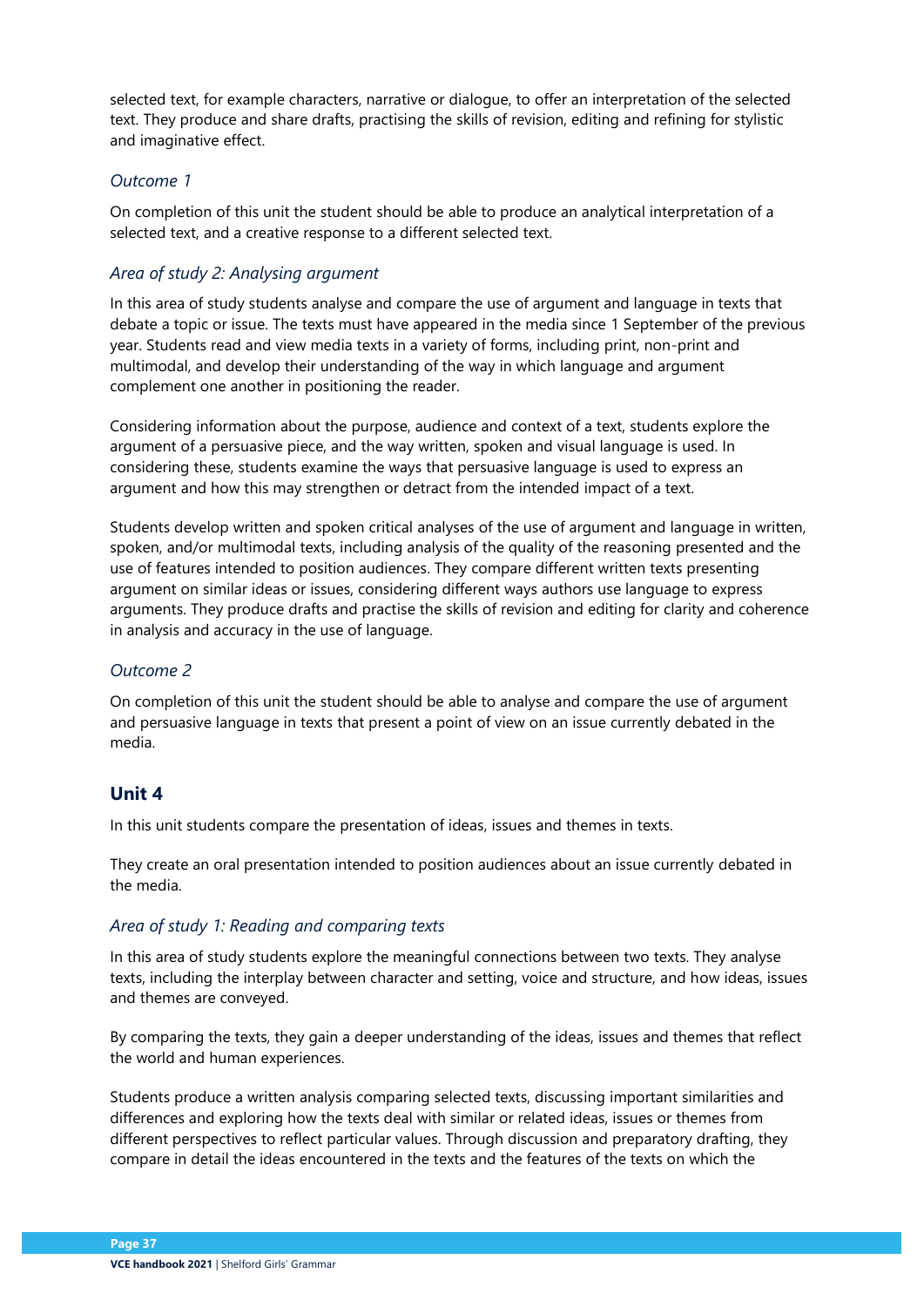selected text, for example characters, narrative or dialogue, to offer an interpretation of the selected text. They produce and share drafts, practising the skills of revision, editing and refining for stylistic and imaginative effect.

### *Outcome 1*

On completion of this unit the student should be able to produce an analytical interpretation of a selected text, and a creative response to a different selected text.

### *Area of study 2: Analysing argument*

In this area of study students analyse and compare the use of argument and language in texts that debate a topic or issue. The texts must have appeared in the media since 1 September of the previous year. Students read and view media texts in a variety of forms, including print, non-print and multimodal, and develop their understanding of the way in which language and argument complement one another in positioning the reader.

Considering information about the purpose, audience and context of a text, students explore the argument of a persuasive piece, and the way written, spoken and visual language is used. In considering these, students examine the ways that persuasive language is used to express an argument and how this may strengthen or detract from the intended impact of a text.

Students develop written and spoken critical analyses of the use of argument and language in written, spoken, and/or multimodal texts, including analysis of the quality of the reasoning presented and the use of features intended to position audiences. They compare different written texts presenting argument on similar ideas or issues, considering different ways authors use language to express arguments. They produce drafts and practise the skills of revision and editing for clarity and coherence in analysis and accuracy in the use of language.

### *Outcome 2*

On completion of this unit the student should be able to analyse and compare the use of argument and persuasive language in texts that present a point of view on an issue currently debated in the media.

## Unit 4

In this unit students compare the presentation of ideas, issues and themes in texts.

They create an oral presentation intended to position audiences about an issue currently debated in the media.

### *Area of study 1: Reading and comparing texts*

In this area of study students explore the meaningful connections between two texts. They analyse texts, including the interplay between character and setting, voice and structure, and how ideas, issues and themes are conveyed.

By comparing the texts, they gain a deeper understanding of the ideas, issues and themes that reflect the world and human experiences.

Students produce a written analysis comparing selected texts, discussing important similarities and differences and exploring how the texts deal with similar or related ideas, issues or themes from different perspectives to reflect particular values. Through discussion and preparatory drafting, they compare in detail the ideas encountered in the texts and the features of the texts on which the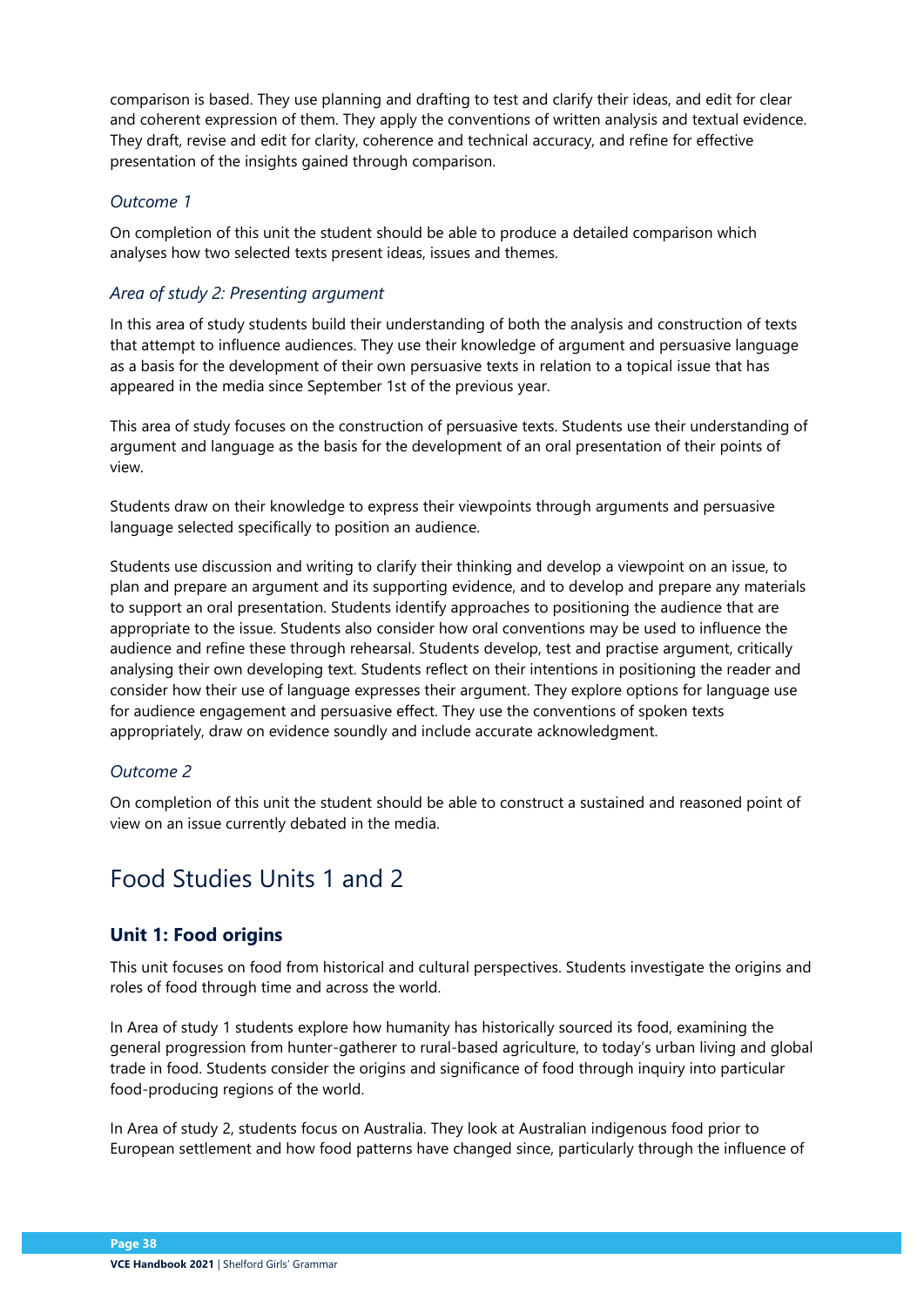comparison is based. They use planning and drafting to test and clarify their ideas, and edit for clear and coherent expression of them. They apply the conventions of written analysis and textual evidence. They draft, revise and edit for clarity, coherence and technical accuracy, and refine for effective presentation of the insights gained through comparison.

### *Outcome 1*

On completion of this unit the student should be able to produce a detailed comparison which analyses how two selected texts present ideas, issues and themes.

### *Area of study 2: Presenting argument*

In this area of study students build their understanding of both the analysis and construction of texts that attempt to influence audiences. They use their knowledge of argument and persuasive language as a basis for the development of their own persuasive texts in relation to a topical issue that has appeared in the media since September 1st of the previous year.

This area of study focuses on the construction of persuasive texts. Students use their understanding of argument and language as the basis for the development of an oral presentation of their points of view.

Students draw on their knowledge to express their viewpoints through arguments and persuasive language selected specifically to position an audience.

Students use discussion and writing to clarify their thinking and develop a viewpoint on an issue, to plan and prepare an argument and its supporting evidence, and to develop and prepare any materials to support an oral presentation. Students identify approaches to positioning the audience that are appropriate to the issue. Students also consider how oral conventions may be used to influence the audience and refine these through rehearsal. Students develop, test and practise argument, critically analysing their own developing text. Students reflect on their intentions in positioning the reader and consider how their use of language expresses their argument. They explore options for language use for audience engagement and persuasive effect. They use the conventions of spoken texts appropriately, draw on evidence soundly and include accurate acknowledgment.

### *Outcome 2*

On completion of this unit the student should be able to construct a sustained and reasoned point of view on an issue currently debated in the media.

# Food Studies Units 1 and 2

## Unit 1: Food origins

This unit focuses on food from historical and cultural perspectives. Students investigate the origins and roles of food through time and across the world.

In Area of study 1 students explore how humanity has historically sourced its food, examining the general progression from hunter-gatherer to rural-based agriculture, to today's urban living and global trade in food. Students consider the origins and significance of food through inquiry into particular food-producing regions of the world.

In Area of study 2, students focus on Australia. They look at Australian indigenous food prior to European settlement and how food patterns have changed since, particularly through the influence of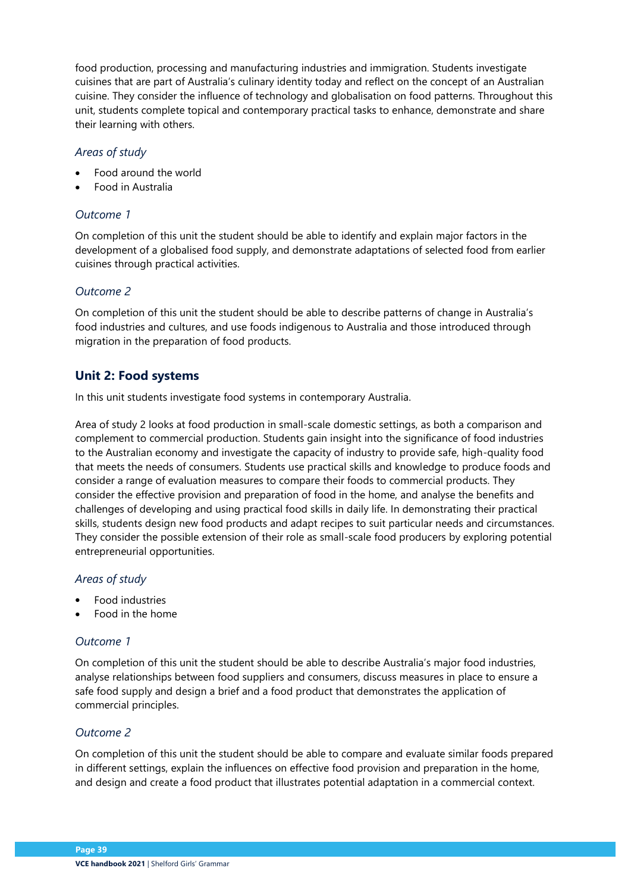food production, processing and manufacturing industries and immigration. Students investigate cuisines that are part of Australia's culinary identity today and reflect on the concept of an Australian cuisine. They consider the influence of technology and globalisation on food patterns. Throughout this unit, students complete topical and contemporary practical tasks to enhance, demonstrate and share their learning with others.

### *Areas of study*

- Food around the world
- Food in Australia

### *Outcome 1*

On completion of this unit the student should be able to identify and explain major factors in the development of a globalised food supply, and demonstrate adaptations of selected food from earlier cuisines through practical activities.

### *Outcome 2*

On completion of this unit the student should be able to describe patterns of change in Australia's food industries and cultures, and use foods indigenous to Australia and those introduced through migration in the preparation of food products.

## Unit 2: Food systems

In this unit students investigate food systems in contemporary Australia.

Area of study 2 looks at food production in small-scale domestic settings, as both a comparison and complement to commercial production. Students gain insight into the significance of food industries to the Australian economy and investigate the capacity of industry to provide safe, high-quality food that meets the needs of consumers. Students use practical skills and knowledge to produce foods and consider a range of evaluation measures to compare their foods to commercial products. They consider the effective provision and preparation of food in the home, and analyse the benefits and challenges of developing and using practical food skills in daily life. In demonstrating their practical skills, students design new food products and adapt recipes to suit particular needs and circumstances. They consider the possible extension of their role as small-scale food producers by exploring potential entrepreneurial opportunities.

### *Areas of study*

- Food industries
- Food in the home

### *Outcome 1*

On completion of this unit the student should be able to describe Australia's major food industries, analyse relationships between food suppliers and consumers, discuss measures in place to ensure a safe food supply and design a brief and a food product that demonstrates the application of commercial principles.

### *Outcome 2*

On completion of this unit the student should be able to compare and evaluate similar foods prepared in different settings, explain the influences on effective food provision and preparation in the home, and design and create a food product that illustrates potential adaptation in a commercial context.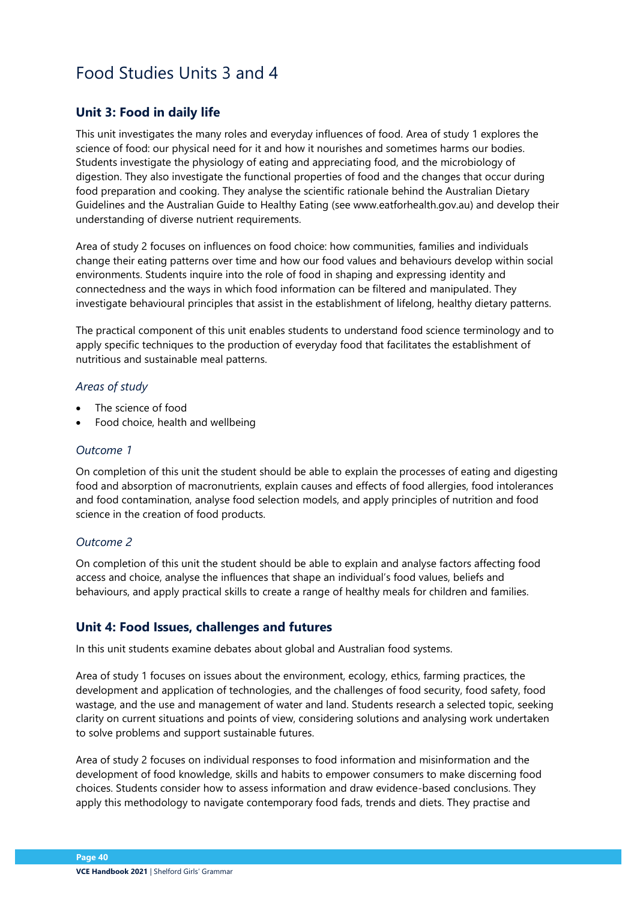# Food Studies Units 3 and 4

## Unit 3: Food in daily life

This unit investigates the many roles and everyday influences of food. Area of study 1 explores the science of food: our physical need for it and how it nourishes and sometimes harms our bodies. Students investigate the physiology of eating and appreciating food, and the microbiology of digestion. They also investigate the functional properties of food and the changes that occur during food preparation and cooking. They analyse the scientific rationale behind the Australian Dietary Guidelines and the Australian Guide to Healthy Eating (see www.eatforhealth.gov.au) and develop their understanding of diverse nutrient requirements.

Area of study 2 focuses on influences on food choice: how communities, families and individuals change their eating patterns over time and how our food values and behaviours develop within social environments. Students inquire into the role of food in shaping and expressing identity and connectedness and the ways in which food information can be filtered and manipulated. They investigate behavioural principles that assist in the establishment of lifelong, healthy dietary patterns.

The practical component of this unit enables students to understand food science terminology and to apply specific techniques to the production of everyday food that facilitates the establishment of nutritious and sustainable meal patterns.

### *Areas of study*

- The science of food
- Food choice, health and wellbeing

### *Outcome 1*

On completion of this unit the student should be able to explain the processes of eating and digesting food and absorption of macronutrients, explain causes and effects of food allergies, food intolerances and food contamination, analyse food selection models, and apply principles of nutrition and food science in the creation of food products.

### *Outcome 2*

On completion of this unit the student should be able to explain and analyse factors affecting food access and choice, analyse the influences that shape an individual's food values, beliefs and behaviours, and apply practical skills to create a range of healthy meals for children and families.

## Unit 4: Food Issues, challenges and futures

In this unit students examine debates about global and Australian food systems.

Area of study 1 focuses on issues about the environment, ecology, ethics, farming practices, the development and application of technologies, and the challenges of food security, food safety, food wastage, and the use and management of water and land. Students research a selected topic, seeking clarity on current situations and points of view, considering solutions and analysing work undertaken to solve problems and support sustainable futures.

Area of study 2 focuses on individual responses to food information and misinformation and the development of food knowledge, skills and habits to empower consumers to make discerning food choices. Students consider how to assess information and draw evidence-based conclusions. They apply this methodology to navigate contemporary food fads, trends and diets. They practise and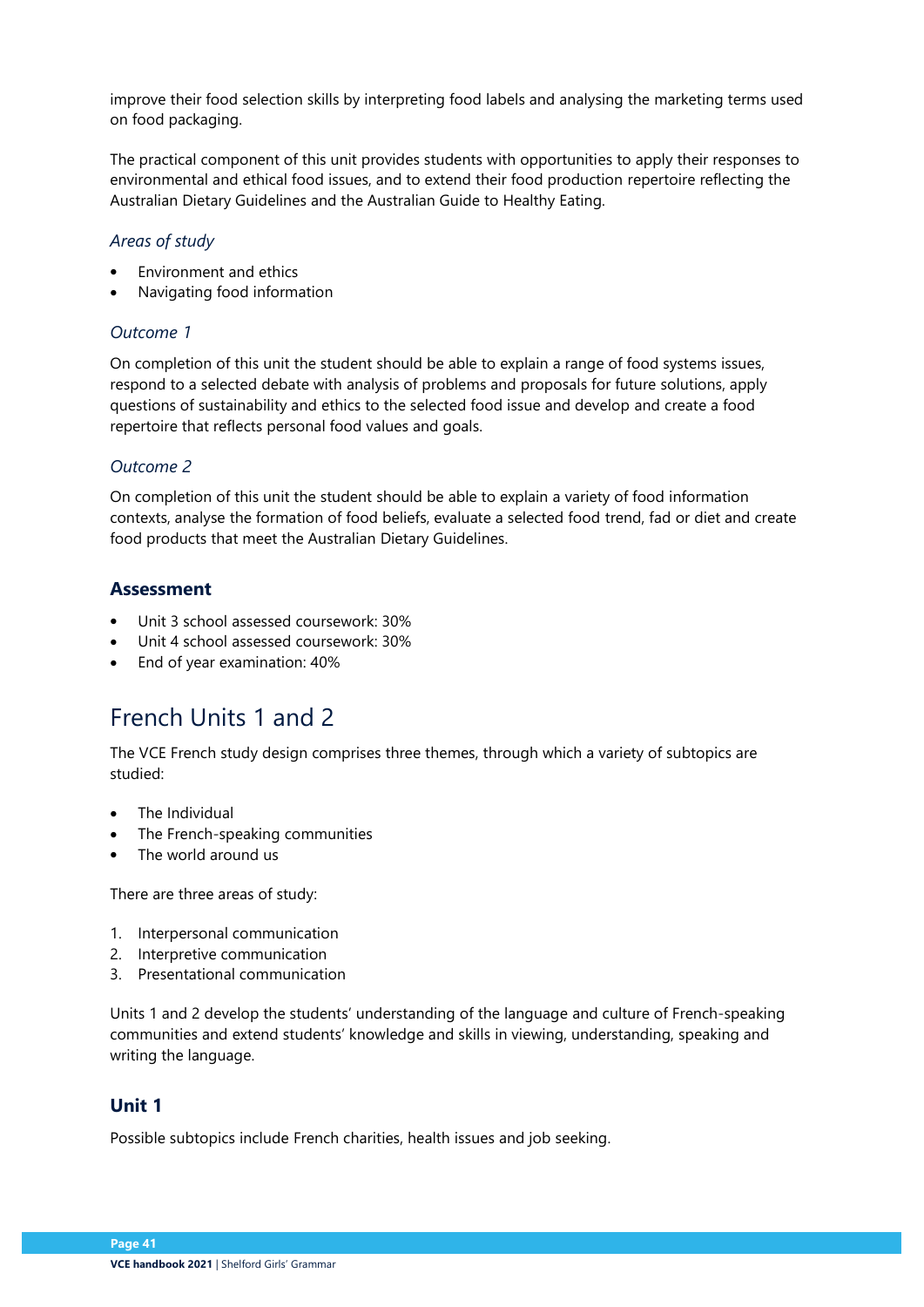improve their food selection skills by interpreting food labels and analysing the marketing terms used on food packaging.

The practical component of this unit provides students with opportunities to apply their responses to environmental and ethical food issues, and to extend their food production repertoire reflecting the Australian Dietary Guidelines and the Australian Guide to Healthy Eating.

### *Areas of study*

- Environment and ethics
- Navigating food information

### *Outcome 1*

On completion of this unit the student should be able to explain a range of food systems issues, respond to a selected debate with analysis of problems and proposals for future solutions, apply questions of sustainability and ethics to the selected food issue and develop and create a food repertoire that reflects personal food values and goals.

### *Outcome 2*

On completion of this unit the student should be able to explain a variety of food information contexts, analyse the formation of food beliefs, evaluate a selected food trend, fad or diet and create food products that meet the Australian Dietary Guidelines.

### **Assessment**

- Unit 3 school assessed coursework: 30%
- Unit 4 school assessed coursework: 30%
- End of year examination: 40%

## French Units 1 and 2

The VCE French study design comprises three themes, through which a variety of subtopics are studied:

- The Individual
- The French-speaking communities
- The world around us

There are three areas of study:

1. Interpersonal communication
2. Interpretive communication
3. Presentational communication

Units 1 and 2 develop the students' understanding of the language and culture of French-speaking communities and extend students' knowledge and skills in viewing, understanding, speaking and writing the language.

### **Unit 1**

Possible subtopics include French charities, health issues and job seeking.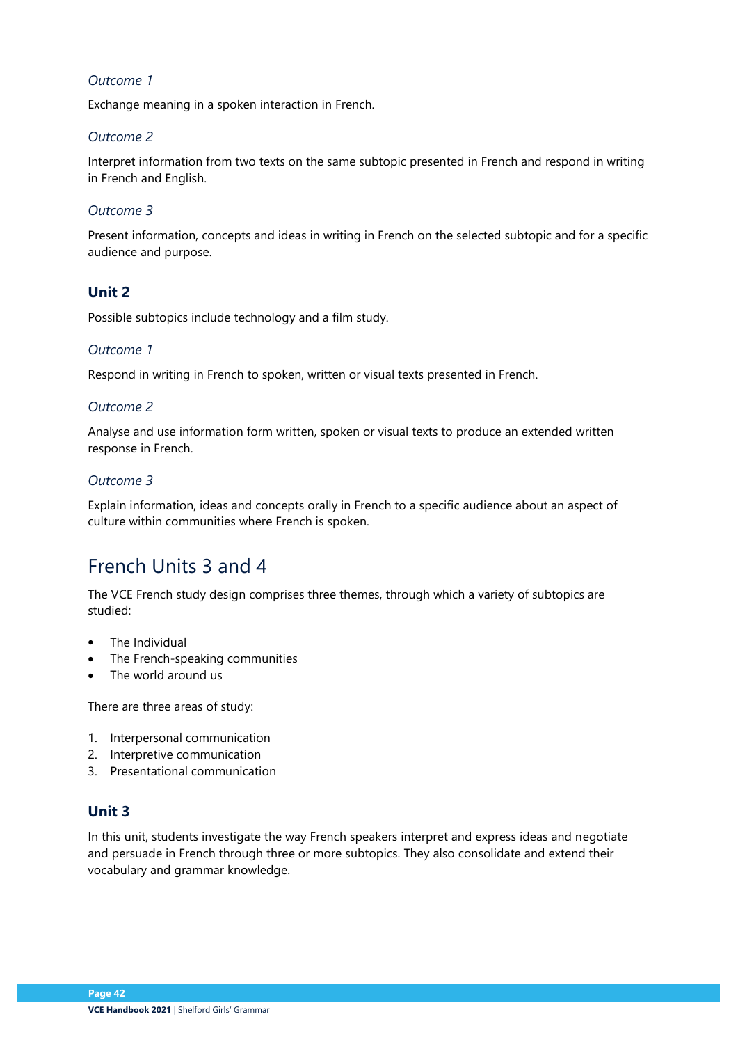*Outcome 1*

Exchange meaning in a spoken interaction in French.

*Outcome 2*

Interpret information from two texts on the same subtopic presented in French and respond in writing in French and English.

*Outcome 3*

Present information, concepts and ideas in writing in French on the selected subtopic and for a specific audience and purpose.

### Unit 2

Possible subtopics include technology and a film study.

*Outcome 1*

Respond in writing in French to spoken, written or visual texts presented in French.

*Outcome 2*

Analyse and use information form written, spoken or visual texts to produce an extended written response in French.

*Outcome 3*

Explain information, ideas and concepts orally in French to a specific audience about an aspect of culture within communities where French is spoken.

## French Units 3 and 4

The VCE French study design comprises three themes, through which a variety of subtopics are studied:

- The Individual
- The French-speaking communities
- The world around us

There are three areas of study:

1. Interpersonal communication
2. Interpretive communication
3. Presentational communication

### Unit 3

In this unit, students investigate the way French speakers interpret and express ideas and negotiate and persuade in French through three or more subtopics. They also consolidate and extend their vocabulary and grammar knowledge.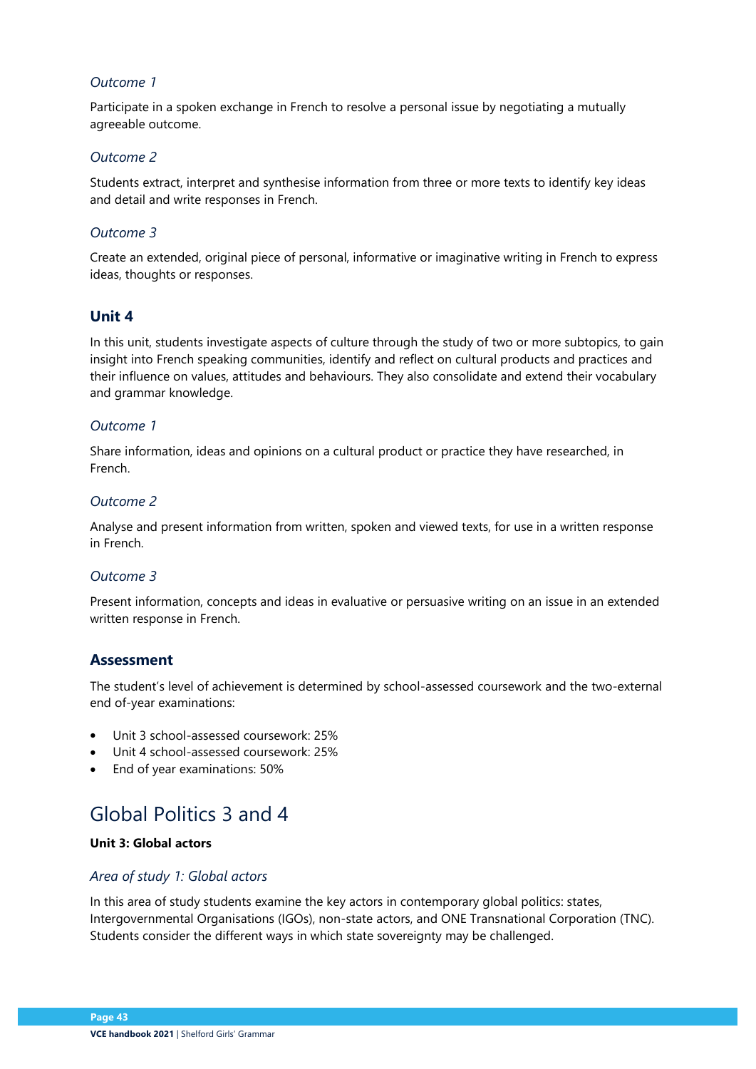*Outcome 1*

Participate in a spoken exchange in French to resolve a personal issue by negotiating a mutually agreeable outcome.

*Outcome 2*

Students extract, interpret and synthesise information from three or more texts to identify key ideas and detail and write responses in French.

*Outcome 3*

Create an extended, original piece of personal, informative or imaginative writing in French to express ideas, thoughts or responses.

### Unit 4

In this unit, students investigate aspects of culture through the study of two or more subtopics, to gain insight into French speaking communities, identify and reflect on cultural products and practices and their influence on values, attitudes and behaviours. They also consolidate and extend their vocabulary and grammar knowledge.

*Outcome 1*

Share information, ideas and opinions on a cultural product or practice they have researched, in French.

*Outcome 2*

Analyse and present information from written, spoken and viewed texts, for use in a written response in French.

*Outcome 3*

Present information, concepts and ideas in evaluative or persuasive writing on an issue in an extended written response in French.

### Assessment

The student's level of achievement is determined by school-assessed coursework and the two-external end of-year examinations:

- Unit 3 school-assessed coursework: 25%
- Unit 4 school-assessed coursework: 25%
- End of year examinations: 50%

## Global Politics 3 and 4

**Unit 3: Global actors**

*Area of study 1: Global actors*

In this area of study students examine the key actors in contemporary global politics: states, Intergovernmental Organisations (IGOs), non-state actors, and ONE Transnational Corporation (TNC). Students consider the different ways in which state sovereignty may be challenged.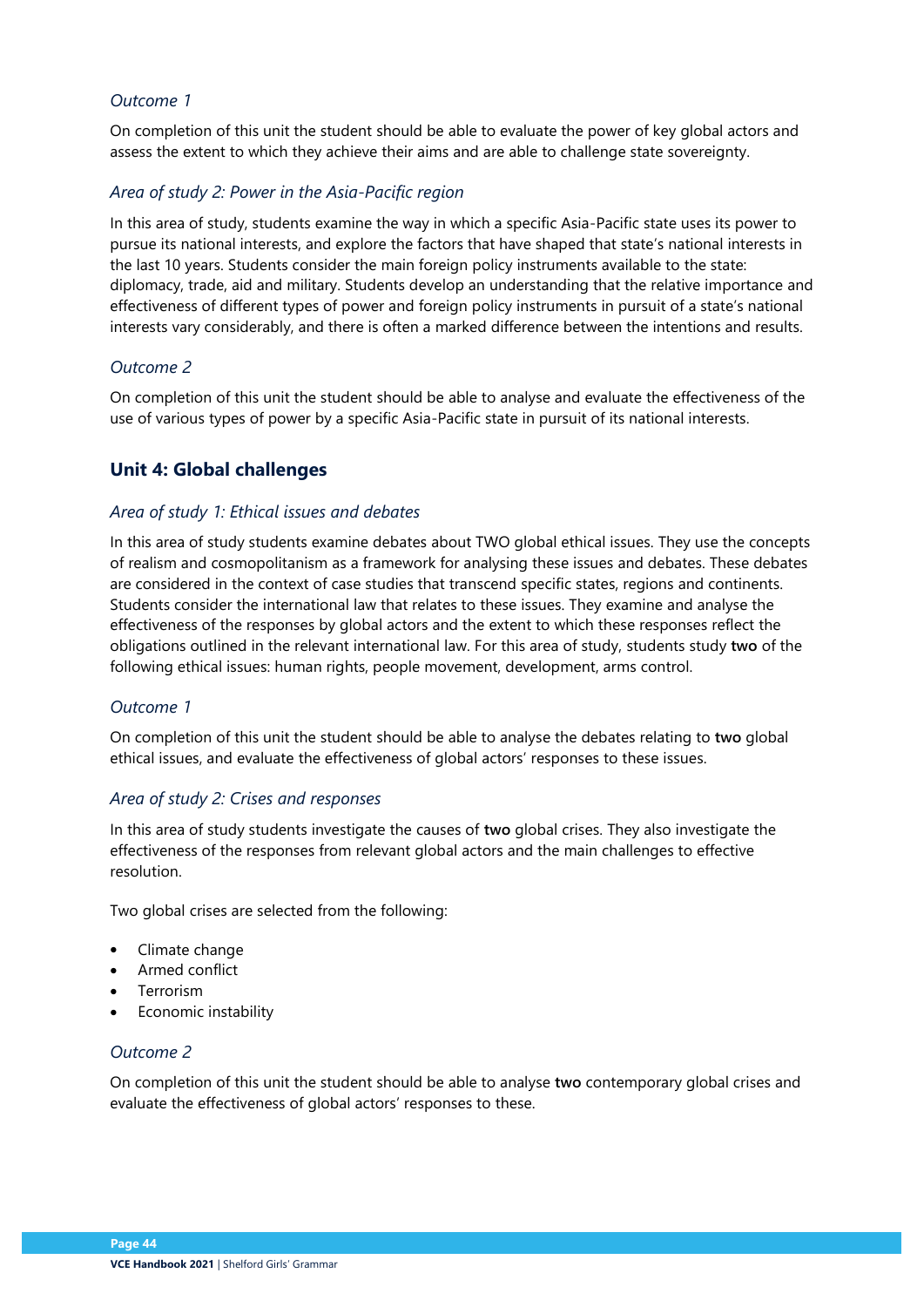*Outcome 1*

On completion of this unit the student should be able to evaluate the power of key global actors and assess the extent to which they achieve their aims and are able to challenge state sovereignty.

*Area of study 2: Power in the Asia-Pacific region*

In this area of study, students examine the way in which a specific Asia-Pacific state uses its power to pursue its national interests, and explore the factors that have shaped that state's national interests in the last 10 years. Students consider the main foreign policy instruments available to the state: diplomacy, trade, aid and military. Students develop an understanding that the relative importance and effectiveness of different types of power and foreign policy instruments in pursuit of a state's national interests vary considerably, and there is often a marked difference between the intentions and results.

*Outcome 2*

On completion of this unit the student should be able to analyse and evaluate the effectiveness of the use of various types of power by a specific Asia-Pacific state in pursuit of its national interests.

## Unit 4: Global challenges

*Area of study 1: Ethical issues and debates*

In this area of study students examine debates about TWO global ethical issues. They use the concepts of realism and cosmopolitanism as a framework for analysing these issues and debates. These debates are considered in the context of case studies that transcend specific states, regions and continents. Students consider the international law that relates to these issues. They examine and analyse the effectiveness of the responses by global actors and the extent to which these responses reflect the obligations outlined in the relevant international law. For this area of study, students study **two** of the following ethical issues: human rights, people movement, development, arms control.

*Outcome 1*

On completion of this unit the student should be able to analyse the debates relating to **two** global ethical issues, and evaluate the effectiveness of global actors' responses to these issues.

*Area of study 2: Crises and responses*

In this area of study students investigate the causes of **two** global crises. They also investigate the effectiveness of the responses from relevant global actors and the main challenges to effective resolution.

Two global crises are selected from the following:

- Climate change
- Armed conflict
- Terrorism
- Economic instability

*Outcome 2*

On completion of this unit the student should be able to analyse **two** contemporary global crises and evaluate the effectiveness of global actors' responses to these.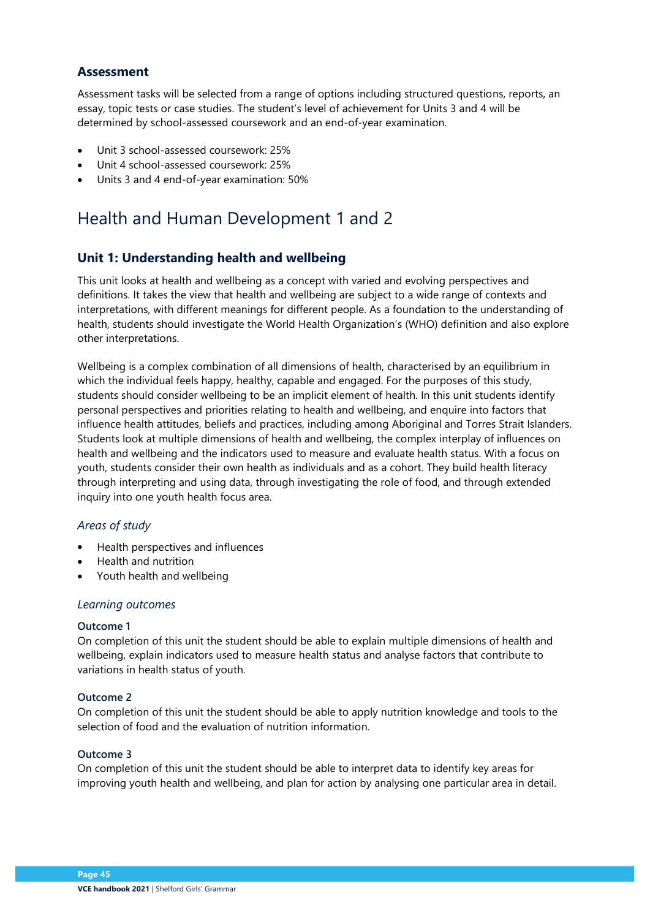### Assessment

Assessment tasks will be selected from a range of options including structured questions, reports, an essay, topic tests or case studies. The student's level of achievement for Units 3 and 4 will be determined by school-assessed coursework and an end-of-year examination.

- Unit 3 school-assessed coursework: 25%
- Unit 4 school-assessed coursework: 25%
- Units 3 and 4 end-of-year examination: 50%

## Health and Human Development 1 and 2

### Unit 1: Understanding health and wellbeing

This unit looks at health and wellbeing as a concept with varied and evolving perspectives and definitions. It takes the view that health and wellbeing are subject to a wide range of contexts and interpretations, with different meanings for different people. As a foundation to the understanding of health, students should investigate the World Health Organization's (WHO) definition and also explore other interpretations.

Wellbeing is a complex combination of all dimensions of health, characterised by an equilibrium in which the individual feels happy, healthy, capable and engaged. For the purposes of this study, students should consider wellbeing to be an implicit element of health. In this unit students identify personal perspectives and priorities relating to health and wellbeing, and enquire into factors that influence health attitudes, beliefs and practices, including among Aboriginal and Torres Strait Islanders. Students look at multiple dimensions of health and wellbeing, the complex interplay of influences on health and wellbeing and the indicators used to measure and evaluate health status. With a focus on youth, students consider their own health as individuals and as a cohort. They build health literacy through interpreting and using data, through investigating the role of food, and through extended inquiry into one youth health focus area.

#### *Areas of study*

- Health perspectives and influences
- Health and nutrition
- Youth health and wellbeing

#### *Learning outcomes*

**Outcome 1**
On completion of this unit the student should be able to explain multiple dimensions of health and wellbeing, explain indicators used to measure health status and analyse factors that contribute to variations in health status of youth.

**Outcome 2**
On completion of this unit the student should be able to apply nutrition knowledge and tools to the selection of food and the evaluation of nutrition information.

**Outcome 3**
On completion of this unit the student should be able to interpret data to identify key areas for improving youth health and wellbeing, and plan for action by analysing one particular area in detail.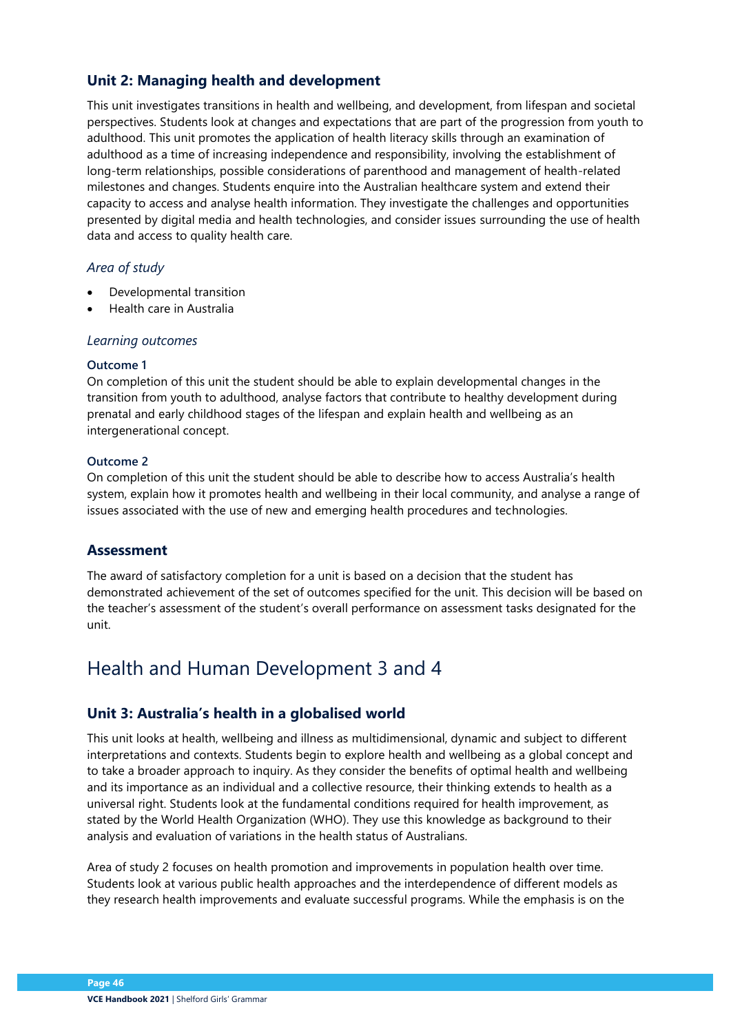### Unit 2: Managing health and development

This unit investigates transitions in health and wellbeing, and development, from lifespan and societal perspectives. Students look at changes and expectations that are part of the progression from youth to adulthood. This unit promotes the application of health literacy skills through an examination of adulthood as a time of increasing independence and responsibility, involving the establishment of long-term relationships, possible considerations of parenthood and management of health-related milestones and changes. Students enquire into the Australian healthcare system and extend their capacity to access and analyse health information. They investigate the challenges and opportunities presented by digital media and health technologies, and consider issues surrounding the use of health data and access to quality health care.

*Area of study*

- Developmental transition
- Health care in Australia

*Learning outcomes*

**Outcome 1**
On completion of this unit the student should be able to explain developmental changes in the transition from youth to adulthood, analyse factors that contribute to healthy development during prenatal and early childhood stages of the lifespan and explain health and wellbeing as an intergenerational concept.

**Outcome 2**
On completion of this unit the student should be able to describe how to access Australia's health system, explain how it promotes health and wellbeing in their local community, and analyse a range of issues associated with the use of new and emerging health procedures and technologies.

### Assessment

The award of satisfactory completion for a unit is based on a decision that the student has demonstrated achievement of the set of outcomes specified for the unit. This decision will be based on the teacher's assessment of the student's overall performance on assessment tasks designated for the unit.

## Health and Human Development 3 and 4

### Unit 3: Australia's health in a globalised world

This unit looks at health, wellbeing and illness as multidimensional, dynamic and subject to different interpretations and contexts. Students begin to explore health and wellbeing as a global concept and to take a broader approach to inquiry. As they consider the benefits of optimal health and wellbeing and its importance as an individual and a collective resource, their thinking extends to health as a universal right. Students look at the fundamental conditions required for health improvement, as stated by the World Health Organization (WHO). They use this knowledge as background to their analysis and evaluation of variations in the health status of Australians.

Area of study 2 focuses on health promotion and improvements in population health over time. Students look at various public health approaches and the interdependence of different models as they research health improvements and evaluate successful programs. While the emphasis is on the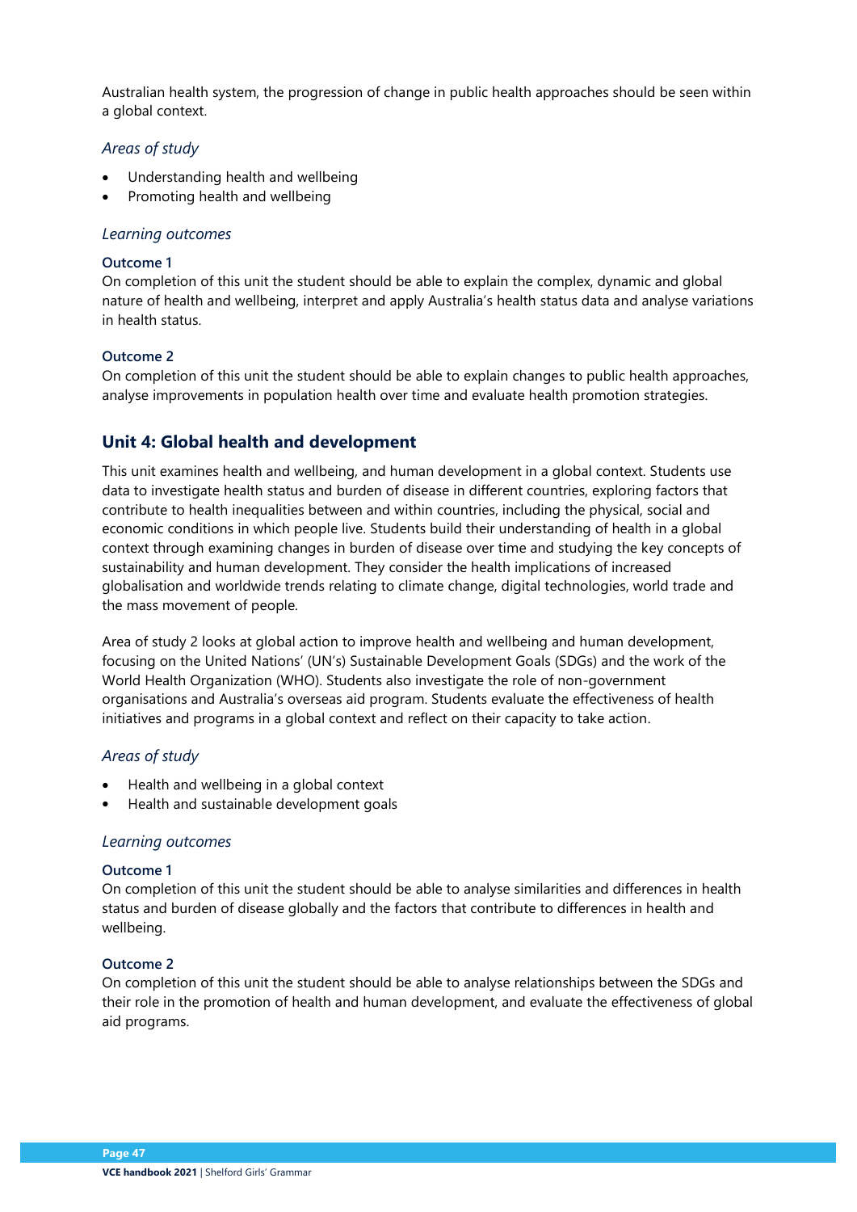Australian health system, the progression of change in public health approaches should be seen within a global context.

### *Areas of study*

- Understanding health and wellbeing
- Promoting health and wellbeing

### *Learning outcomes*

**Outcome 1**
On completion of this unit the student should be able to explain the complex, dynamic and global nature of health and wellbeing, interpret and apply Australia's health status data and analyse variations in health status.

**Outcome 2**
On completion of this unit the student should be able to explain changes to public health approaches, analyse improvements in population health over time and evaluate health promotion strategies.

## Unit 4: Global health and development

This unit examines health and wellbeing, and human development in a global context. Students use data to investigate health status and burden of disease in different countries, exploring factors that contribute to health inequalities between and within countries, including the physical, social and economic conditions in which people live. Students build their understanding of health in a global context through examining changes in burden of disease over time and studying the key concepts of sustainability and human development. They consider the health implications of increased globalisation and worldwide trends relating to climate change, digital technologies, world trade and the mass movement of people.

Area of study 2 looks at global action to improve health and wellbeing and human development, focusing on the United Nations' (UN's) Sustainable Development Goals (SDGs) and the work of the World Health Organization (WHO). Students also investigate the role of non-government organisations and Australia's overseas aid program. Students evaluate the effectiveness of health initiatives and programs in a global context and reflect on their capacity to take action.

### *Areas of study*

- Health and wellbeing in a global context
- Health and sustainable development goals

### *Learning outcomes*

**Outcome 1**
On completion of this unit the student should be able to analyse similarities and differences in health status and burden of disease globally and the factors that contribute to differences in health and wellbeing.

**Outcome 2**
On completion of this unit the student should be able to analyse relationships between the SDGs and their role in the promotion of health and human development, and evaluate the effectiveness of global aid programs.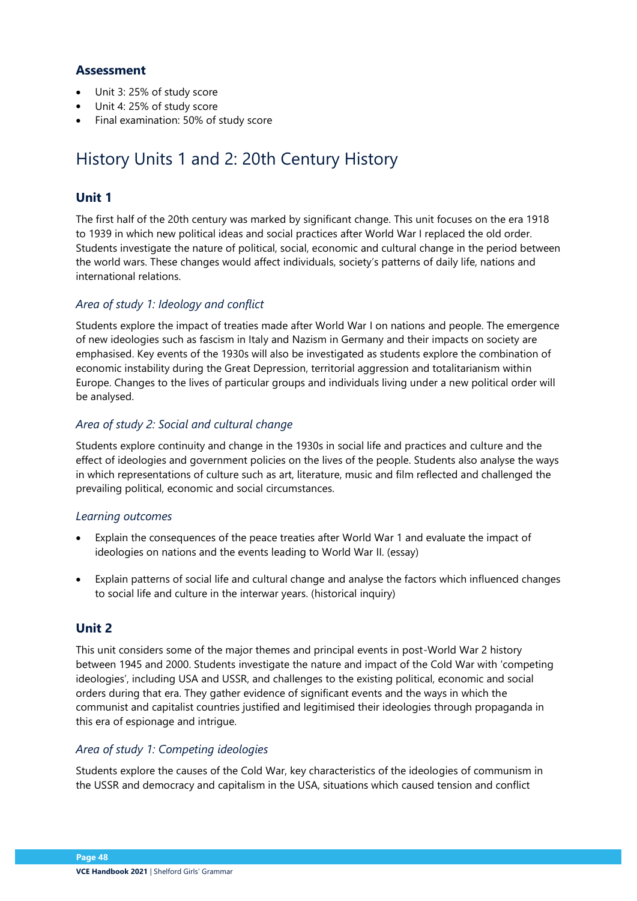### Assessment

- Unit 3: 25% of study score
- Unit 4: 25% of study score
- Final examination: 50% of study score

## History Units 1 and 2: 20th Century History

### Unit 1

The first half of the 20th century was marked by significant change. This unit focuses on the era 1918 to 1939 in which new political ideas and social practices after World War I replaced the old order. Students investigate the nature of political, social, economic and cultural change in the period between the world wars. These changes would affect individuals, society's patterns of daily life, nations and international relations.

#### *Area of study 1: Ideology and conflict*

Students explore the impact of treaties made after World War I on nations and people. The emergence of new ideologies such as fascism in Italy and Nazism in Germany and their impacts on society are emphasised. Key events of the 1930s will also be investigated as students explore the combination of economic instability during the Great Depression, territorial aggression and totalitarianism within Europe. Changes to the lives of particular groups and individuals living under a new political order will be analysed.

#### *Area of study 2: Social and cultural change*

Students explore continuity and change in the 1930s in social life and practices and culture and the effect of ideologies and government policies on the lives of the people. Students also analyse the ways in which representations of culture such as art, literature, music and film reflected and challenged the prevailing political, economic and social circumstances.

#### *Learning outcomes*

- Explain the consequences of the peace treaties after World War 1 and evaluate the impact of ideologies on nations and the events leading to World War II. (essay)
- Explain patterns of social life and cultural change and analyse the factors which influenced changes to social life and culture in the interwar years. (historical inquiry)

### Unit 2

This unit considers some of the major themes and principal events in post-World War 2 history between 1945 and 2000. Students investigate the nature and impact of the Cold War with 'competing ideologies', including USA and USSR, and challenges to the existing political, economic and social orders during that era. They gather evidence of significant events and the ways in which the communist and capitalist countries justified and legitimised their ideologies through propaganda in this era of espionage and intrigue.

#### *Area of study 1: Competing ideologies*

Students explore the causes of the Cold War, key characteristics of the ideologies of communism in the USSR and democracy and capitalism in the USA, situations which caused tension and conflict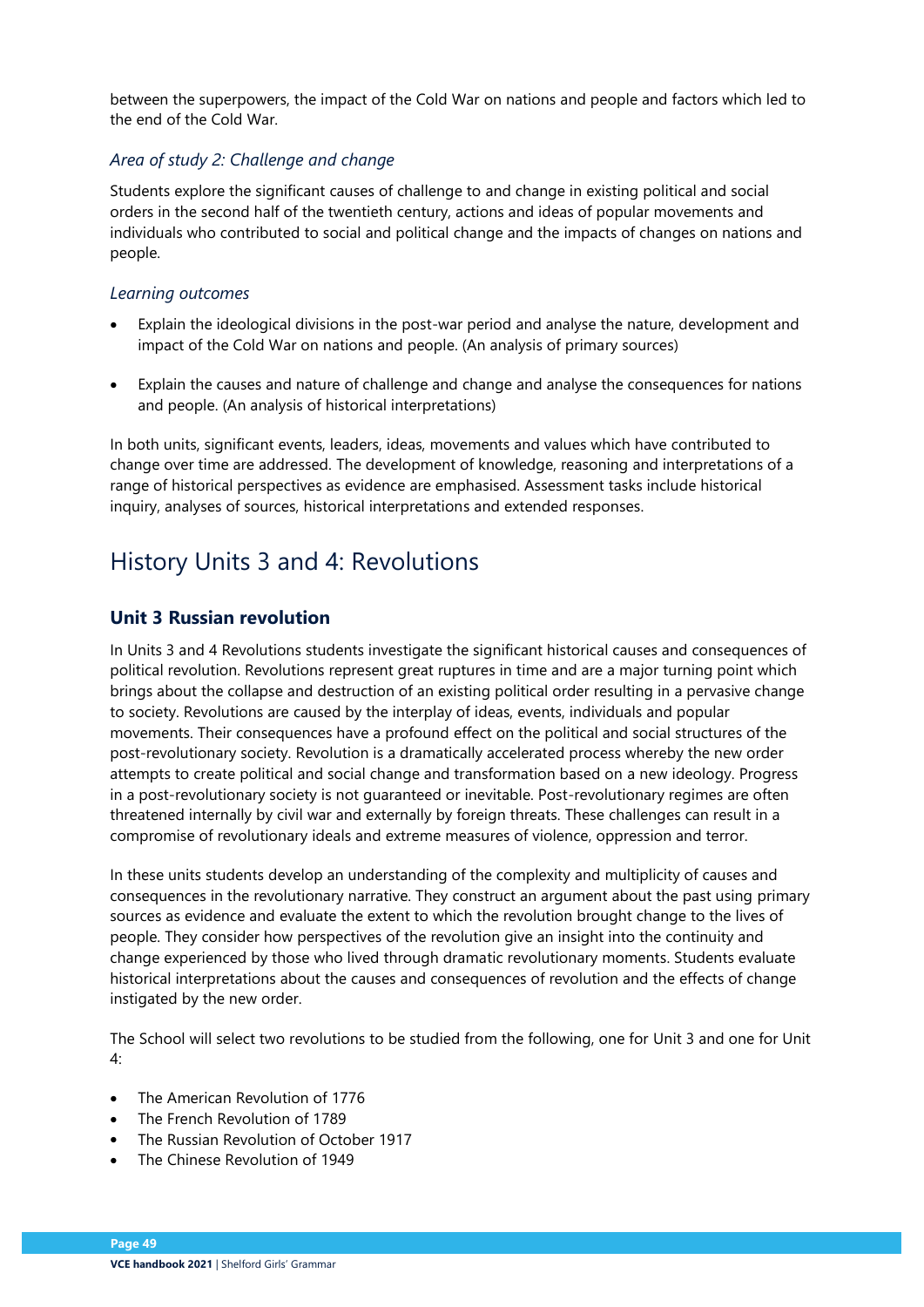between the superpowers, the impact of the Cold War on nations and people and factors which led to the end of the Cold War.

*Area of study 2: Challenge and change*

Students explore the significant causes of challenge to and change in existing political and social orders in the second half of the twentieth century, actions and ideas of popular movements and individuals who contributed to social and political change and the impacts of changes on nations and people.

*Learning outcomes*

- Explain the ideological divisions in the post-war period and analyse the nature, development and impact of the Cold War on nations and people. (An analysis of primary sources)
- Explain the causes and nature of challenge and change and analyse the consequences for nations and people. (An analysis of historical interpretations)

In both units, significant events, leaders, ideas, movements and values which have contributed to change over time are addressed. The development of knowledge, reasoning and interpretations of a range of historical perspectives as evidence are emphasised. Assessment tasks include historical inquiry, analyses of sources, historical interpretations and extended responses.

# History Units 3 and 4: Revolutions

## Unit 3 Russian revolution

In Units 3 and 4 Revolutions students investigate the significant historical causes and consequences of political revolution. Revolutions represent great ruptures in time and are a major turning point which brings about the collapse and destruction of an existing political order resulting in a pervasive change to society. Revolutions are caused by the interplay of ideas, events, individuals and popular movements. Their consequences have a profound effect on the political and social structures of the post-revolutionary society. Revolution is a dramatically accelerated process whereby the new order attempts to create political and social change and transformation based on a new ideology. Progress in a post-revolutionary society is not guaranteed or inevitable. Post-revolutionary regimes are often threatened internally by civil war and externally by foreign threats. These challenges can result in a compromise of revolutionary ideals and extreme measures of violence, oppression and terror.

In these units students develop an understanding of the complexity and multiplicity of causes and consequences in the revolutionary narrative. They construct an argument about the past using primary sources as evidence and evaluate the extent to which the revolution brought change to the lives of people. They consider how perspectives of the revolution give an insight into the continuity and change experienced by those who lived through dramatic revolutionary moments. Students evaluate historical interpretations about the causes and consequences of revolution and the effects of change instigated by the new order.

The School will select two revolutions to be studied from the following, one for Unit 3 and one for Unit 4:

- The American Revolution of 1776
- The French Revolution of 1789
- The Russian Revolution of October 1917
- The Chinese Revolution of 1949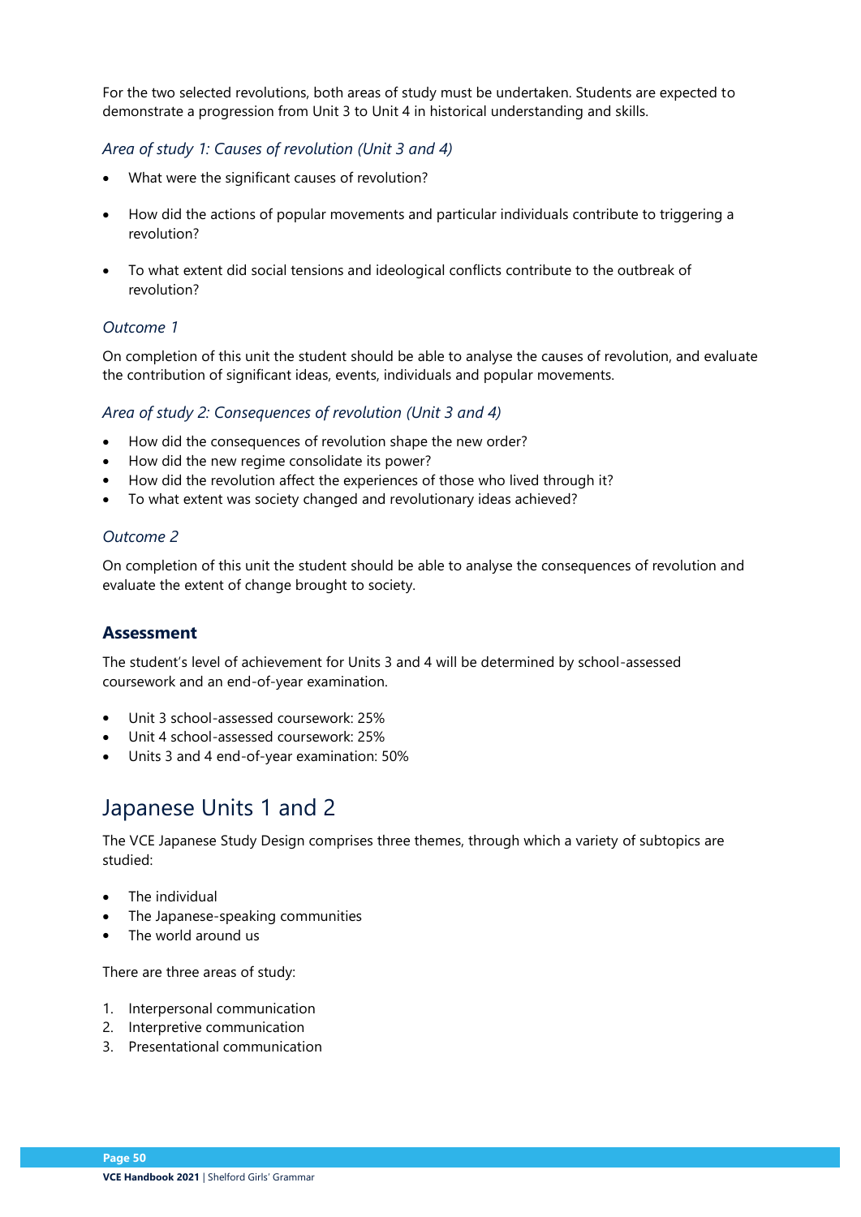For the two selected revolutions, both areas of study must be undertaken. Students are expected to demonstrate a progression from Unit 3 to Unit 4 in historical understanding and skills.

*Area of study 1: Causes of revolution (Unit 3 and 4)*

- What were the significant causes of revolution?
- How did the actions of popular movements and particular individuals contribute to triggering a revolution?
- To what extent did social tensions and ideological conflicts contribute to the outbreak of revolution?

*Outcome 1*

On completion of this unit the student should be able to analyse the causes of revolution, and evaluate the contribution of significant ideas, events, individuals and popular movements.

*Area of study 2: Consequences of revolution (Unit 3 and 4)*

- How did the consequences of revolution shape the new order?
- How did the new regime consolidate its power?
- How did the revolution affect the experiences of those who lived through it?
- To what extent was society changed and revolutionary ideas achieved?

*Outcome 2*

On completion of this unit the student should be able to analyse the consequences of revolution and evaluate the extent of change brought to society.

### Assessment

The student's level of achievement for Units 3 and 4 will be determined by school-assessed coursework and an end-of-year examination.

- Unit 3 school-assessed coursework: 25%
- Unit 4 school-assessed coursework: 25%
- Units 3 and 4 end-of-year examination: 50%

## Japanese Units 1 and 2

The VCE Japanese Study Design comprises three themes, through which a variety of subtopics are studied:

- The individual
- The Japanese-speaking communities
- The world around us

There are three areas of study:

1. Interpersonal communication
2. Interpretive communication
3. Presentational communication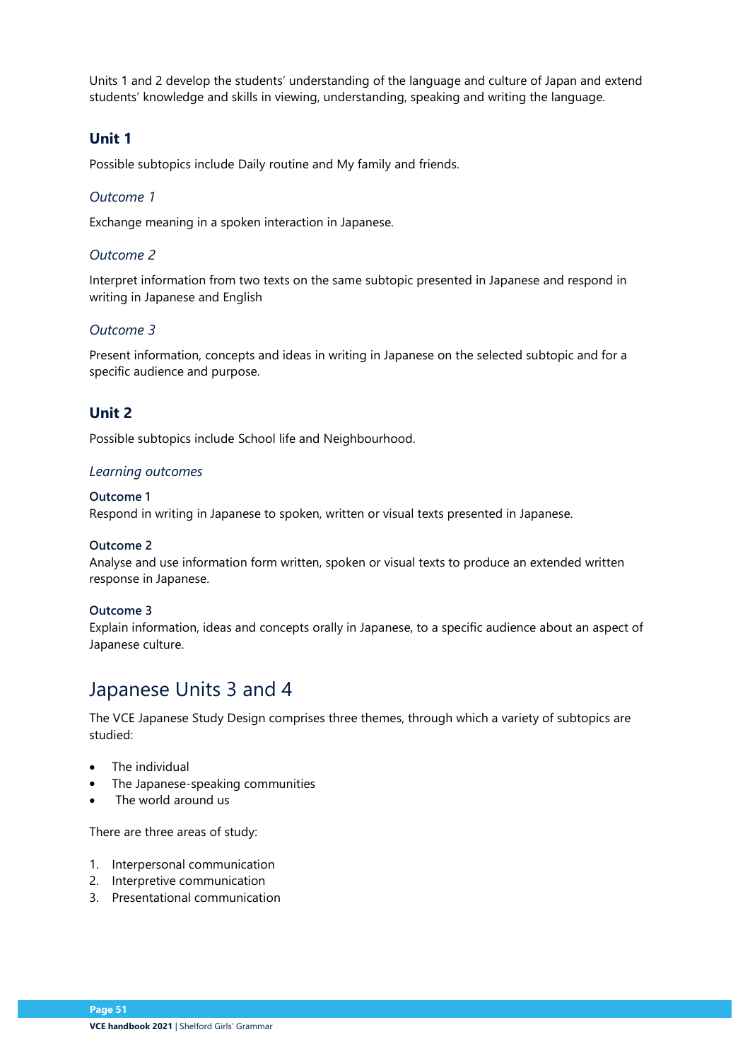Units 1 and 2 develop the students' understanding of the language and culture of Japan and extend students' knowledge and skills in viewing, understanding, speaking and writing the language.

### Unit 1

Possible subtopics include Daily routine and My family and friends.

#### *Outcome 1*

Exchange meaning in a spoken interaction in Japanese.

#### *Outcome 2*

Interpret information from two texts on the same subtopic presented in Japanese and respond in writing in Japanese and English

#### *Outcome 3*

Present information, concepts and ideas in writing in Japanese on the selected subtopic and for a specific audience and purpose.

### Unit 2

Possible subtopics include School life and Neighbourhood.

#### *Learning outcomes*

**Outcome 1**
Respond in writing in Japanese to spoken, written or visual texts presented in Japanese.

**Outcome 2**
Analyse and use information form written, spoken or visual texts to produce an extended written response in Japanese.

**Outcome 3**
Explain information, ideas and concepts orally in Japanese, to a specific audience about an aspect of Japanese culture.

## Japanese Units 3 and 4

The VCE Japanese Study Design comprises three themes, through which a variety of subtopics are studied:

- The individual
- The Japanese-speaking communities
- The world around us

There are three areas of study:

1. Interpersonal communication
2. Interpretive communication
3. Presentational communication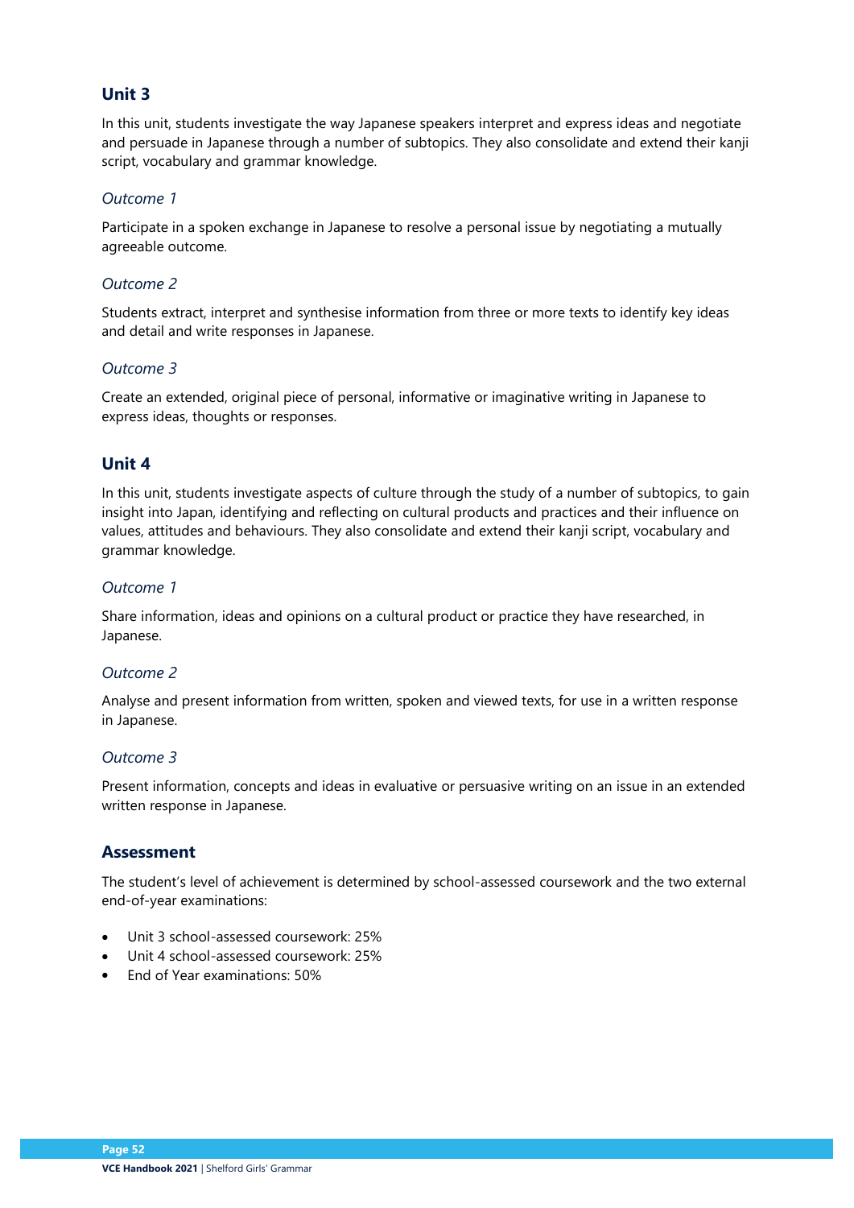## Unit 3

In this unit, students investigate the way Japanese speakers interpret and express ideas and negotiate and persuade in Japanese through a number of subtopics. They also consolidate and extend their kanji script, vocabulary and grammar knowledge.

### *Outcome 1*

Participate in a spoken exchange in Japanese to resolve a personal issue by negotiating a mutually agreeable outcome.

### *Outcome 2*

Students extract, interpret and synthesise information from three or more texts to identify key ideas and detail and write responses in Japanese.

### *Outcome 3*

Create an extended, original piece of personal, informative or imaginative writing in Japanese to express ideas, thoughts or responses.

## Unit 4

In this unit, students investigate aspects of culture through the study of a number of subtopics, to gain insight into Japan, identifying and reflecting on cultural products and practices and their influence on values, attitudes and behaviours. They also consolidate and extend their kanji script, vocabulary and grammar knowledge.

### *Outcome 1*

Share information, ideas and opinions on a cultural product or practice they have researched, in Japanese.

### *Outcome 2*

Analyse and present information from written, spoken and viewed texts, for use in a written response in Japanese.

### *Outcome 3*

Present information, concepts and ideas in evaluative or persuasive writing on an issue in an extended written response in Japanese.

## Assessment

The student's level of achievement is determined by school-assessed coursework and the two external end-of-year examinations:

- Unit 3 school-assessed coursework: 25%
- Unit 4 school-assessed coursework: 25%
- End of Year examinations: 50%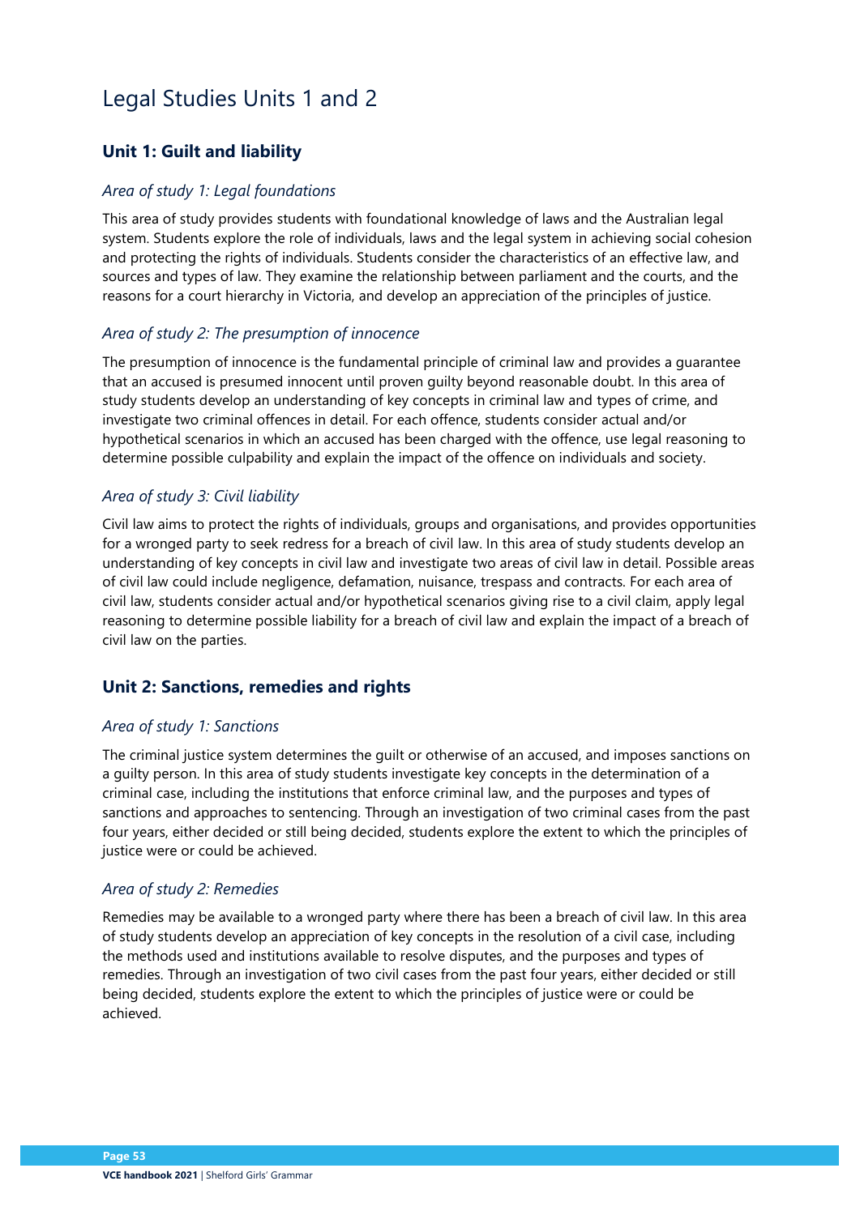# Legal Studies Units 1 and 2

## Unit 1: Guilt and liability

### *Area of study 1: Legal foundations*

This area of study provides students with foundational knowledge of laws and the Australian legal system. Students explore the role of individuals, laws and the legal system in achieving social cohesion and protecting the rights of individuals. Students consider the characteristics of an effective law, and sources and types of law. They examine the relationship between parliament and the courts, and the reasons for a court hierarchy in Victoria, and develop an appreciation of the principles of justice.

### *Area of study 2: The presumption of innocence*

The presumption of innocence is the fundamental principle of criminal law and provides a guarantee that an accused is presumed innocent until proven guilty beyond reasonable doubt. In this area of study students develop an understanding of key concepts in criminal law and types of crime, and investigate two criminal offences in detail. For each offence, students consider actual and/or hypothetical scenarios in which an accused has been charged with the offence, use legal reasoning to determine possible culpability and explain the impact of the offence on individuals and society.

### *Area of study 3: Civil liability*

Civil law aims to protect the rights of individuals, groups and organisations, and provides opportunities for a wronged party to seek redress for a breach of civil law. In this area of study students develop an understanding of key concepts in civil law and investigate two areas of civil law in detail. Possible areas of civil law could include negligence, defamation, nuisance, trespass and contracts. For each area of civil law, students consider actual and/or hypothetical scenarios giving rise to a civil claim, apply legal reasoning to determine possible liability for a breach of civil law and explain the impact of a breach of civil law on the parties.

## Unit 2: Sanctions, remedies and rights

### *Area of study 1: Sanctions*

The criminal justice system determines the guilt or otherwise of an accused, and imposes sanctions on a guilty person. In this area of study students investigate key concepts in the determination of a criminal case, including the institutions that enforce criminal law, and the purposes and types of sanctions and approaches to sentencing. Through an investigation of two criminal cases from the past four years, either decided or still being decided, students explore the extent to which the principles of justice were or could be achieved.

### *Area of study 2: Remedies*

Remedies may be available to a wronged party where there has been a breach of civil law. In this area of study students develop an appreciation of key concepts in the resolution of a civil case, including the methods used and institutions available to resolve disputes, and the purposes and types of remedies. Through an investigation of two civil cases from the past four years, either decided or still being decided, students explore the extent to which the principles of justice were or could be achieved.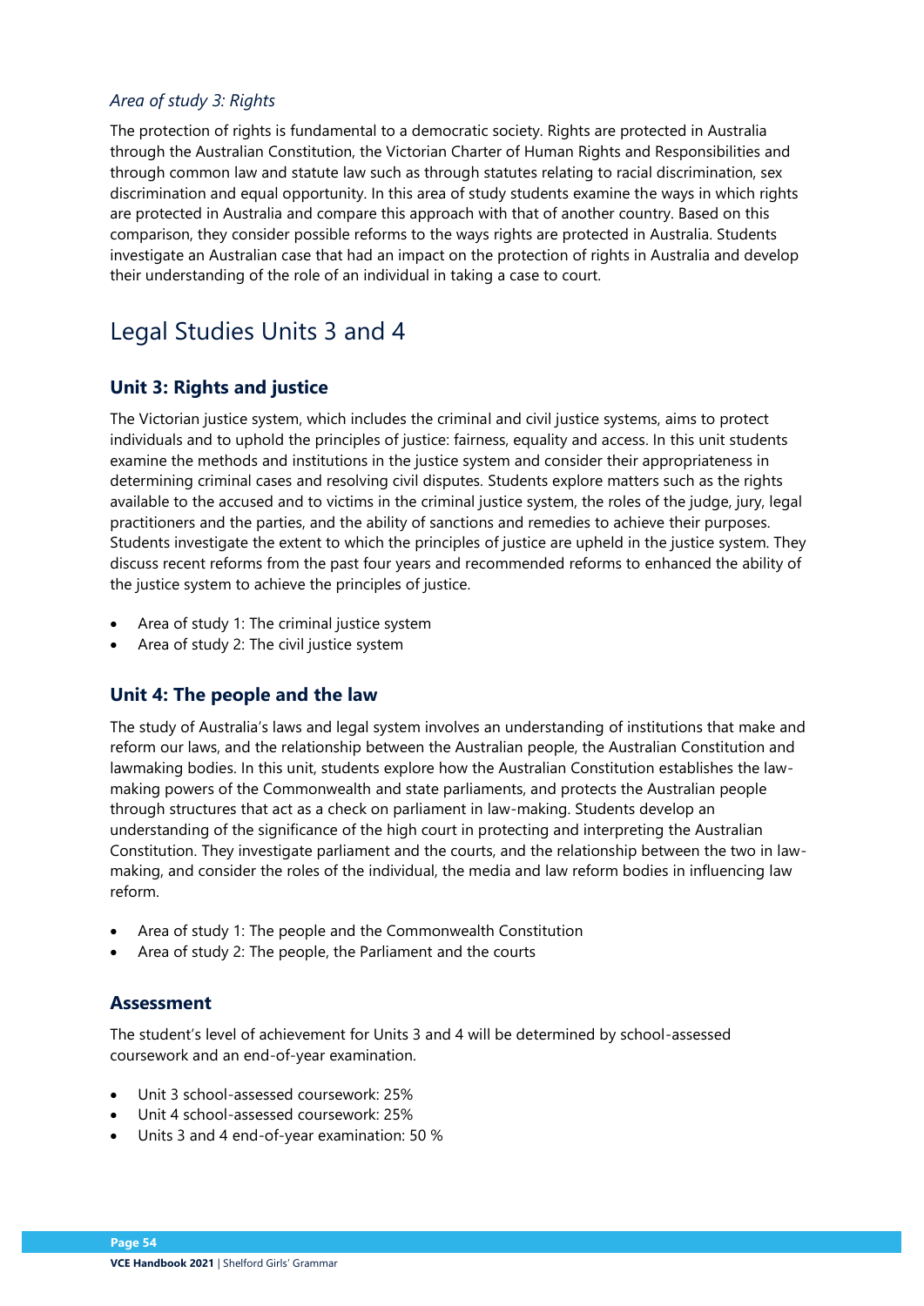*Area of study 3: Rights*

The protection of rights is fundamental to a democratic society. Rights are protected in Australia through the Australian Constitution, the Victorian Charter of Human Rights and Responsibilities and through common law and statute law such as through statutes relating to racial discrimination, sex discrimination and equal opportunity. In this area of study students examine the ways in which rights are protected in Australia and compare this approach with that of another country. Based on this comparison, they consider possible reforms to the ways rights are protected in Australia. Students investigate an Australian case that had an impact on the protection of rights in Australia and develop their understanding of the role of an individual in taking a case to court.

# Legal Studies Units 3 and 4

## Unit 3: Rights and justice

The Victorian justice system, which includes the criminal and civil justice systems, aims to protect individuals and to uphold the principles of justice: fairness, equality and access. In this unit students examine the methods and institutions in the justice system and consider their appropriateness in determining criminal cases and resolving civil disputes. Students explore matters such as the rights available to the accused and to victims in the criminal justice system, the roles of the judge, jury, legal practitioners and the parties, and the ability of sanctions and remedies to achieve their purposes. Students investigate the extent to which the principles of justice are upheld in the justice system. They discuss recent reforms from the past four years and recommended reforms to enhanced the ability of the justice system to achieve the principles of justice.

- Area of study 1: The criminal justice system
- Area of study 2: The civil justice system

## Unit 4: The people and the law

The study of Australia's laws and legal system involves an understanding of institutions that make and reform our laws, and the relationship between the Australian people, the Australian Constitution and lawmaking bodies. In this unit, students explore how the Australian Constitution establishes the law-making powers of the Commonwealth and state parliaments, and protects the Australian people through structures that act as a check on parliament in law-making. Students develop an understanding of the significance of the high court in protecting and interpreting the Australian Constitution. They investigate parliament and the courts, and the relationship between the two in law-making, and consider the roles of the individual, the media and law reform bodies in influencing law reform.

- Area of study 1: The people and the Commonwealth Constitution
- Area of study 2: The people, the Parliament and the courts

## Assessment

The student's level of achievement for Units 3 and 4 will be determined by school-assessed coursework and an end-of-year examination.

- Unit 3 school-assessed coursework: 25%
- Unit 4 school-assessed coursework: 25%
- Units 3 and 4 end-of-year examination: 50 %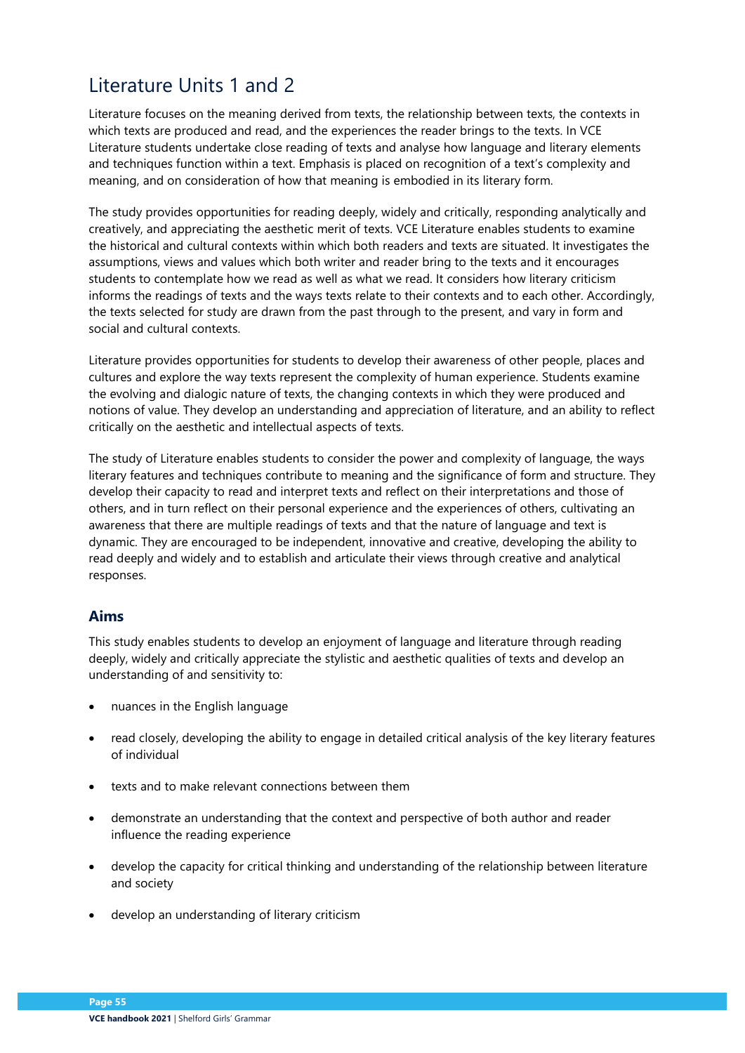# Literature Units 1 and 2

Literature focuses on the meaning derived from texts, the relationship between texts, the contexts in which texts are produced and read, and the experiences the reader brings to the texts. In VCE Literature students undertake close reading of texts and analyse how language and literary elements and techniques function within a text. Emphasis is placed on recognition of a text's complexity and meaning, and on consideration of how that meaning is embodied in its literary form.

The study provides opportunities for reading deeply, widely and critically, responding analytically and creatively, and appreciating the aesthetic merit of texts. VCE Literature enables students to examine the historical and cultural contexts within which both readers and texts are situated. It investigates the assumptions, views and values which both writer and reader bring to the texts and it encourages students to contemplate how we read as well as what we read. It considers how literary criticism informs the readings of texts and the ways texts relate to their contexts and to each other. Accordingly, the texts selected for study are drawn from the past through to the present, and vary in form and social and cultural contexts.

Literature provides opportunities for students to develop their awareness of other people, places and cultures and explore the way texts represent the complexity of human experience. Students examine the evolving and dialogic nature of texts, the changing contexts in which they were produced and notions of value. They develop an understanding and appreciation of literature, and an ability to reflect critically on the aesthetic and intellectual aspects of texts.

The study of Literature enables students to consider the power and complexity of language, the ways literary features and techniques contribute to meaning and the significance of form and structure. They develop their capacity to read and interpret texts and reflect on their interpretations and those of others, and in turn reflect on their personal experience and the experiences of others, cultivating an awareness that there are multiple readings of texts and that the nature of language and text is dynamic. They are encouraged to be independent, innovative and creative, developing the ability to read deeply and widely and to establish and articulate their views through creative and analytical responses.

## Aims

This study enables students to develop an enjoyment of language and literature through reading deeply, widely and critically appreciate the stylistic and aesthetic qualities of texts and develop an understanding of and sensitivity to:

- nuances in the English language
- read closely, developing the ability to engage in detailed critical analysis of the key literary features of individual
- texts and to make relevant connections between them
- demonstrate an understanding that the context and perspective of both author and reader influence the reading experience
- develop the capacity for critical thinking and understanding of the relationship between literature and society
- develop an understanding of literary criticism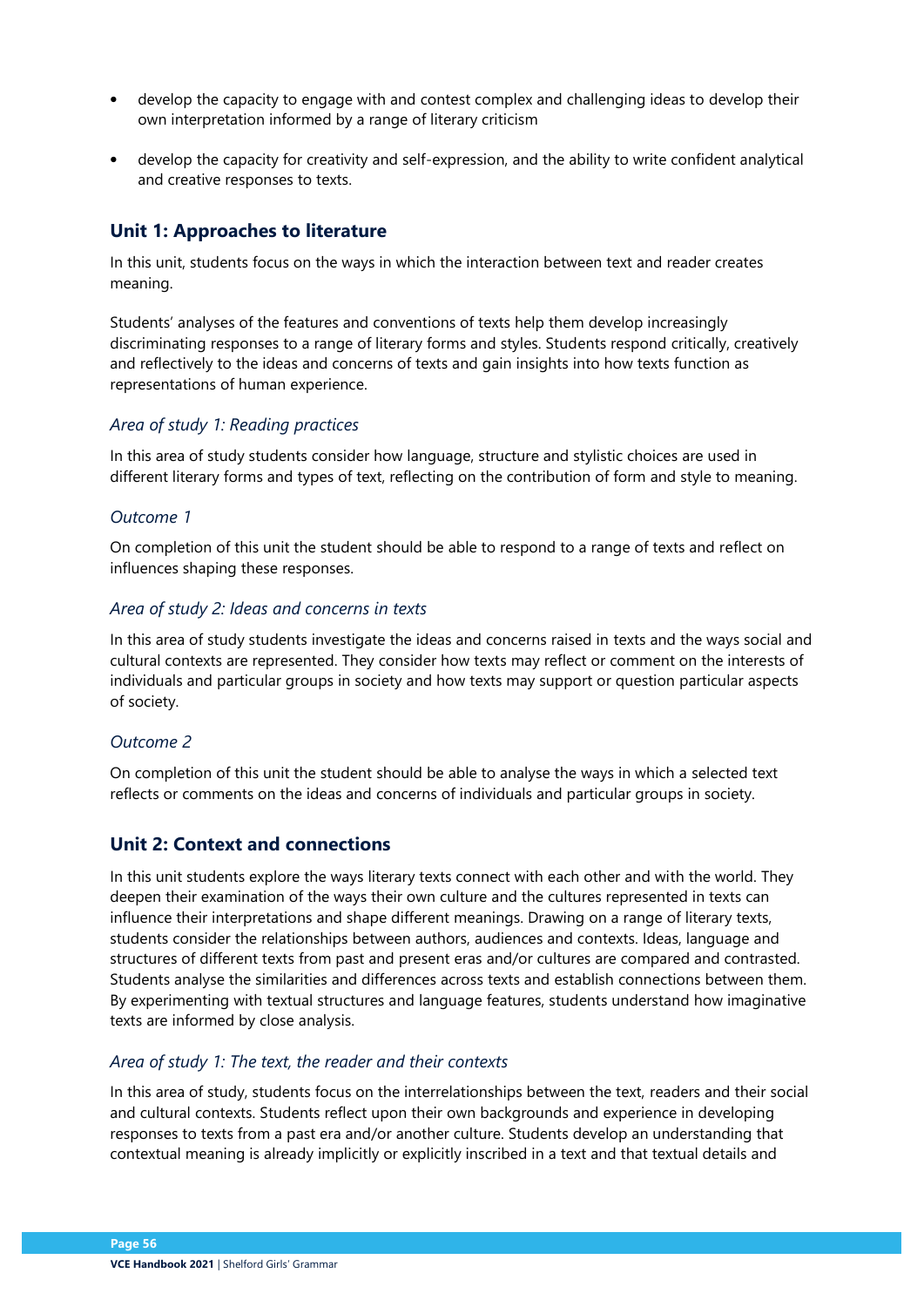- develop the capacity to engage with and contest complex and challenging ideas to develop their own interpretation informed by a range of literary criticism
- develop the capacity for creativity and self-expression, and the ability to write confident analytical and creative responses to texts.

## Unit 1: Approaches to literature

In this unit, students focus on the ways in which the interaction between text and reader creates meaning.

Students' analyses of the features and conventions of texts help them develop increasingly discriminating responses to a range of literary forms and styles. Students respond critically, creatively and reflectively to the ideas and concerns of texts and gain insights into how texts function as representations of human experience.

### *Area of study 1: Reading practices*

In this area of study students consider how language, structure and stylistic choices are used in different literary forms and types of text, reflecting on the contribution of form and style to meaning.

### *Outcome 1*

On completion of this unit the student should be able to respond to a range of texts and reflect on influences shaping these responses.

### *Area of study 2: Ideas and concerns in texts*

In this area of study students investigate the ideas and concerns raised in texts and the ways social and cultural contexts are represented. They consider how texts may reflect or comment on the interests of individuals and particular groups in society and how texts may support or question particular aspects of society.

### *Outcome 2*

On completion of this unit the student should be able to analyse the ways in which a selected text reflects or comments on the ideas and concerns of individuals and particular groups in society.

## Unit 2: Context and connections

In this unit students explore the ways literary texts connect with each other and with the world. They deepen their examination of the ways their own culture and the cultures represented in texts can influence their interpretations and shape different meanings. Drawing on a range of literary texts, students consider the relationships between authors, audiences and contexts. Ideas, language and structures of different texts from past and present eras and/or cultures are compared and contrasted. Students analyse the similarities and differences across texts and establish connections between them. By experimenting with textual structures and language features, students understand how imaginative texts are informed by close analysis.

### *Area of study 1: The text, the reader and their contexts*

In this area of study, students focus on the interrelationships between the text, readers and their social and cultural contexts. Students reflect upon their own backgrounds and experience in developing responses to texts from a past era and/or another culture. Students develop an understanding that contextual meaning is already implicitly or explicitly inscribed in a text and that textual details and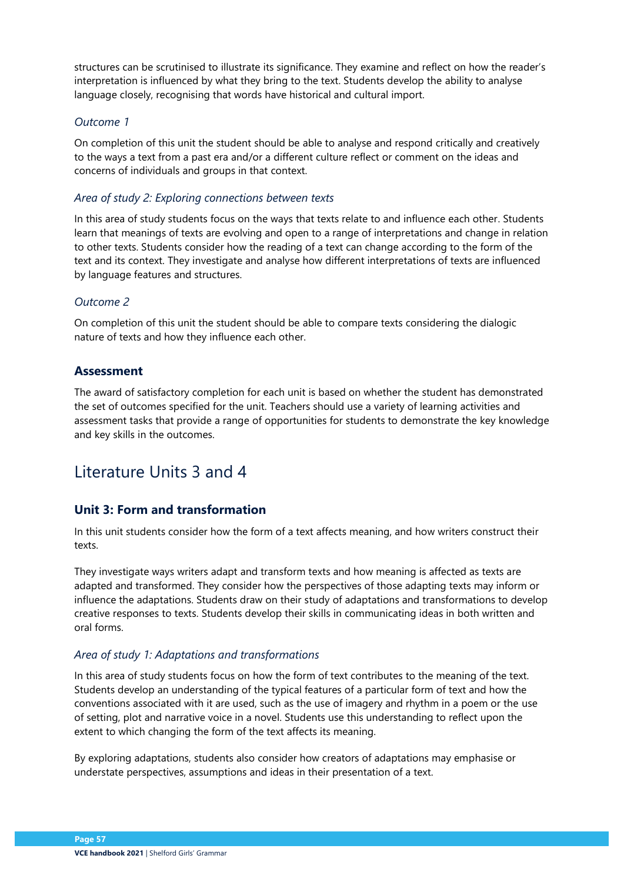structures can be scrutinised to illustrate its significance. They examine and reflect on how the reader's interpretation is influenced by what they bring to the text. Students develop the ability to analyse language closely, recognising that words have historical and cultural import.

*Outcome 1*

On completion of this unit the student should be able to analyse and respond critically and creatively to the ways a text from a past era and/or a different culture reflect or comment on the ideas and concerns of individuals and groups in that context.

*Area of study 2: Exploring connections between texts*

In this area of study students focus on the ways that texts relate to and influence each other. Students learn that meanings of texts are evolving and open to a range of interpretations and change in relation to other texts. Students consider how the reading of a text can change according to the form of the text and its context. They investigate and analyse how different interpretations of texts are influenced by language features and structures.

*Outcome 2*

On completion of this unit the student should be able to compare texts considering the dialogic nature of texts and how they influence each other.

### Assessment

The award of satisfactory completion for each unit is based on whether the student has demonstrated the set of outcomes specified for the unit. Teachers should use a variety of learning activities and assessment tasks that provide a range of opportunities for students to demonstrate the key knowledge and key skills in the outcomes.

## Literature Units 3 and 4

### Unit 3: Form and transformation

In this unit students consider how the form of a text affects meaning, and how writers construct their texts.

They investigate ways writers adapt and transform texts and how meaning is affected as texts are adapted and transformed. They consider how the perspectives of those adapting texts may inform or influence the adaptations. Students draw on their study of adaptations and transformations to develop creative responses to texts. Students develop their skills in communicating ideas in both written and oral forms.

*Area of study 1: Adaptations and transformations*

In this area of study students focus on how the form of text contributes to the meaning of the text. Students develop an understanding of the typical features of a particular form of text and how the conventions associated with it are used, such as the use of imagery and rhythm in a poem or the use of setting, plot and narrative voice in a novel. Students use this understanding to reflect upon the extent to which changing the form of the text affects its meaning.

By exploring adaptations, students also consider how creators of adaptations may emphasise or understate perspectives, assumptions and ideas in their presentation of a text.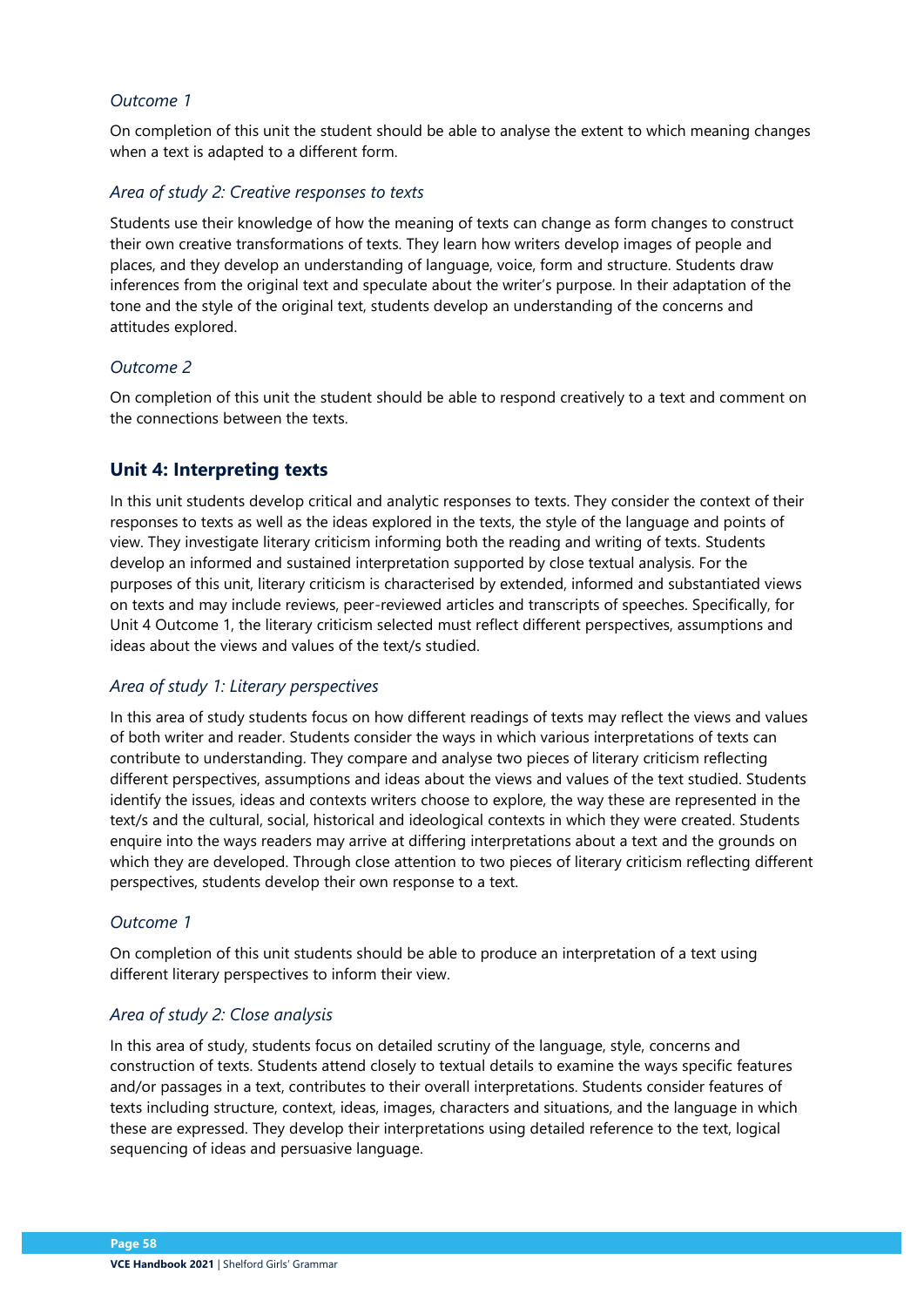*Outcome 1*

On completion of this unit the student should be able to analyse the extent to which meaning changes when a text is adapted to a different form.

*Area of study 2: Creative responses to texts*

Students use their knowledge of how the meaning of texts can change as form changes to construct their own creative transformations of texts. They learn how writers develop images of people and places, and they develop an understanding of language, voice, form and structure. Students draw inferences from the original text and speculate about the writer's purpose. In their adaptation of the tone and the style of the original text, students develop an understanding of the concerns and attitudes explored.

*Outcome 2*

On completion of this unit the student should be able to respond creatively to a text and comment on the connections between the texts.

## Unit 4: Interpreting texts

In this unit students develop critical and analytic responses to texts. They consider the context of their responses to texts as well as the ideas explored in the texts, the style of the language and points of view. They investigate literary criticism informing both the reading and writing of texts. Students develop an informed and sustained interpretation supported by close textual analysis. For the purposes of this unit, literary criticism is characterised by extended, informed and substantiated views on texts and may include reviews, peer-reviewed articles and transcripts of speeches. Specifically, for Unit 4 Outcome 1, the literary criticism selected must reflect different perspectives, assumptions and ideas about the views and values of the text/s studied.

*Area of study 1: Literary perspectives*

In this area of study students focus on how different readings of texts may reflect the views and values of both writer and reader. Students consider the ways in which various interpretations of texts can contribute to understanding. They compare and analyse two pieces of literary criticism reflecting different perspectives, assumptions and ideas about the views and values of the text studied. Students identify the issues, ideas and contexts writers choose to explore, the way these are represented in the text/s and the cultural, social, historical and ideological contexts in which they were created. Students enquire into the ways readers may arrive at differing interpretations about a text and the grounds on which they are developed. Through close attention to two pieces of literary criticism reflecting different perspectives, students develop their own response to a text.

*Outcome 1*

On completion of this unit students should be able to produce an interpretation of a text using different literary perspectives to inform their view.

*Area of study 2: Close analysis*

In this area of study, students focus on detailed scrutiny of the language, style, concerns and construction of texts. Students attend closely to textual details to examine the ways specific features and/or passages in a text, contributes to their overall interpretations. Students consider features of texts including structure, context, ideas, images, characters and situations, and the language in which these are expressed. They develop their interpretations using detailed reference to the text, logical sequencing of ideas and persuasive language.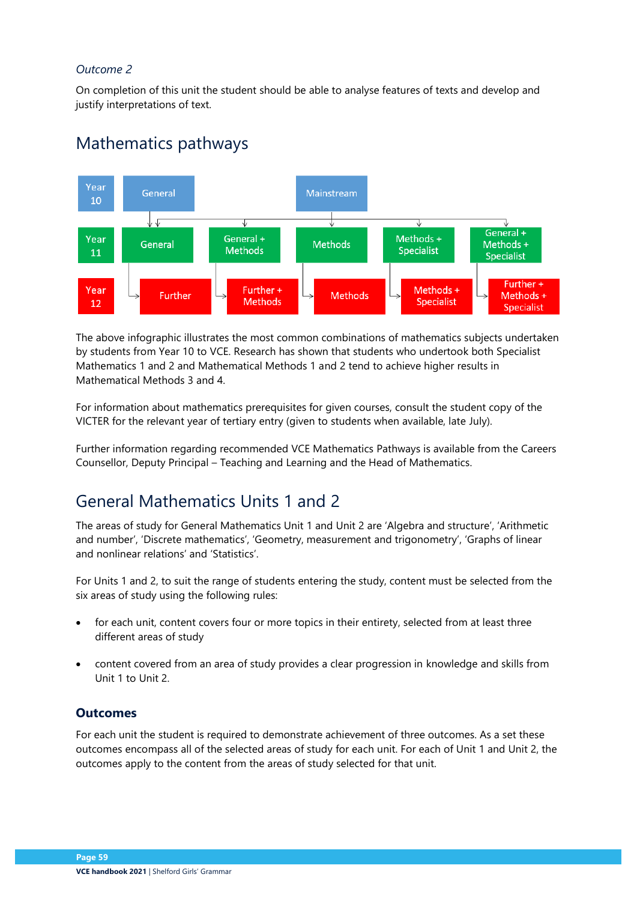*Outcome 2*

On completion of this unit the student should be able to analyse features of texts and develop and justify interpretations of text.

## Mathematics pathways

| Year | | | | | |
|---|---|---|---|---|---|
| Year 10 | General | | Mainstream | | |
| Year 11 | General | General + Methods | Methods | Methods + Specialist | General + Methods + Specialist |
| Year 12 | Further | Further + Methods | Methods | Methods + Specialist | Further + Methods + Specialist |

The above infographic illustrates the most common combinations of mathematics subjects undertaken by students from Year 10 to VCE. Research has shown that students who undertook both Specialist Mathematics 1 and 2 and Mathematical Methods 1 and 2 tend to achieve higher results in Mathematical Methods 3 and 4.

For information about mathematics prerequisites for given courses, consult the student copy of the VICTER for the relevant year of tertiary entry (given to students when available, late July).

Further information regarding recommended VCE Mathematics Pathways is available from the Careers Counsellor, Deputy Principal – Teaching and Learning and the Head of Mathematics.

## General Mathematics Units 1 and 2

The areas of study for General Mathematics Unit 1 and Unit 2 are 'Algebra and structure', 'Arithmetic and number', 'Discrete mathematics', 'Geometry, measurement and trigonometry', 'Graphs of linear and nonlinear relations' and 'Statistics'.

For Units 1 and 2, to suit the range of students entering the study, content must be selected from the six areas of study using the following rules:

- for each unit, content covers four or more topics in their entirety, selected from at least three different areas of study
- content covered from an area of study provides a clear progression in knowledge and skills from Unit 1 to Unit 2.

### Outcomes

For each unit the student is required to demonstrate achievement of three outcomes. As a set these outcomes encompass all of the selected areas of study for each unit. For each of Unit 1 and Unit 2, the outcomes apply to the content from the areas of study selected for that unit.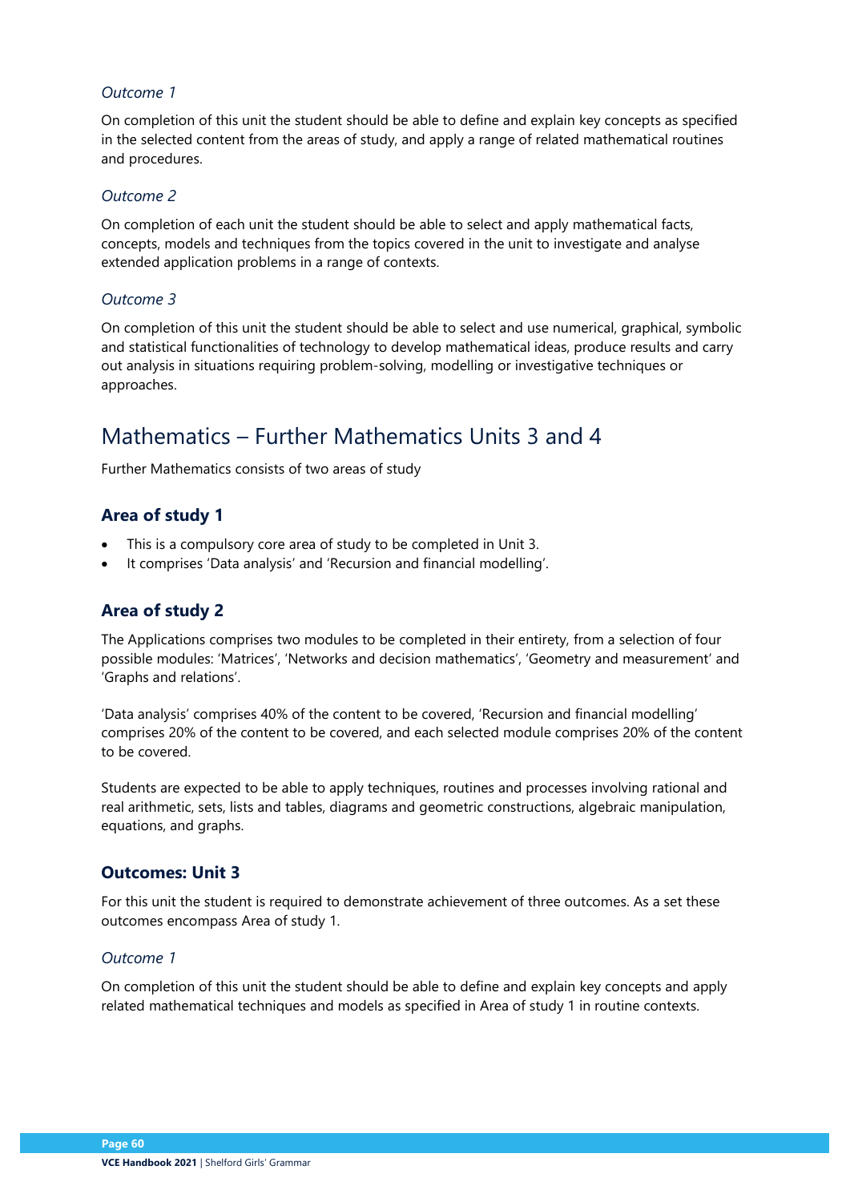### *Outcome 1*

On completion of this unit the student should be able to define and explain key concepts as specified in the selected content from the areas of study, and apply a range of related mathematical routines and procedures.

### *Outcome 2*

On completion of each unit the student should be able to select and apply mathematical facts, concepts, models and techniques from the topics covered in the unit to investigate and analyse extended application problems in a range of contexts.

### *Outcome 3*

On completion of this unit the student should be able to select and use numerical, graphical, symbolic and statistical functionalities of technology to develop mathematical ideas, produce results and carry out analysis in situations requiring problem-solving, modelling or investigative techniques or approaches.

# Mathematics – Further Mathematics Units 3 and 4

Further Mathematics consists of two areas of study

## Area of study 1

- This is a compulsory core area of study to be completed in Unit 3.
- It comprises 'Data analysis' and 'Recursion and financial modelling'.

## Area of study 2

The Applications comprises two modules to be completed in their entirety, from a selection of four possible modules: 'Matrices', 'Networks and decision mathematics', 'Geometry and measurement' and 'Graphs and relations'.

'Data analysis' comprises 40% of the content to be covered, 'Recursion and financial modelling' comprises 20% of the content to be covered, and each selected module comprises 20% of the content to be covered.

Students are expected to be able to apply techniques, routines and processes involving rational and real arithmetic, sets, lists and tables, diagrams and geometric constructions, algebraic manipulation, equations, and graphs.

## Outcomes: Unit 3

For this unit the student is required to demonstrate achievement of three outcomes. As a set these outcomes encompass Area of study 1.

### *Outcome 1*

On completion of this unit the student should be able to define and explain key concepts and apply related mathematical techniques and models as specified in Area of study 1 in routine contexts.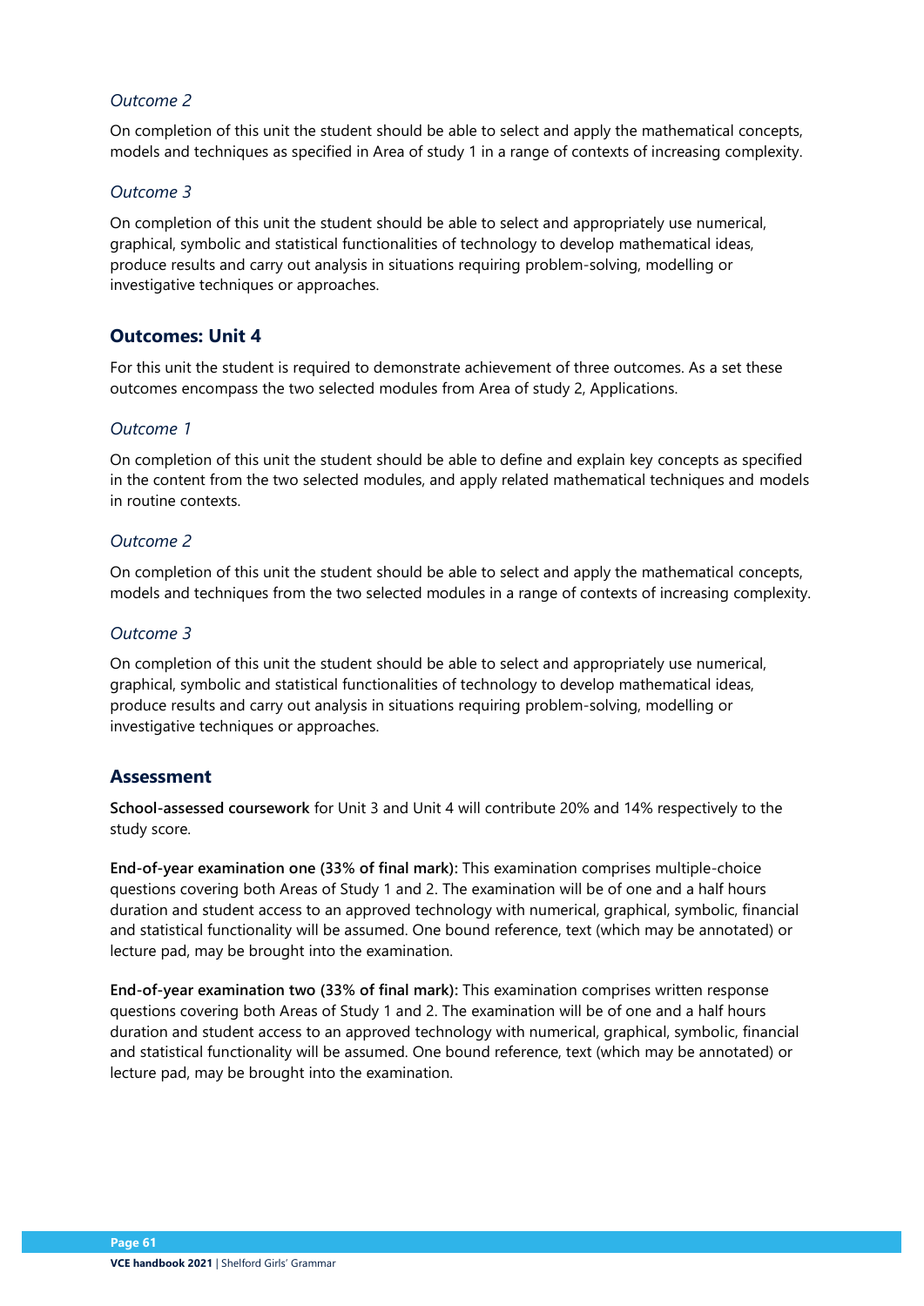*Outcome 2*

On completion of this unit the student should be able to select and apply the mathematical concepts, models and techniques as specified in Area of study 1 in a range of contexts of increasing complexity.

*Outcome 3*

On completion of this unit the student should be able to select and appropriately use numerical, graphical, symbolic and statistical functionalities of technology to develop mathematical ideas, produce results and carry out analysis in situations requiring problem-solving, modelling or investigative techniques or approaches.

## Outcomes: Unit 4

For this unit the student is required to demonstrate achievement of three outcomes. As a set these outcomes encompass the two selected modules from Area of study 2, Applications.

*Outcome 1*

On completion of this unit the student should be able to define and explain key concepts as specified in the content from the two selected modules, and apply related mathematical techniques and models in routine contexts.

*Outcome 2*

On completion of this unit the student should be able to select and apply the mathematical concepts, models and techniques from the two selected modules in a range of contexts of increasing complexity.

*Outcome 3*

On completion of this unit the student should be able to select and appropriately use numerical, graphical, symbolic and statistical functionalities of technology to develop mathematical ideas, produce results and carry out analysis in situations requiring problem-solving, modelling or investigative techniques or approaches.

## Assessment

**School-assessed coursework** for Unit 3 and Unit 4 will contribute 20% and 14% respectively to the study score.

**End-of-year examination one (33% of final mark):** This examination comprises multiple-choice questions covering both Areas of Study 1 and 2. The examination will be of one and a half hours duration and student access to an approved technology with numerical, graphical, symbolic, financial and statistical functionality will be assumed. One bound reference, text (which may be annotated) or lecture pad, may be brought into the examination.

**End-of-year examination two (33% of final mark):** This examination comprises written response questions covering both Areas of Study 1 and 2. The examination will be of one and a half hours duration and student access to an approved technology with numerical, graphical, symbolic, financial and statistical functionality will be assumed. One bound reference, text (which may be annotated) or lecture pad, may be brought into the examination.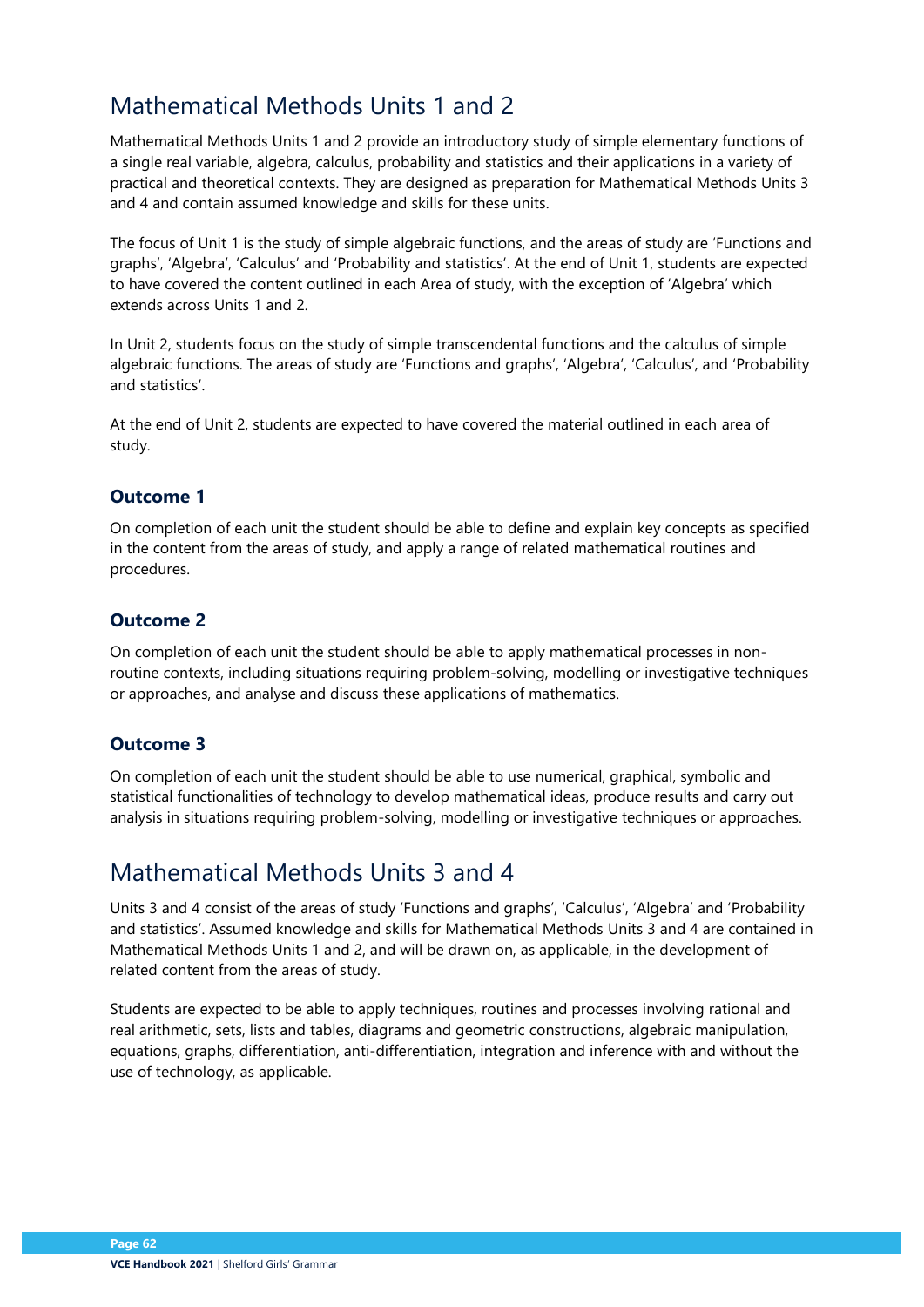# Mathematical Methods Units 1 and 2

Mathematical Methods Units 1 and 2 provide an introductory study of simple elementary functions of a single real variable, algebra, calculus, probability and statistics and their applications in a variety of practical and theoretical contexts. They are designed as preparation for Mathematical Methods Units 3 and 4 and contain assumed knowledge and skills for these units.

The focus of Unit 1 is the study of simple algebraic functions, and the areas of study are 'Functions and graphs', 'Algebra', 'Calculus' and 'Probability and statistics'. At the end of Unit 1, students are expected to have covered the content outlined in each Area of study, with the exception of 'Algebra' which extends across Units 1 and 2.

In Unit 2, students focus on the study of simple transcendental functions and the calculus of simple algebraic functions. The areas of study are 'Functions and graphs', 'Algebra', 'Calculus', and 'Probability and statistics'.

At the end of Unit 2, students are expected to have covered the material outlined in each area of study.

### Outcome 1

On completion of each unit the student should be able to define and explain key concepts as specified in the content from the areas of study, and apply a range of related mathematical routines and procedures.

### Outcome 2

On completion of each unit the student should be able to apply mathematical processes in non-routine contexts, including situations requiring problem-solving, modelling or investigative techniques or approaches, and analyse and discuss these applications of mathematics.

### Outcome 3

On completion of each unit the student should be able to use numerical, graphical, symbolic and statistical functionalities of technology to develop mathematical ideas, produce results and carry out analysis in situations requiring problem-solving, modelling or investigative techniques or approaches.

# Mathematical Methods Units 3 and 4

Units 3 and 4 consist of the areas of study 'Functions and graphs', 'Calculus', 'Algebra' and 'Probability and statistics'. Assumed knowledge and skills for Mathematical Methods Units 3 and 4 are contained in Mathematical Methods Units 1 and 2, and will be drawn on, as applicable, in the development of related content from the areas of study.

Students are expected to be able to apply techniques, routines and processes involving rational and real arithmetic, sets, lists and tables, diagrams and geometric constructions, algebraic manipulation, equations, graphs, differentiation, anti-differentiation, integration and inference with and without the use of technology, as applicable.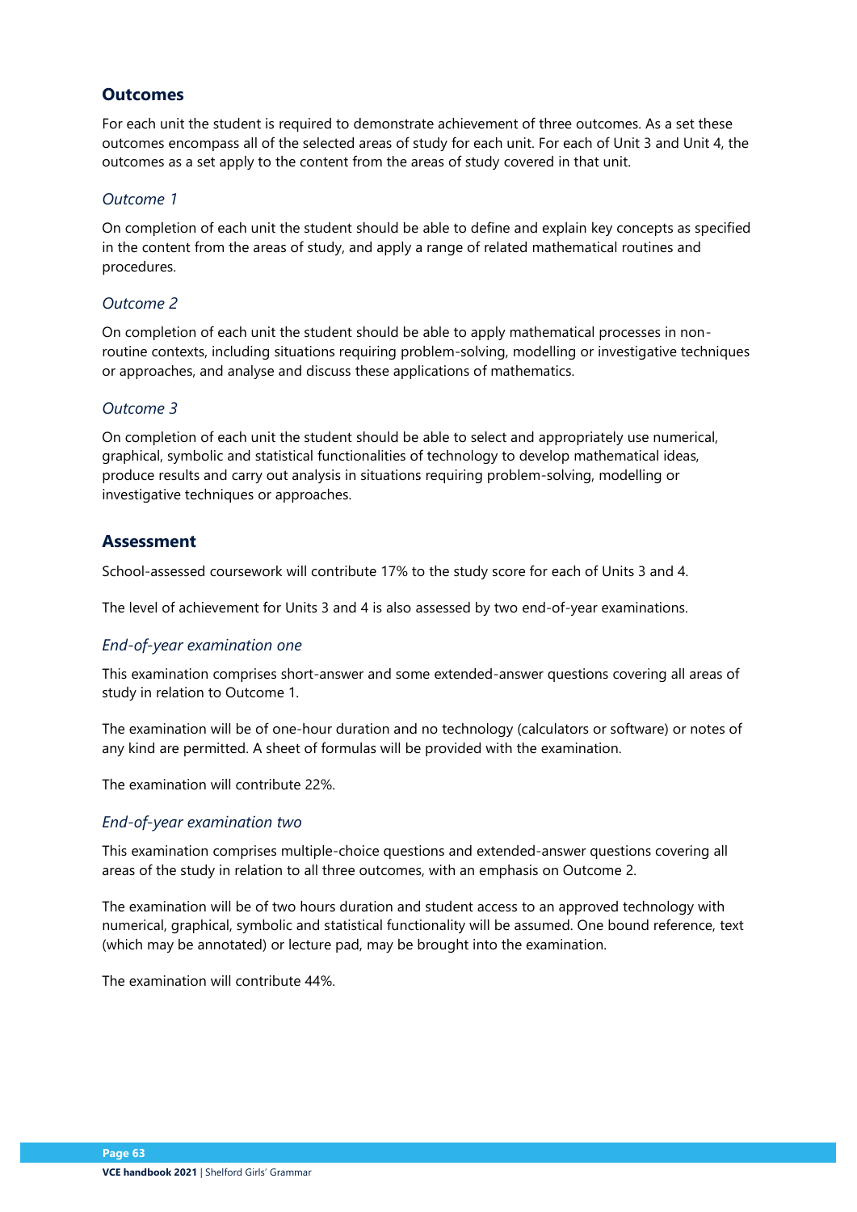## Outcomes

For each unit the student is required to demonstrate achievement of three outcomes. As a set these outcomes encompass all of the selected areas of study for each unit. For each of Unit 3 and Unit 4, the outcomes as a set apply to the content from the areas of study covered in that unit.

### *Outcome 1*

On completion of each unit the student should be able to define and explain key concepts as specified in the content from the areas of study, and apply a range of related mathematical routines and procedures.

### *Outcome 2*

On completion of each unit the student should be able to apply mathematical processes in non-routine contexts, including situations requiring problem-solving, modelling or investigative techniques or approaches, and analyse and discuss these applications of mathematics.

### *Outcome 3*

On completion of each unit the student should be able to select and appropriately use numerical, graphical, symbolic and statistical functionalities of technology to develop mathematical ideas, produce results and carry out analysis in situations requiring problem-solving, modelling or investigative techniques or approaches.

## Assessment

School-assessed coursework will contribute 17% to the study score for each of Units 3 and 4.

The level of achievement for Units 3 and 4 is also assessed by two end-of-year examinations.

### *End-of-year examination one*

This examination comprises short-answer and some extended-answer questions covering all areas of study in relation to Outcome 1.

The examination will be of one-hour duration and no technology (calculators or software) or notes of any kind are permitted. A sheet of formulas will be provided with the examination.

The examination will contribute 22%.

### *End-of-year examination two*

This examination comprises multiple-choice questions and extended-answer questions covering all areas of the study in relation to all three outcomes, with an emphasis on Outcome 2.

The examination will be of two hours duration and student access to an approved technology with numerical, graphical, symbolic and statistical functionality will be assumed. One bound reference, text (which may be annotated) or lecture pad, may be brought into the examination.

The examination will contribute 44%.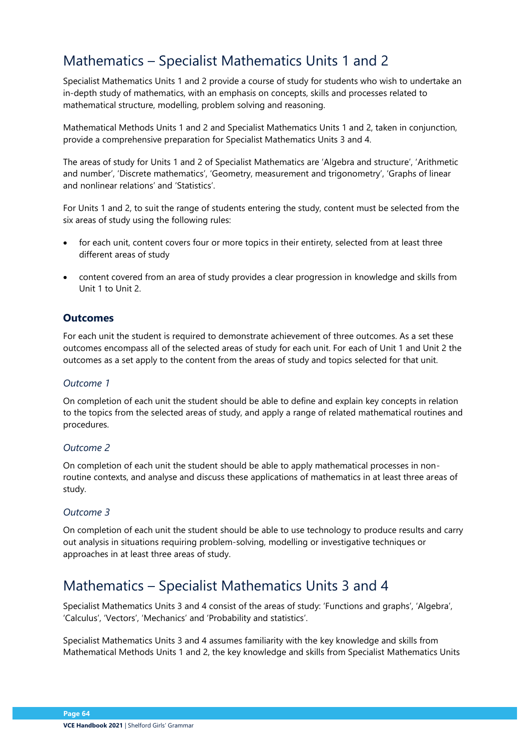# Mathematics – Specialist Mathematics Units 1 and 2

Specialist Mathematics Units 1 and 2 provide a course of study for students who wish to undertake an in-depth study of mathematics, with an emphasis on concepts, skills and processes related to mathematical structure, modelling, problem solving and reasoning.

Mathematical Methods Units 1 and 2 and Specialist Mathematics Units 1 and 2, taken in conjunction, provide a comprehensive preparation for Specialist Mathematics Units 3 and 4.

The areas of study for Units 1 and 2 of Specialist Mathematics are 'Algebra and structure', 'Arithmetic and number', 'Discrete mathematics', 'Geometry, measurement and trigonometry', 'Graphs of linear and nonlinear relations' and 'Statistics'.

For Units 1 and 2, to suit the range of students entering the study, content must be selected from the six areas of study using the following rules:

- for each unit, content covers four or more topics in their entirety, selected from at least three different areas of study
- content covered from an area of study provides a clear progression in knowledge and skills from Unit 1 to Unit 2.

### Outcomes

For each unit the student is required to demonstrate achievement of three outcomes. As a set these outcomes encompass all of the selected areas of study for each unit. For each of Unit 1 and Unit 2 the outcomes as a set apply to the content from the areas of study and topics selected for that unit.

#### *Outcome 1*

On completion of each unit the student should be able to define and explain key concepts in relation to the topics from the selected areas of study, and apply a range of related mathematical routines and procedures.

#### *Outcome 2*

On completion of each unit the student should be able to apply mathematical processes in non-routine contexts, and analyse and discuss these applications of mathematics in at least three areas of study.

#### *Outcome 3*

On completion of each unit the student should be able to use technology to produce results and carry out analysis in situations requiring problem-solving, modelling or investigative techniques or approaches in at least three areas of study.

# Mathematics – Specialist Mathematics Units 3 and 4

Specialist Mathematics Units 3 and 4 consist of the areas of study: 'Functions and graphs', 'Algebra', 'Calculus', 'Vectors', 'Mechanics' and 'Probability and statistics'.

Specialist Mathematics Units 3 and 4 assumes familiarity with the key knowledge and skills from Mathematical Methods Units 1 and 2, the key knowledge and skills from Specialist Mathematics Units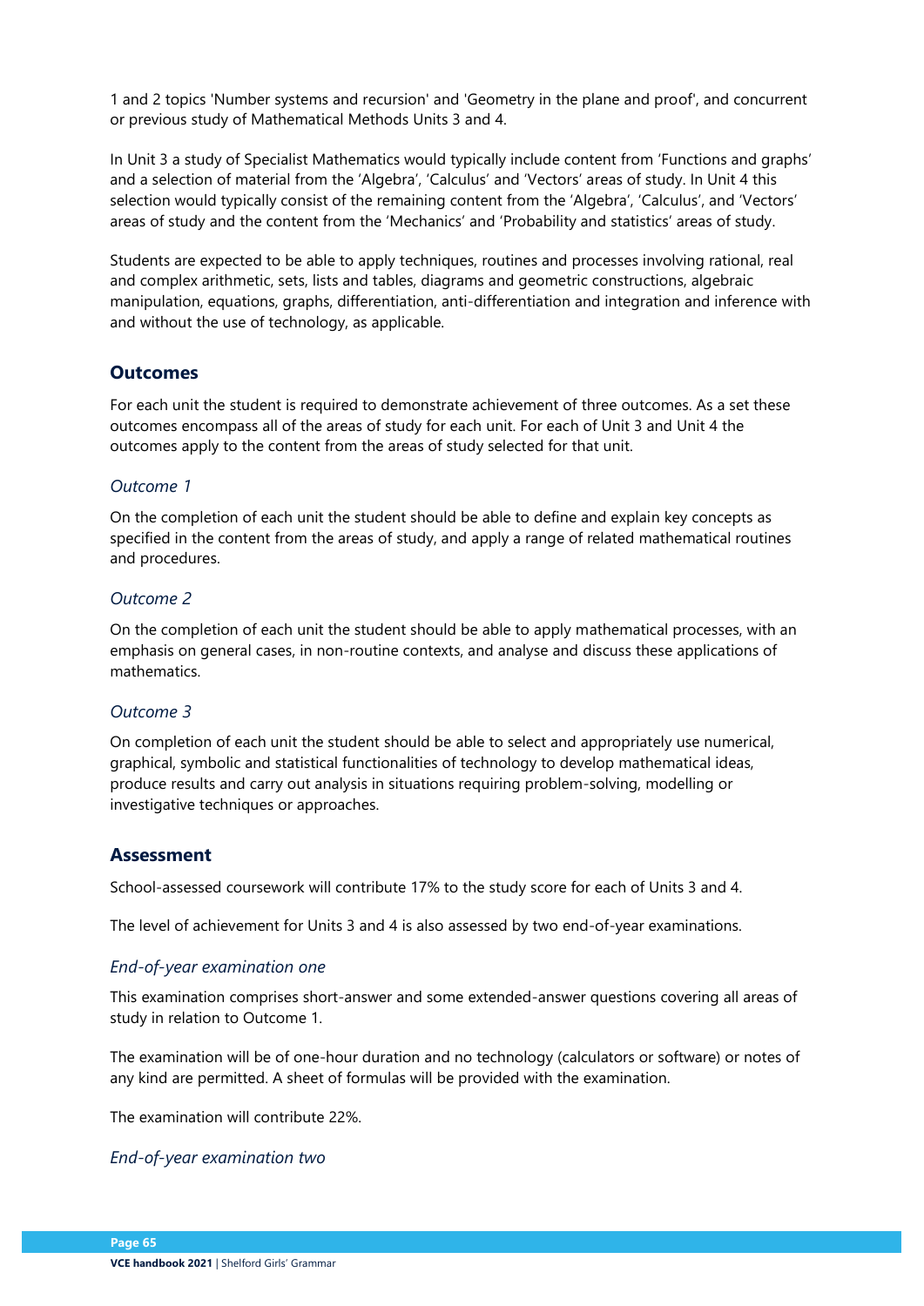1 and 2 topics 'Number systems and recursion' and 'Geometry in the plane and proof', and concurrent or previous study of Mathematical Methods Units 3 and 4.

In Unit 3 a study of Specialist Mathematics would typically include content from 'Functions and graphs' and a selection of material from the 'Algebra', 'Calculus' and 'Vectors' areas of study. In Unit 4 this selection would typically consist of the remaining content from the 'Algebra', 'Calculus', and 'Vectors' areas of study and the content from the 'Mechanics' and 'Probability and statistics' areas of study.

Students are expected to be able to apply techniques, routines and processes involving rational, real and complex arithmetic, sets, lists and tables, diagrams and geometric constructions, algebraic manipulation, equations, graphs, differentiation, anti-differentiation and integration and inference with and without the use of technology, as applicable.

## Outcomes

For each unit the student is required to demonstrate achievement of three outcomes. As a set these outcomes encompass all of the areas of study for each unit. For each of Unit 3 and Unit 4 the outcomes apply to the content from the areas of study selected for that unit.

### *Outcome 1*

On the completion of each unit the student should be able to define and explain key concepts as specified in the content from the areas of study, and apply a range of related mathematical routines and procedures.

### *Outcome 2*

On the completion of each unit the student should be able to apply mathematical processes, with an emphasis on general cases, in non-routine contexts, and analyse and discuss these applications of mathematics.

### *Outcome 3*

On completion of each unit the student should be able to select and appropriately use numerical, graphical, symbolic and statistical functionalities of technology to develop mathematical ideas, produce results and carry out analysis in situations requiring problem-solving, modelling or investigative techniques or approaches.

## Assessment

School-assessed coursework will contribute 17% to the study score for each of Units 3 and 4.

The level of achievement for Units 3 and 4 is also assessed by two end-of-year examinations.

### *End-of-year examination one*

This examination comprises short-answer and some extended-answer questions covering all areas of study in relation to Outcome 1.

The examination will be of one-hour duration and no technology (calculators or software) or notes of any kind are permitted. A sheet of formulas will be provided with the examination.

The examination will contribute 22%.

### *End-of-year examination two*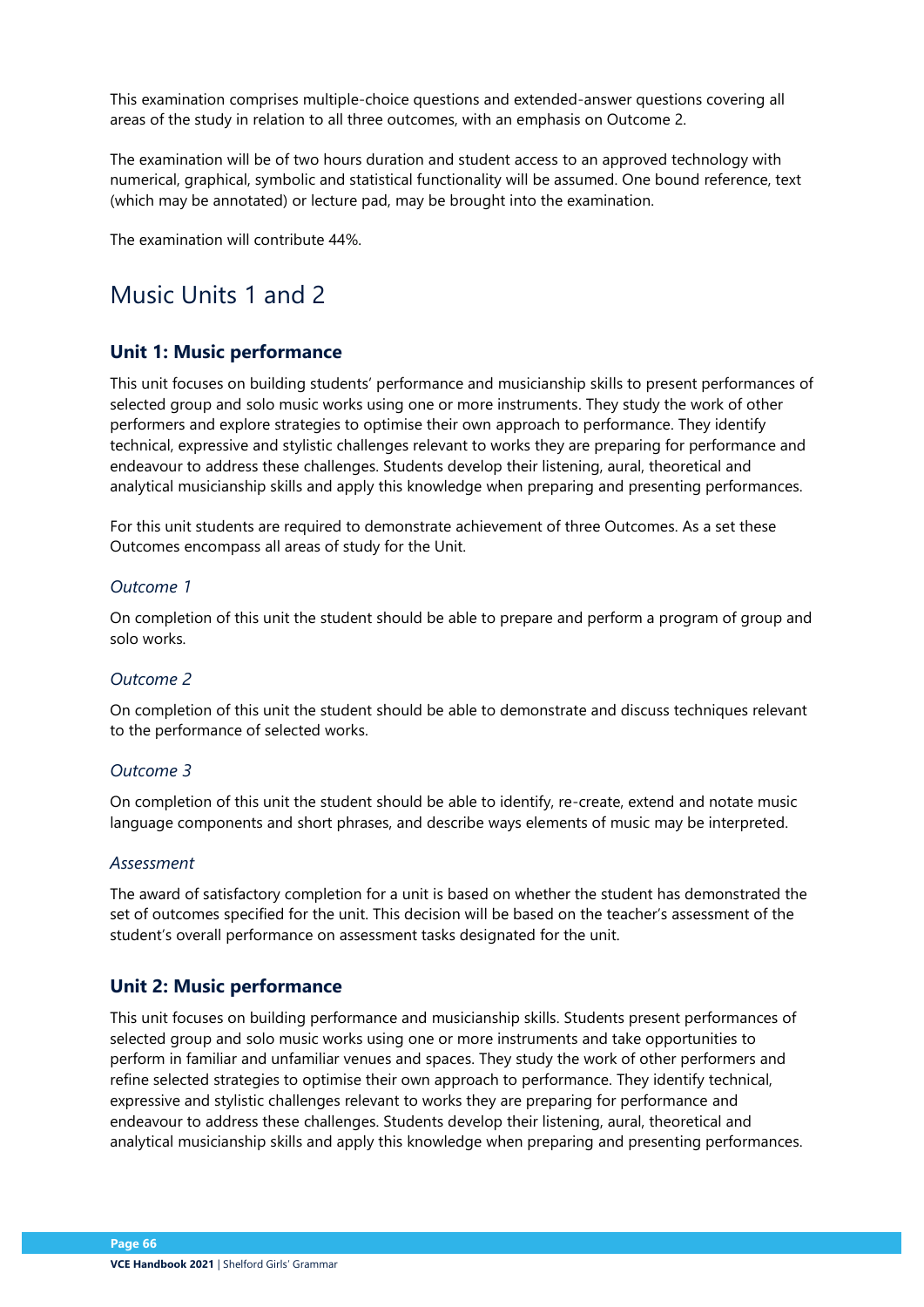This examination comprises multiple-choice questions and extended-answer questions covering all areas of the study in relation to all three outcomes, with an emphasis on Outcome 2.

The examination will be of two hours duration and student access to an approved technology with numerical, graphical, symbolic and statistical functionality will be assumed. One bound reference, text (which may be annotated) or lecture pad, may be brought into the examination.

The examination will contribute 44%.

## Music Units 1 and 2

### Unit 1: Music performance

This unit focuses on building students' performance and musicianship skills to present performances of selected group and solo music works using one or more instruments. They study the work of other performers and explore strategies to optimise their own approach to performance. They identify technical, expressive and stylistic challenges relevant to works they are preparing for performance and endeavour to address these challenges. Students develop their listening, aural, theoretical and analytical musicianship skills and apply this knowledge when preparing and presenting performances.

For this unit students are required to demonstrate achievement of three Outcomes. As a set these Outcomes encompass all areas of study for the Unit.

*Outcome 1*

On completion of this unit the student should be able to prepare and perform a program of group and solo works.

*Outcome 2*

On completion of this unit the student should be able to demonstrate and discuss techniques relevant to the performance of selected works.

*Outcome 3*

On completion of this unit the student should be able to identify, re-create, extend and notate music language components and short phrases, and describe ways elements of music may be interpreted.

*Assessment*

The award of satisfactory completion for a unit is based on whether the student has demonstrated the set of outcomes specified for the unit. This decision will be based on the teacher's assessment of the student's overall performance on assessment tasks designated for the unit.

### Unit 2: Music performance

This unit focuses on building performance and musicianship skills. Students present performances of selected group and solo music works using one or more instruments and take opportunities to perform in familiar and unfamiliar venues and spaces. They study the work of other performers and refine selected strategies to optimise their own approach to performance. They identify technical, expressive and stylistic challenges relevant to works they are preparing for performance and endeavour to address these challenges. Students develop their listening, aural, theoretical and analytical musicianship skills and apply this knowledge when preparing and presenting performances.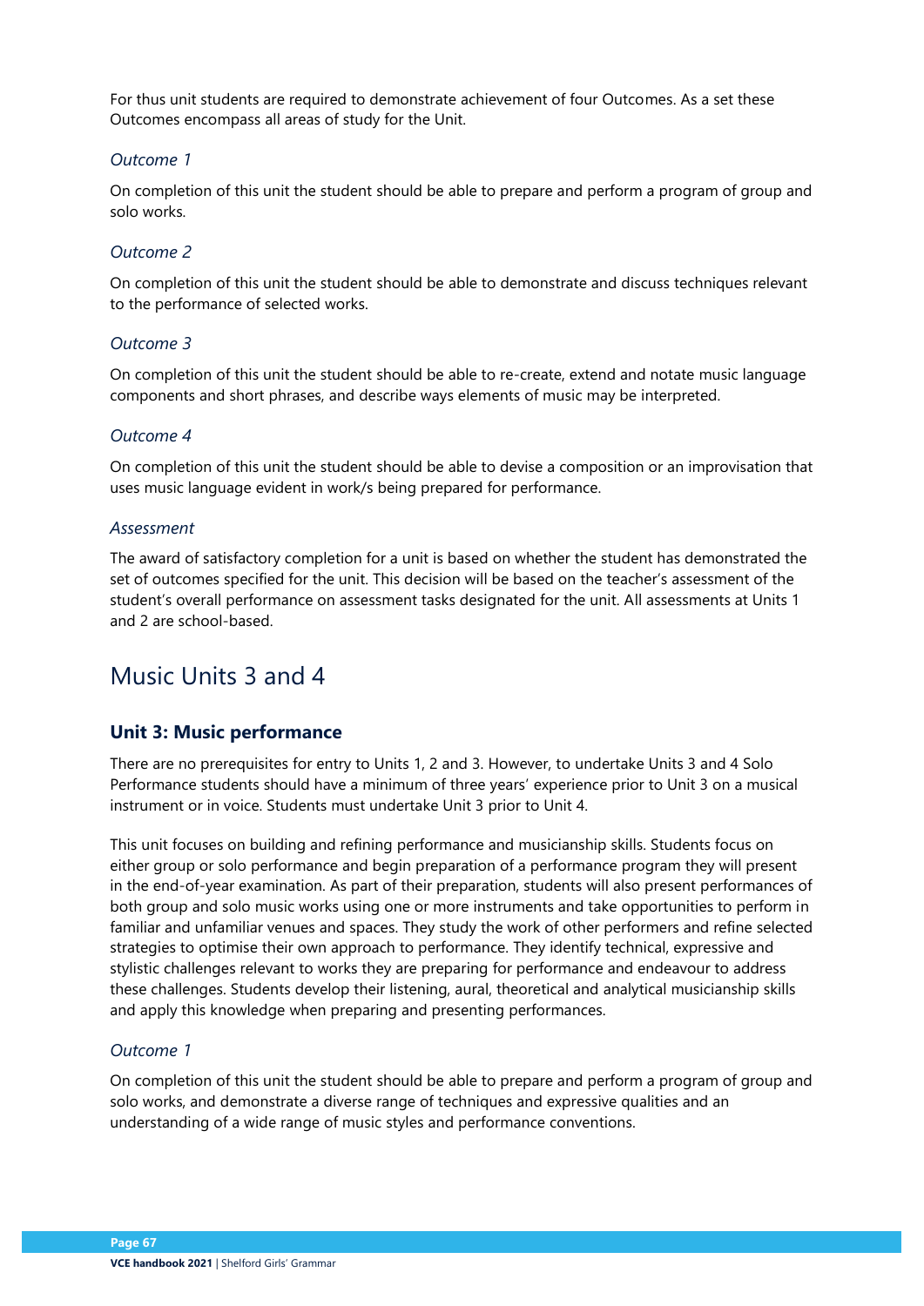For thus unit students are required to demonstrate achievement of four Outcomes. As a set these Outcomes encompass all areas of study for the Unit.

*Outcome 1*

On completion of this unit the student should be able to prepare and perform a program of group and solo works.

*Outcome 2*

On completion of this unit the student should be able to demonstrate and discuss techniques relevant to the performance of selected works.

*Outcome 3*

On completion of this unit the student should be able to re-create, extend and notate music language components and short phrases, and describe ways elements of music may be interpreted.

*Outcome 4*

On completion of this unit the student should be able to devise a composition or an improvisation that uses music language evident in work/s being prepared for performance.

*Assessment*

The award of satisfactory completion for a unit is based on whether the student has demonstrated the set of outcomes specified for the unit. This decision will be based on the teacher's assessment of the student's overall performance on assessment tasks designated for the unit. All assessments at Units 1 and 2 are school-based.

## Music Units 3 and 4

### Unit 3: Music performance

There are no prerequisites for entry to Units 1, 2 and 3. However, to undertake Units 3 and 4 Solo Performance students should have a minimum of three years' experience prior to Unit 3 on a musical instrument or in voice. Students must undertake Unit 3 prior to Unit 4.

This unit focuses on building and refining performance and musicianship skills. Students focus on either group or solo performance and begin preparation of a performance program they will present in the end-of-year examination. As part of their preparation, students will also present performances of both group and solo music works using one or more instruments and take opportunities to perform in familiar and unfamiliar venues and spaces. They study the work of other performers and refine selected strategies to optimise their own approach to performance. They identify technical, expressive and stylistic challenges relevant to works they are preparing for performance and endeavour to address these challenges. Students develop their listening, aural, theoretical and analytical musicianship skills and apply this knowledge when preparing and presenting performances.

*Outcome 1*

On completion of this unit the student should be able to prepare and perform a program of group and solo works, and demonstrate a diverse range of techniques and expressive qualities and an understanding of a wide range of music styles and performance conventions.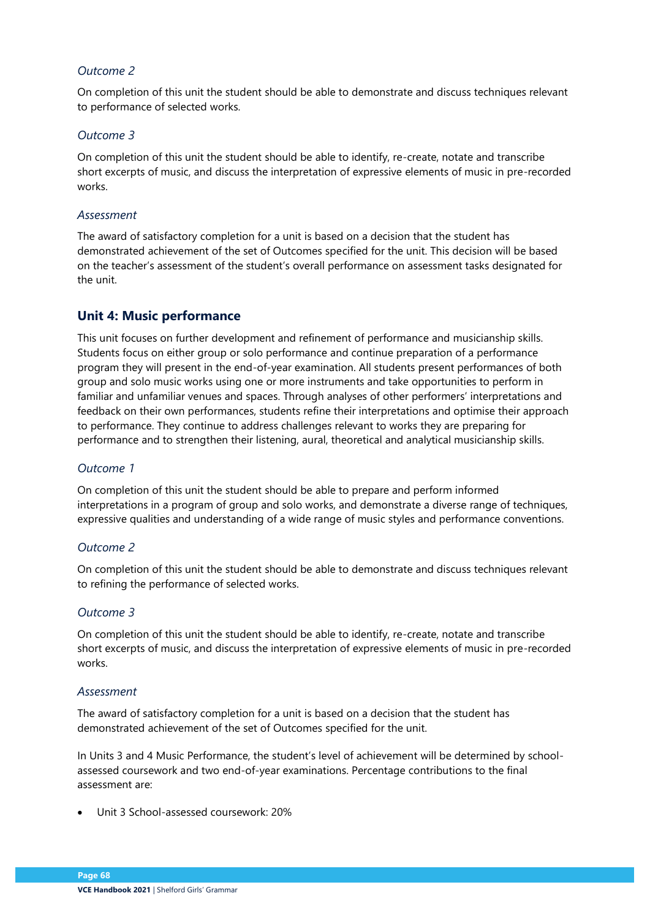*Outcome 2*

On completion of this unit the student should be able to demonstrate and discuss techniques relevant to performance of selected works.

*Outcome 3*

On completion of this unit the student should be able to identify, re-create, notate and transcribe short excerpts of music, and discuss the interpretation of expressive elements of music in pre-recorded works.

*Assessment*

The award of satisfactory completion for a unit is based on a decision that the student has demonstrated achievement of the set of Outcomes specified for the unit. This decision will be based on the teacher's assessment of the student's overall performance on assessment tasks designated for the unit.

## Unit 4: Music performance

This unit focuses on further development and refinement of performance and musicianship skills. Students focus on either group or solo performance and continue preparation of a performance program they will present in the end-of-year examination. All students present performances of both group and solo music works using one or more instruments and take opportunities to perform in familiar and unfamiliar venues and spaces. Through analyses of other performers' interpretations and feedback on their own performances, students refine their interpretations and optimise their approach to performance. They continue to address challenges relevant to works they are preparing for performance and to strengthen their listening, aural, theoretical and analytical musicianship skills.

*Outcome 1*

On completion of this unit the student should be able to prepare and perform informed interpretations in a program of group and solo works, and demonstrate a diverse range of techniques, expressive qualities and understanding of a wide range of music styles and performance conventions.

*Outcome 2*

On completion of this unit the student should be able to demonstrate and discuss techniques relevant to refining the performance of selected works.

*Outcome 3*

On completion of this unit the student should be able to identify, re-create, notate and transcribe short excerpts of music, and discuss the interpretation of expressive elements of music in pre-recorded works.

*Assessment*

The award of satisfactory completion for a unit is based on a decision that the student has demonstrated achievement of the set of Outcomes specified for the unit.

In Units 3 and 4 Music Performance, the student's level of achievement will be determined by school-assessed coursework and two end-of-year examinations. Percentage contributions to the final assessment are:

- Unit 3 School-assessed coursework: 20%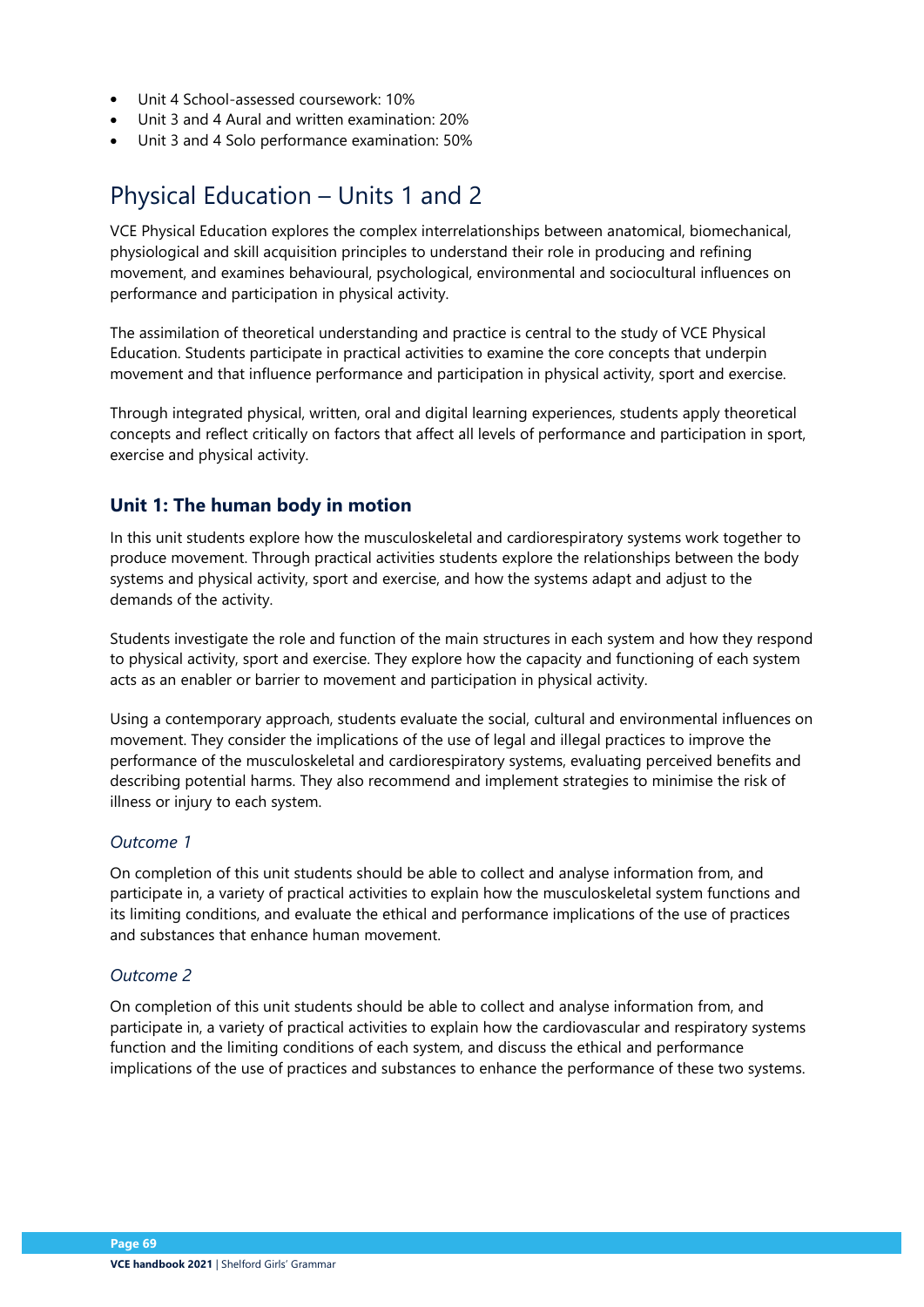- Unit 4 School-assessed coursework: 10%
- Unit 3 and 4 Aural and written examination: 20%
- Unit 3 and 4 Solo performance examination: 50%

# Physical Education – Units 1 and 2

VCE Physical Education explores the complex interrelationships between anatomical, biomechanical, physiological and skill acquisition principles to understand their role in producing and refining movement, and examines behavioural, psychological, environmental and sociocultural influences on performance and participation in physical activity.

The assimilation of theoretical understanding and practice is central to the study of VCE Physical Education. Students participate in practical activities to examine the core concepts that underpin movement and that influence performance and participation in physical activity, sport and exercise.

Through integrated physical, written, oral and digital learning experiences, students apply theoretical concepts and reflect critically on factors that affect all levels of performance and participation in sport, exercise and physical activity.

## Unit 1: The human body in motion

In this unit students explore how the musculoskeletal and cardiorespiratory systems work together to produce movement. Through practical activities students explore the relationships between the body systems and physical activity, sport and exercise, and how the systems adapt and adjust to the demands of the activity.

Students investigate the role and function of the main structures in each system and how they respond to physical activity, sport and exercise. They explore how the capacity and functioning of each system acts as an enabler or barrier to movement and participation in physical activity.

Using a contemporary approach, students evaluate the social, cultural and environmental influences on movement. They consider the implications of the use of legal and illegal practices to improve the performance of the musculoskeletal and cardiorespiratory systems, evaluating perceived benefits and describing potential harms. They also recommend and implement strategies to minimise the risk of illness or injury to each system.

### *Outcome 1*

On completion of this unit students should be able to collect and analyse information from, and participate in, a variety of practical activities to explain how the musculoskeletal system functions and its limiting conditions, and evaluate the ethical and performance implications of the use of practices and substances that enhance human movement.

### *Outcome 2*

On completion of this unit students should be able to collect and analyse information from, and participate in, a variety of practical activities to explain how the cardiovascular and respiratory systems function and the limiting conditions of each system, and discuss the ethical and performance implications of the use of practices and substances to enhance the performance of these two systems.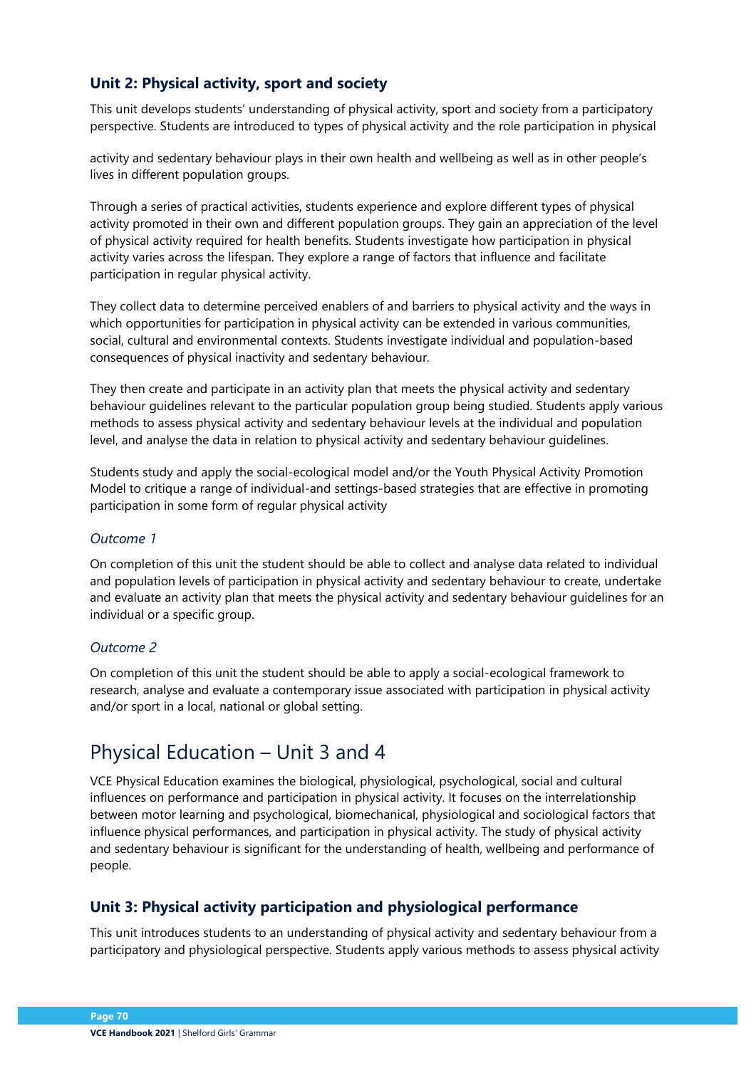### Unit 2: Physical activity, sport and society

This unit develops students' understanding of physical activity, sport and society from a participatory perspective. Students are introduced to types of physical activity and the role participation in physical activity and sedentary behaviour plays in their own health and wellbeing as well as in other people's lives in different population groups.

Through a series of practical activities, students experience and explore different types of physical activity promoted in their own and different population groups. They gain an appreciation of the level of physical activity required for health benefits. Students investigate how participation in physical activity varies across the lifespan. They explore a range of factors that influence and facilitate participation in regular physical activity.

They collect data to determine perceived enablers of and barriers to physical activity and the ways in which opportunities for participation in physical activity can be extended in various communities, social, cultural and environmental contexts. Students investigate individual and population-based consequences of physical inactivity and sedentary behaviour.

They then create and participate in an activity plan that meets the physical activity and sedentary behaviour guidelines relevant to the particular population group being studied. Students apply various methods to assess physical activity and sedentary behaviour levels at the individual and population level, and analyse the data in relation to physical activity and sedentary behaviour guidelines.

Students study and apply the social-ecological model and/or the Youth Physical Activity Promotion Model to critique a range of individual-and settings-based strategies that are effective in promoting participation in some form of regular physical activity

*Outcome 1*

On completion of this unit the student should be able to collect and analyse data related to individual and population levels of participation in physical activity and sedentary behaviour to create, undertake and evaluate an activity plan that meets the physical activity and sedentary behaviour guidelines for an individual or a specific group.

*Outcome 2*

On completion of this unit the student should be able to apply a social-ecological framework to research, analyse and evaluate a contemporary issue associated with participation in physical activity and/or sport in a local, national or global setting.

## Physical Education – Unit 3 and 4

VCE Physical Education examines the biological, physiological, psychological, social and cultural influences on performance and participation in physical activity. It focuses on the interrelationship between motor learning and psychological, biomechanical, physiological and sociological factors that influence physical performances, and participation in physical activity. The study of physical activity and sedentary behaviour is significant for the understanding of health, wellbeing and performance of people.

### Unit 3: Physical activity participation and physiological performance

This unit introduces students to an understanding of physical activity and sedentary behaviour from a participatory and physiological perspective. Students apply various methods to assess physical activity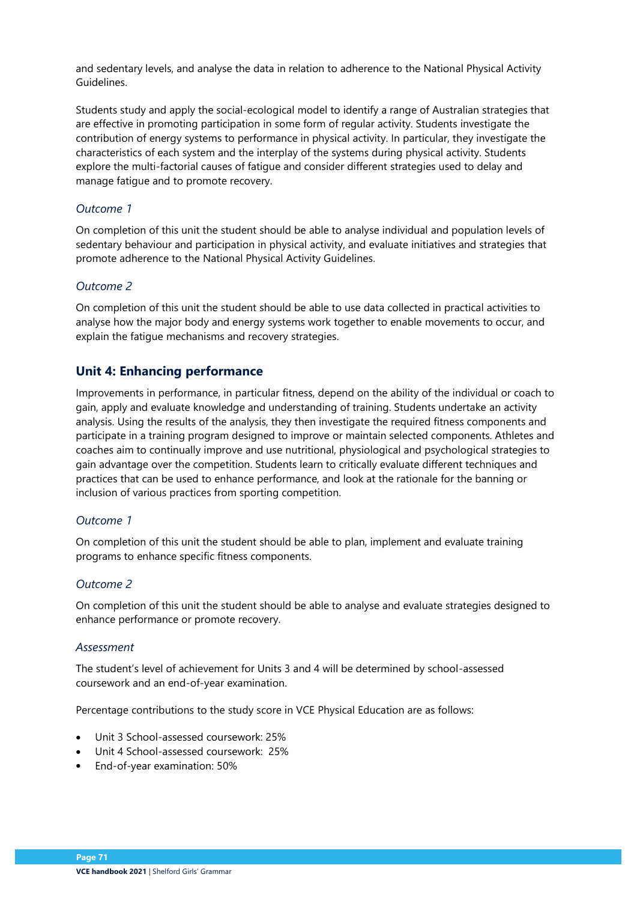and sedentary levels, and analyse the data in relation to adherence to the National Physical Activity Guidelines.

Students study and apply the social-ecological model to identify a range of Australian strategies that are effective in promoting participation in some form of regular activity. Students investigate the contribution of energy systems to performance in physical activity. In particular, they investigate the characteristics of each system and the interplay of the systems during physical activity. Students explore the multi-factorial causes of fatigue and consider different strategies used to delay and manage fatigue and to promote recovery.

*Outcome 1*

On completion of this unit the student should be able to analyse individual and population levels of sedentary behaviour and participation in physical activity, and evaluate initiatives and strategies that promote adherence to the National Physical Activity Guidelines.

*Outcome 2*

On completion of this unit the student should be able to use data collected in practical activities to analyse how the major body and energy systems work together to enable movements to occur, and explain the fatigue mechanisms and recovery strategies.

## Unit 4: Enhancing performance

Improvements in performance, in particular fitness, depend on the ability of the individual or coach to gain, apply and evaluate knowledge and understanding of training. Students undertake an activity analysis. Using the results of the analysis, they then investigate the required fitness components and participate in a training program designed to improve or maintain selected components. Athletes and coaches aim to continually improve and use nutritional, physiological and psychological strategies to gain advantage over the competition. Students learn to critically evaluate different techniques and practices that can be used to enhance performance, and look at the rationale for the banning or inclusion of various practices from sporting competition.

*Outcome 1*

On completion of this unit the student should be able to plan, implement and evaluate training programs to enhance specific fitness components.

*Outcome 2*

On completion of this unit the student should be able to analyse and evaluate strategies designed to enhance performance or promote recovery.

*Assessment*

The student's level of achievement for Units 3 and 4 will be determined by school-assessed coursework and an end-of-year examination.

Percentage contributions to the study score in VCE Physical Education are as follows:

- Unit 3 School-assessed coursework: 25%
- Unit 4 School-assessed coursework: 25%
- End-of-year examination: 50%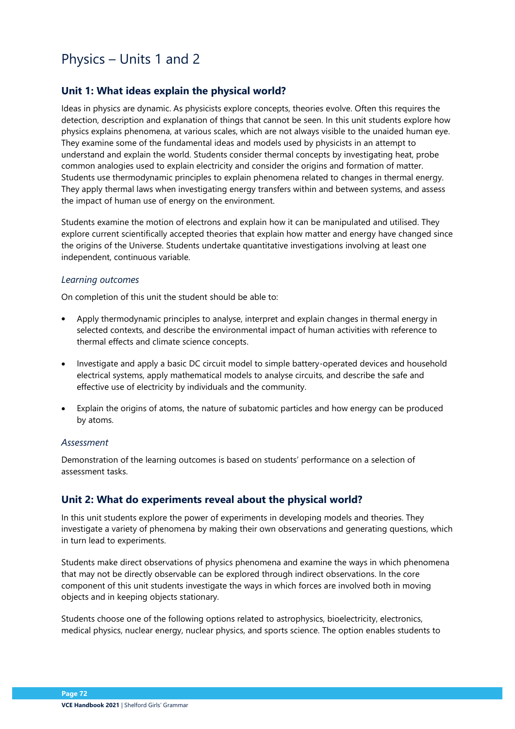# Physics – Units 1 and 2

## Unit 1: What ideas explain the physical world?

Ideas in physics are dynamic. As physicists explore concepts, theories evolve. Often this requires the detection, description and explanation of things that cannot be seen. In this unit students explore how physics explains phenomena, at various scales, which are not always visible to the unaided human eye. They examine some of the fundamental ideas and models used by physicists in an attempt to understand and explain the world. Students consider thermal concepts by investigating heat, probe common analogies used to explain electricity and consider the origins and formation of matter. Students use thermodynamic principles to explain phenomena related to changes in thermal energy. They apply thermal laws when investigating energy transfers within and between systems, and assess the impact of human use of energy on the environment.

Students examine the motion of electrons and explain how it can be manipulated and utilised. They explore current scientifically accepted theories that explain how matter and energy have changed since the origins of the Universe. Students undertake quantitative investigations involving at least one independent, continuous variable.

### *Learning outcomes*

On completion of this unit the student should be able to:

- Apply thermodynamic principles to analyse, interpret and explain changes in thermal energy in selected contexts, and describe the environmental impact of human activities with reference to thermal effects and climate science concepts.
- Investigate and apply a basic DC circuit model to simple battery-operated devices and household electrical systems, apply mathematical models to analyse circuits, and describe the safe and effective use of electricity by individuals and the community.
- Explain the origins of atoms, the nature of subatomic particles and how energy can be produced by atoms.

### *Assessment*

Demonstration of the learning outcomes is based on students' performance on a selection of assessment tasks.

## Unit 2: What do experiments reveal about the physical world?

In this unit students explore the power of experiments in developing models and theories. They investigate a variety of phenomena by making their own observations and generating questions, which in turn lead to experiments.

Students make direct observations of physics phenomena and examine the ways in which phenomena that may not be directly observable can be explored through indirect observations. In the core component of this unit students investigate the ways in which forces are involved both in moving objects and in keeping objects stationary.

Students choose one of the following options related to astrophysics, bioelectricity, electronics, medical physics, nuclear energy, nuclear physics, and sports science. The option enables students to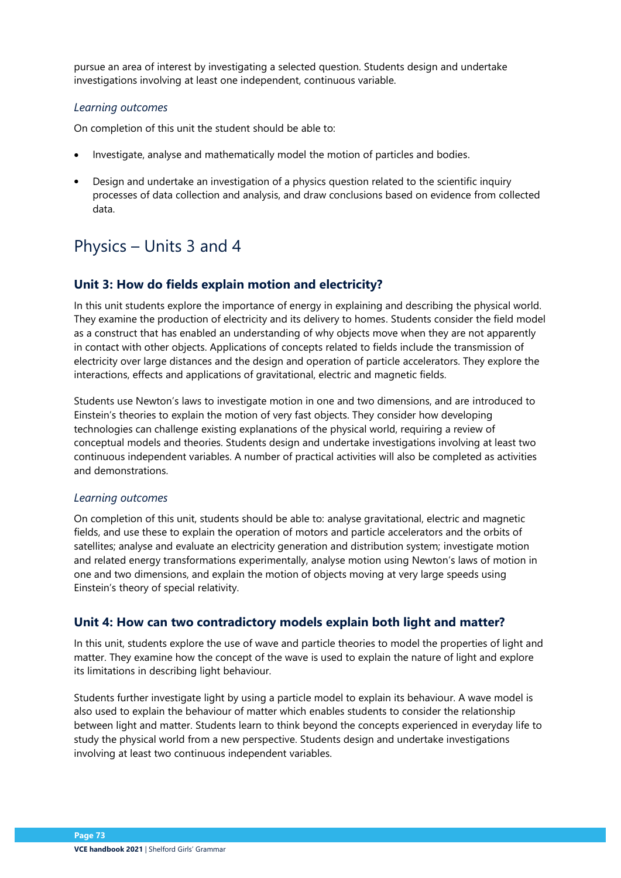pursue an area of interest by investigating a selected question. Students design and undertake investigations involving at least one independent, continuous variable.

*Learning outcomes*

On completion of this unit the student should be able to:

- Investigate, analyse and mathematically model the motion of particles and bodies.
- Design and undertake an investigation of a physics question related to the scientific inquiry processes of data collection and analysis, and draw conclusions based on evidence from collected data.

# Physics – Units 3 and 4

## Unit 3: How do fields explain motion and electricity?

In this unit students explore the importance of energy in explaining and describing the physical world. They examine the production of electricity and its delivery to homes. Students consider the field model as a construct that has enabled an understanding of why objects move when they are not apparently in contact with other objects. Applications of concepts related to fields include the transmission of electricity over large distances and the design and operation of particle accelerators. They explore the interactions, effects and applications of gravitational, electric and magnetic fields.

Students use Newton's laws to investigate motion in one and two dimensions, and are introduced to Einstein's theories to explain the motion of very fast objects. They consider how developing technologies can challenge existing explanations of the physical world, requiring a review of conceptual models and theories. Students design and undertake investigations involving at least two continuous independent variables. A number of practical activities will also be completed as activities and demonstrations.

*Learning outcomes*

On completion of this unit, students should be able to: analyse gravitational, electric and magnetic fields, and use these to explain the operation of motors and particle accelerators and the orbits of satellites; analyse and evaluate an electricity generation and distribution system; investigate motion and related energy transformations experimentally, analyse motion using Newton's laws of motion in one and two dimensions, and explain the motion of objects moving at very large speeds using Einstein's theory of special relativity.

## Unit 4: How can two contradictory models explain both light and matter?

In this unit, students explore the use of wave and particle theories to model the properties of light and matter. They examine how the concept of the wave is used to explain the nature of light and explore its limitations in describing light behaviour.

Students further investigate light by using a particle model to explain its behaviour. A wave model is also used to explain the behaviour of matter which enables students to consider the relationship between light and matter. Students learn to think beyond the concepts experienced in everyday life to study the physical world from a new perspective. Students design and undertake investigations involving at least two continuous independent variables.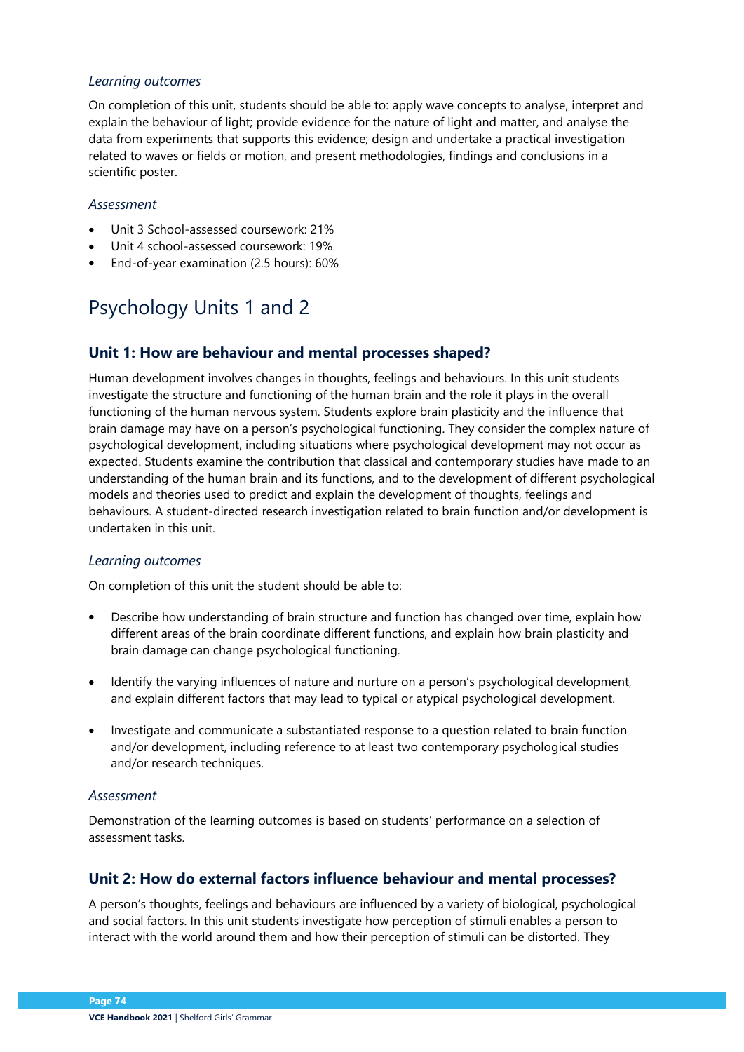*Learning outcomes*

On completion of this unit, students should be able to: apply wave concepts to analyse, interpret and explain the behaviour of light; provide evidence for the nature of light and matter, and analyse the data from experiments that supports this evidence; design and undertake a practical investigation related to waves or fields or motion, and present methodologies, findings and conclusions in a scientific poster.

*Assessment*

- Unit 3 School-assessed coursework: 21%
- Unit 4 school-assessed coursework: 19%
- End-of-year examination (2.5 hours): 60%

# Psychology Units 1 and 2

## Unit 1: How are behaviour and mental processes shaped?

Human development involves changes in thoughts, feelings and behaviours. In this unit students investigate the structure and functioning of the human brain and the role it plays in the overall functioning of the human nervous system. Students explore brain plasticity and the influence that brain damage may have on a person's psychological functioning. They consider the complex nature of psychological development, including situations where psychological development may not occur as expected. Students examine the contribution that classical and contemporary studies have made to an understanding of the human brain and its functions, and to the development of different psychological models and theories used to predict and explain the development of thoughts, feelings and behaviours. A student-directed research investigation related to brain function and/or development is undertaken in this unit.

*Learning outcomes*

On completion of this unit the student should be able to:

- Describe how understanding of brain structure and function has changed over time, explain how different areas of the brain coordinate different functions, and explain how brain plasticity and brain damage can change psychological functioning.
- Identify the varying influences of nature and nurture on a person's psychological development, and explain different factors that may lead to typical or atypical psychological development.
- Investigate and communicate a substantiated response to a question related to brain function and/or development, including reference to at least two contemporary psychological studies and/or research techniques.

*Assessment*

Demonstration of the learning outcomes is based on students' performance on a selection of assessment tasks.

## Unit 2: How do external factors influence behaviour and mental processes?

A person's thoughts, feelings and behaviours are influenced by a variety of biological, psychological and social factors. In this unit students investigate how perception of stimuli enables a person to interact with the world around them and how their perception of stimuli can be distorted. They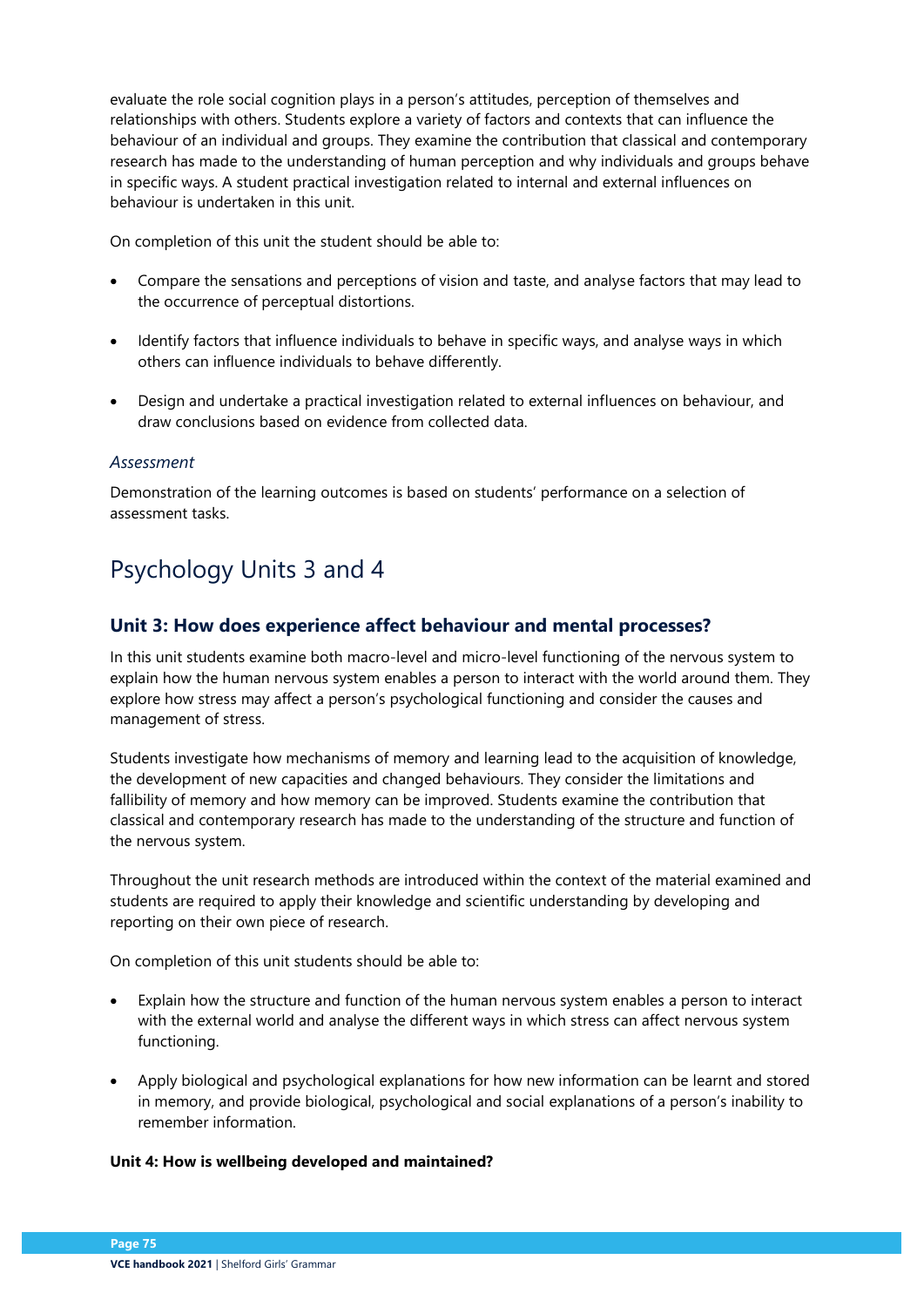evaluate the role social cognition plays in a person's attitudes, perception of themselves and relationships with others. Students explore a variety of factors and contexts that can influence the behaviour of an individual and groups. They examine the contribution that classical and contemporary research has made to the understanding of human perception and why individuals and groups behave in specific ways. A student practical investigation related to internal and external influences on behaviour is undertaken in this unit.

On completion of this unit the student should be able to:

- Compare the sensations and perceptions of vision and taste, and analyse factors that may lead to the occurrence of perceptual distortions.
- Identify factors that influence individuals to behave in specific ways, and analyse ways in which others can influence individuals to behave differently.
- Design and undertake a practical investigation related to external influences on behaviour, and draw conclusions based on evidence from collected data.

*Assessment*

Demonstration of the learning outcomes is based on students' performance on a selection of assessment tasks.

# Psychology Units 3 and 4

## Unit 3: How does experience affect behaviour and mental processes?

In this unit students examine both macro-level and micro-level functioning of the nervous system to explain how the human nervous system enables a person to interact with the world around them. They explore how stress may affect a person's psychological functioning and consider the causes and management of stress.

Students investigate how mechanisms of memory and learning lead to the acquisition of knowledge, the development of new capacities and changed behaviours. They consider the limitations and fallibility of memory and how memory can be improved. Students examine the contribution that classical and contemporary research has made to the understanding of the structure and function of the nervous system.

Throughout the unit research methods are introduced within the context of the material examined and students are required to apply their knowledge and scientific understanding by developing and reporting on their own piece of research.

On completion of this unit students should be able to:

- Explain how the structure and function of the human nervous system enables a person to interact with the external world and analyse the different ways in which stress can affect nervous system functioning.
- Apply biological and psychological explanations for how new information can be learnt and stored in memory, and provide biological, psychological and social explanations of a person's inability to remember information.

**Unit 4: How is wellbeing developed and maintained?**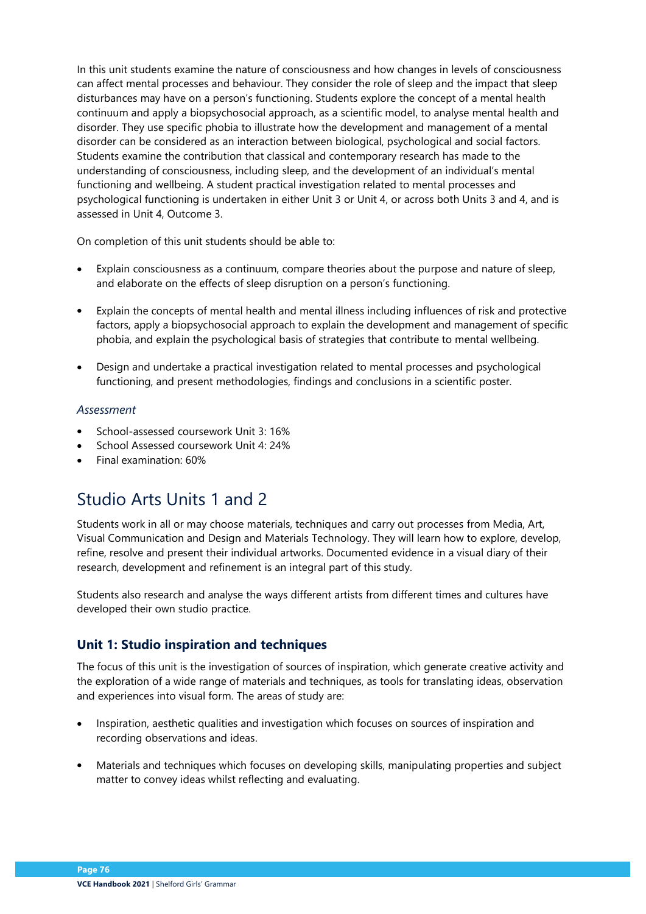In this unit students examine the nature of consciousness and how changes in levels of consciousness can affect mental processes and behaviour. They consider the role of sleep and the impact that sleep disturbances may have on a person's functioning. Students explore the concept of a mental health continuum and apply a biopsychosocial approach, as a scientific model, to analyse mental health and disorder. They use specific phobia to illustrate how the development and management of a mental disorder can be considered as an interaction between biological, psychological and social factors. Students examine the contribution that classical and contemporary research has made to the understanding of consciousness, including sleep, and the development of an individual's mental functioning and wellbeing. A student practical investigation related to mental processes and psychological functioning is undertaken in either Unit 3 or Unit 4, or across both Units 3 and 4, and is assessed in Unit 4, Outcome 3.

On completion of this unit students should be able to:

- Explain consciousness as a continuum, compare theories about the purpose and nature of sleep, and elaborate on the effects of sleep disruption on a person's functioning.
- Explain the concepts of mental health and mental illness including influences of risk and protective factors, apply a biopsychosocial approach to explain the development and management of specific phobia, and explain the psychological basis of strategies that contribute to mental wellbeing.
- Design and undertake a practical investigation related to mental processes and psychological functioning, and present methodologies, findings and conclusions in a scientific poster.

*Assessment*

- School-assessed coursework Unit 3: 16%
- School Assessed coursework Unit 4: 24%
- Final examination: 60%

## Studio Arts Units 1 and 2

Students work in all or may choose materials, techniques and carry out processes from Media, Art, Visual Communication and Design and Materials Technology. They will learn how to explore, develop, refine, resolve and present their individual artworks. Documented evidence in a visual diary of their research, development and refinement is an integral part of this study.

Students also research and analyse the ways different artists from different times and cultures have developed their own studio practice.

### Unit 1: Studio inspiration and techniques

The focus of this unit is the investigation of sources of inspiration, which generate creative activity and the exploration of a wide range of materials and techniques, as tools for translating ideas, observation and experiences into visual form. The areas of study are:

- Inspiration, aesthetic qualities and investigation which focuses on sources of inspiration and recording observations and ideas.
- Materials and techniques which focuses on developing skills, manipulating properties and subject matter to convey ideas whilst reflecting and evaluating.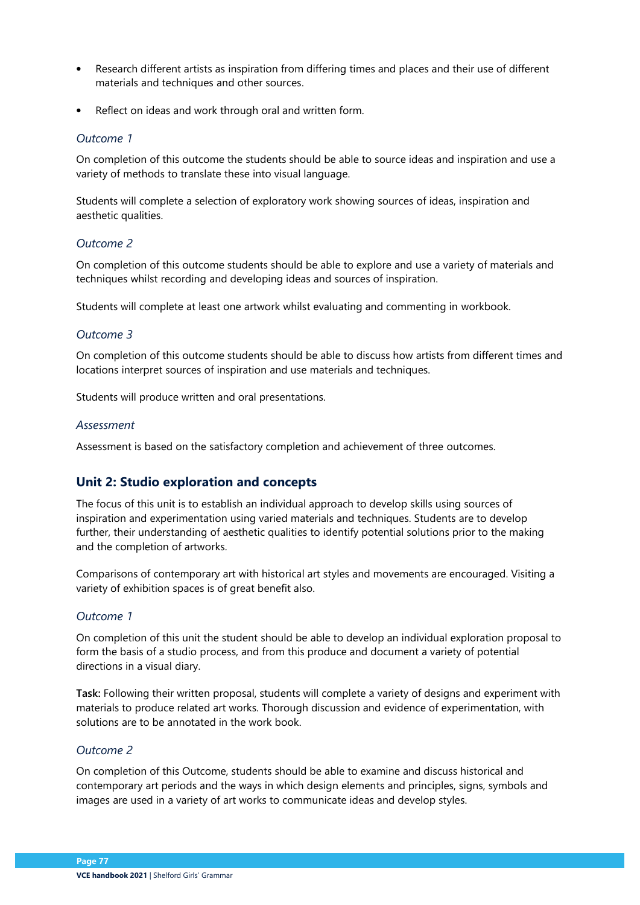- Research different artists as inspiration from differing times and places and their use of different materials and techniques and other sources.
- Reflect on ideas and work through oral and written form.

*Outcome 1*

On completion of this outcome the students should be able to source ideas and inspiration and use a variety of methods to translate these into visual language.

Students will complete a selection of exploratory work showing sources of ideas, inspiration and aesthetic qualities.

*Outcome 2*

On completion of this outcome students should be able to explore and use a variety of materials and techniques whilst recording and developing ideas and sources of inspiration.

Students will complete at least one artwork whilst evaluating and commenting in workbook.

*Outcome 3*

On completion of this outcome students should be able to discuss how artists from different times and locations interpret sources of inspiration and use materials and techniques.

Students will produce written and oral presentations.

*Assessment*

Assessment is based on the satisfactory completion and achievement of three outcomes.

## Unit 2: Studio exploration and concepts

The focus of this unit is to establish an individual approach to develop skills using sources of inspiration and experimentation using varied materials and techniques. Students are to develop further, their understanding of aesthetic qualities to identify potential solutions prior to the making and the completion of artworks.

Comparisons of contemporary art with historical art styles and movements are encouraged. Visiting a variety of exhibition spaces is of great benefit also.

*Outcome 1*

On completion of this unit the student should be able to develop an individual exploration proposal to form the basis of a studio process, and from this produce and document a variety of potential directions in a visual diary.

**Task:** Following their written proposal, students will complete a variety of designs and experiment with materials to produce related art works. Thorough discussion and evidence of experimentation, with solutions are to be annotated in the work book.

*Outcome 2*

On completion of this Outcome, students should be able to examine and discuss historical and contemporary art periods and the ways in which design elements and principles, signs, symbols and images are used in a variety of art works to communicate ideas and develop styles.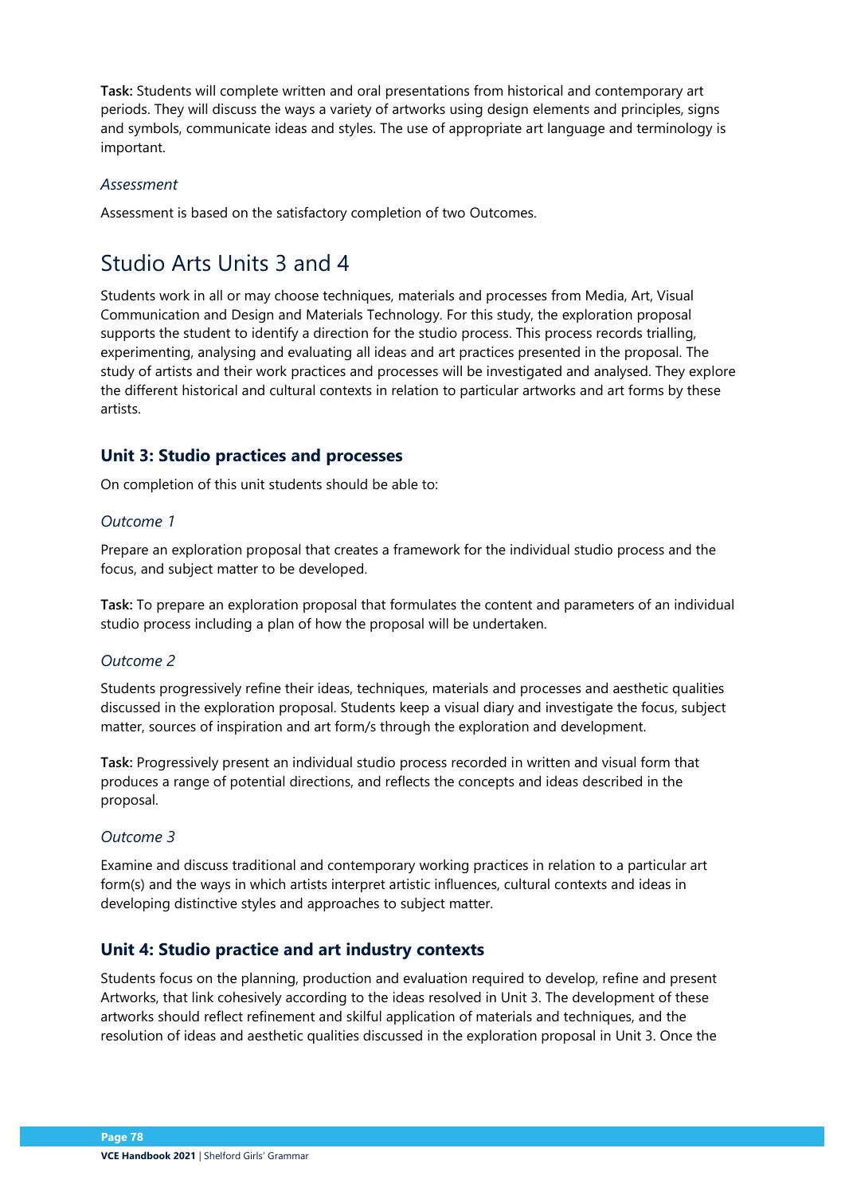**Task:** Students will complete written and oral presentations from historical and contemporary art periods. They will discuss the ways a variety of artworks using design elements and principles, signs and symbols, communicate ideas and styles. The use of appropriate art language and terminology is important.

*Assessment*

Assessment is based on the satisfactory completion of two Outcomes.

# Studio Arts Units 3 and 4

Students work in all or may choose techniques, materials and processes from Media, Art, Visual Communication and Design and Materials Technology. For this study, the exploration proposal supports the student to identify a direction for the studio process. This process records trialling, experimenting, analysing and evaluating all ideas and art practices presented in the proposal. The study of artists and their work practices and processes will be investigated and analysed. They explore the different historical and cultural contexts in relation to particular artworks and art forms by these artists.

## Unit 3: Studio practices and processes

On completion of this unit students should be able to:

*Outcome 1*

Prepare an exploration proposal that creates a framework for the individual studio process and the focus, and subject matter to be developed.

**Task:** To prepare an exploration proposal that formulates the content and parameters of an individual studio process including a plan of how the proposal will be undertaken.

*Outcome 2*

Students progressively refine their ideas, techniques, materials and processes and aesthetic qualities discussed in the exploration proposal. Students keep a visual diary and investigate the focus, subject matter, sources of inspiration and art form/s through the exploration and development.

**Task:** Progressively present an individual studio process recorded in written and visual form that produces a range of potential directions, and reflects the concepts and ideas described in the proposal.

*Outcome 3*

Examine and discuss traditional and contemporary working practices in relation to a particular art form(s) and the ways in which artists interpret artistic influences, cultural contexts and ideas in developing distinctive styles and approaches to subject matter.

## Unit 4: Studio practice and art industry contexts

Students focus on the planning, production and evaluation required to develop, refine and present Artworks, that link cohesively according to the ideas resolved in Unit 3. The development of these artworks should reflect refinement and skilful application of materials and techniques, and the resolution of ideas and aesthetic qualities discussed in the exploration proposal in Unit 3. Once the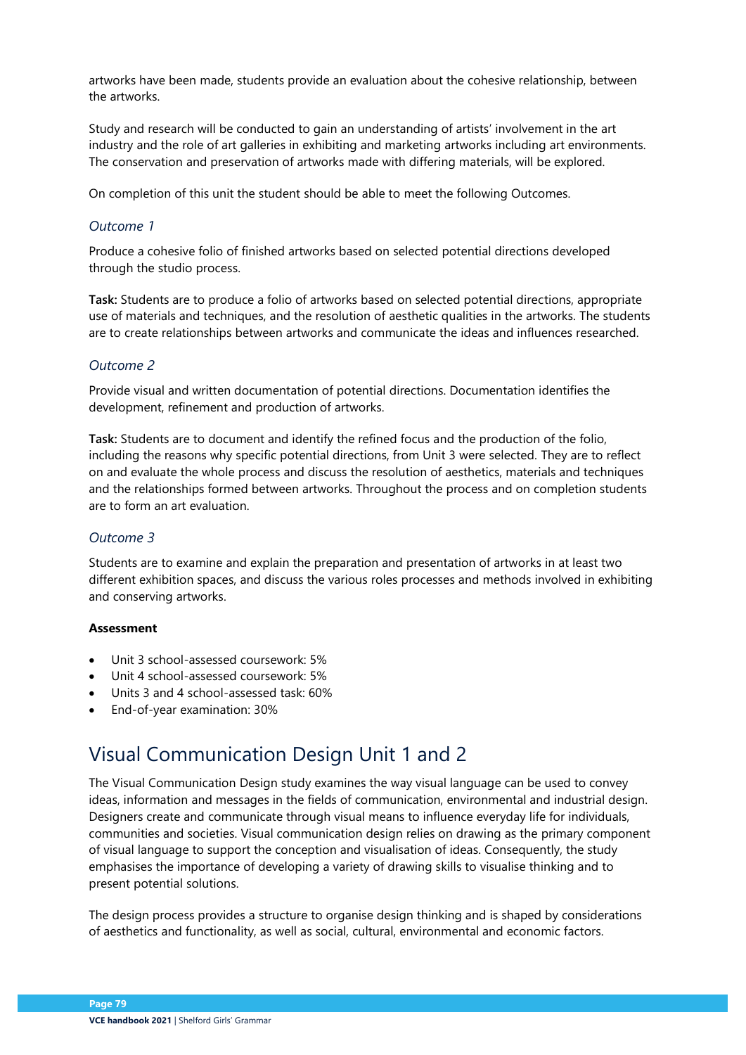artworks have been made, students provide an evaluation about the cohesive relationship, between the artworks.

Study and research will be conducted to gain an understanding of artists' involvement in the art industry and the role of art galleries in exhibiting and marketing artworks including art environments. The conservation and preservation of artworks made with differing materials, will be explored.

On completion of this unit the student should be able to meet the following Outcomes.

### *Outcome 1*

Produce a cohesive folio of finished artworks based on selected potential directions developed through the studio process.

**Task:** Students are to produce a folio of artworks based on selected potential directions, appropriate use of materials and techniques, and the resolution of aesthetic qualities in the artworks. The students are to create relationships between artworks and communicate the ideas and influences researched.

### *Outcome 2*

Provide visual and written documentation of potential directions. Documentation identifies the development, refinement and production of artworks.

**Task:** Students are to document and identify the refined focus and the production of the folio, including the reasons why specific potential directions, from Unit 3 were selected. They are to reflect on and evaluate the whole process and discuss the resolution of aesthetics, materials and techniques and the relationships formed between artworks. Throughout the process and on completion students are to form an art evaluation.

### *Outcome 3*

Students are to examine and explain the preparation and presentation of artworks in at least two different exhibition spaces, and discuss the various roles processes and methods involved in exhibiting and conserving artworks.

**Assessment**

- Unit 3 school-assessed coursework: 5%
- Unit 4 school-assessed coursework: 5%
- Units 3 and 4 school-assessed task: 60%
- End-of-year examination: 30%

## Visual Communication Design Unit 1 and 2

The Visual Communication Design study examines the way visual language can be used to convey ideas, information and messages in the fields of communication, environmental and industrial design. Designers create and communicate through visual means to influence everyday life for individuals, communities and societies. Visual communication design relies on drawing as the primary component of visual language to support the conception and visualisation of ideas. Consequently, the study emphasises the importance of developing a variety of drawing skills to visualise thinking and to present potential solutions.

The design process provides a structure to organise design thinking and is shaped by considerations of aesthetics and functionality, as well as social, cultural, environmental and economic factors.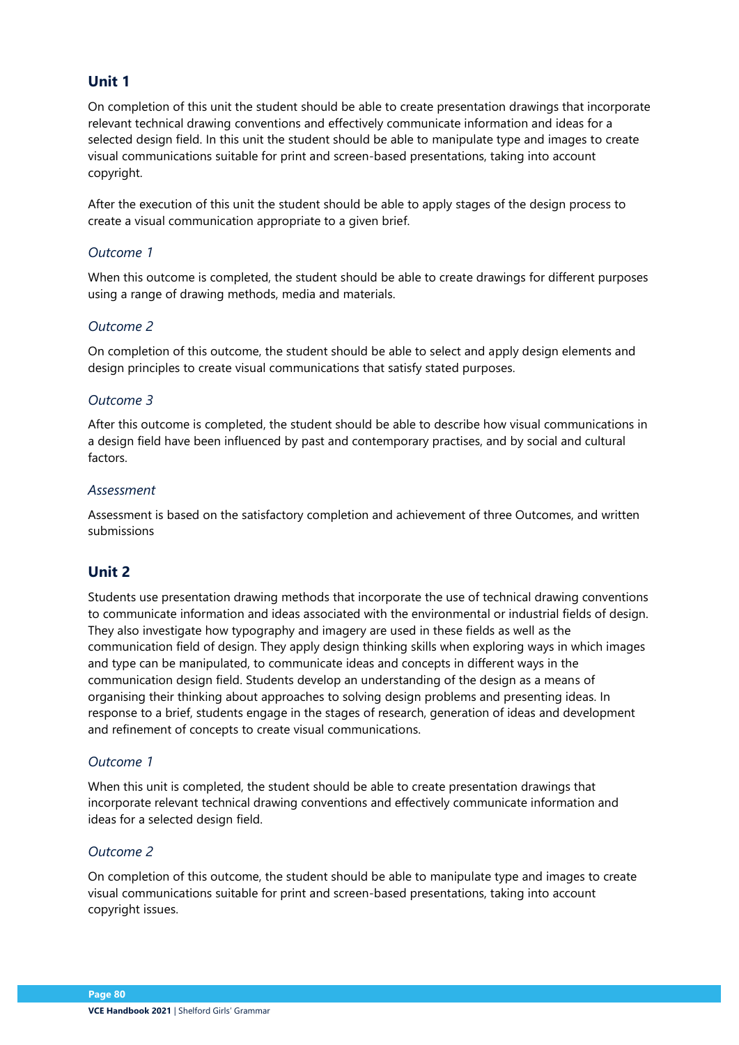## Unit 1

On completion of this unit the student should be able to create presentation drawings that incorporate relevant technical drawing conventions and effectively communicate information and ideas for a selected design field. In this unit the student should be able to manipulate type and images to create visual communications suitable for print and screen-based presentations, taking into account copyright.

After the execution of this unit the student should be able to apply stages of the design process to create a visual communication appropriate to a given brief.

### *Outcome 1*

When this outcome is completed, the student should be able to create drawings for different purposes using a range of drawing methods, media and materials.

### *Outcome 2*

On completion of this outcome, the student should be able to select and apply design elements and design principles to create visual communications that satisfy stated purposes.

### *Outcome 3*

After this outcome is completed, the student should be able to describe how visual communications in a design field have been influenced by past and contemporary practises, and by social and cultural factors.

### *Assessment*

Assessment is based on the satisfactory completion and achievement of three Outcomes, and written submissions

## Unit 2

Students use presentation drawing methods that incorporate the use of technical drawing conventions to communicate information and ideas associated with the environmental or industrial fields of design. They also investigate how typography and imagery are used in these fields as well as the communication field of design. They apply design thinking skills when exploring ways in which images and type can be manipulated, to communicate ideas and concepts in different ways in the communication design field. Students develop an understanding of the design as a means of organising their thinking about approaches to solving design problems and presenting ideas. In response to a brief, students engage in the stages of research, generation of ideas and development and refinement of concepts to create visual communications.

### *Outcome 1*

When this unit is completed, the student should be able to create presentation drawings that incorporate relevant technical drawing conventions and effectively communicate information and ideas for a selected design field.

### *Outcome 2*

On completion of this outcome, the student should be able to manipulate type and images to create visual communications suitable for print and screen-based presentations, taking into account copyright issues.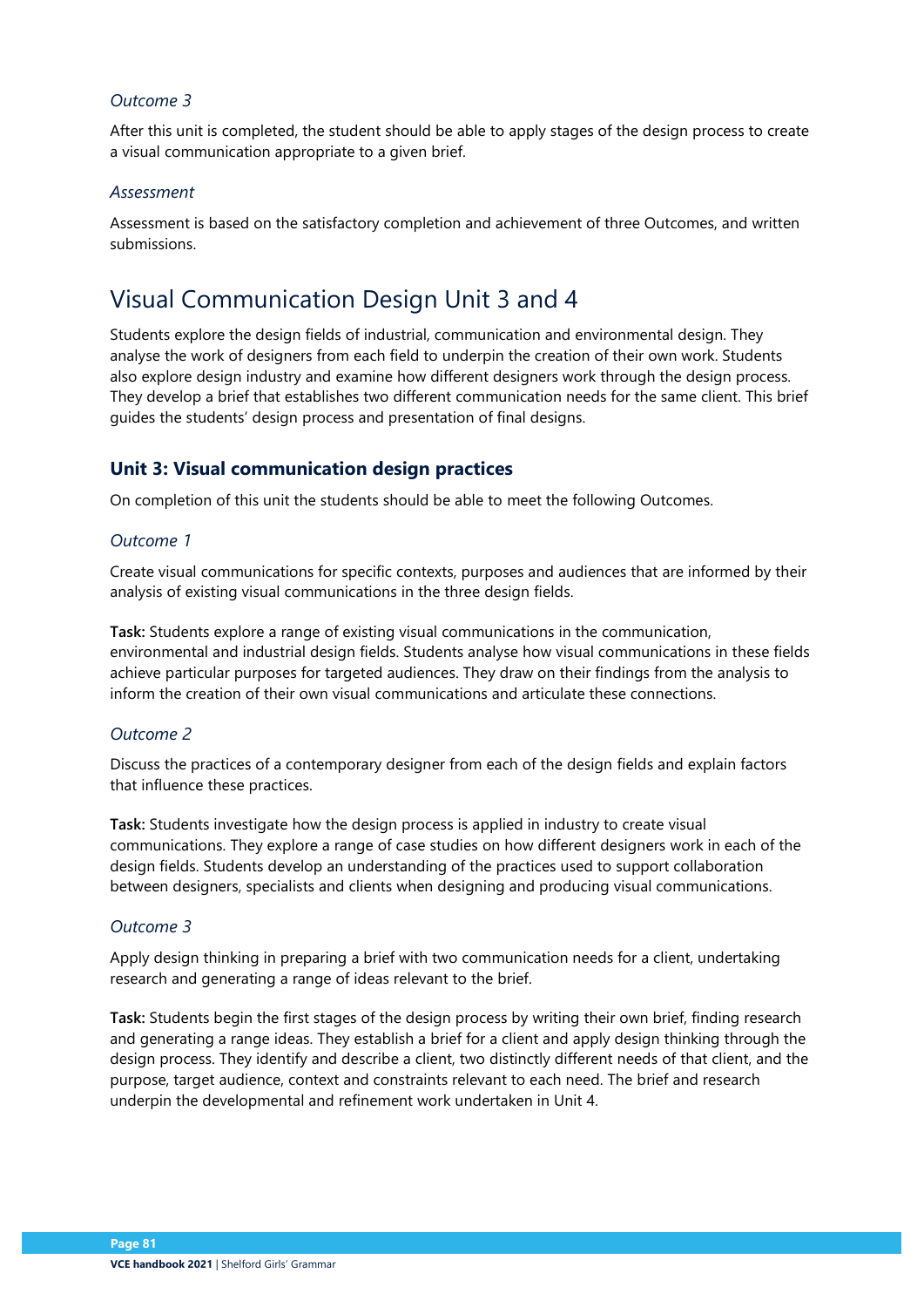### *Outcome 3*

After this unit is completed, the student should be able to apply stages of the design process to create a visual communication appropriate to a given brief.

### *Assessment*

Assessment is based on the satisfactory completion and achievement of three Outcomes, and written submissions.

## Visual Communication Design Unit 3 and 4

Students explore the design fields of industrial, communication and environmental design. They analyse the work of designers from each field to underpin the creation of their own work. Students also explore design industry and examine how different designers work through the design process. They develop a brief that establishes two different communication needs for the same client. This brief guides the students' design process and presentation of final designs.

### Unit 3: Visual communication design practices

On completion of this unit the students should be able to meet the following Outcomes.

#### *Outcome 1*

Create visual communications for specific contexts, purposes and audiences that are informed by their analysis of existing visual communications in the three design fields.

**Task:** Students explore a range of existing visual communications in the communication, environmental and industrial design fields. Students analyse how visual communications in these fields achieve particular purposes for targeted audiences. They draw on their findings from the analysis to inform the creation of their own visual communications and articulate these connections.

#### *Outcome 2*

Discuss the practices of a contemporary designer from each of the design fields and explain factors that influence these practices.

**Task:** Students investigate how the design process is applied in industry to create visual communications. They explore a range of case studies on how different designers work in each of the design fields. Students develop an understanding of the practices used to support collaboration between designers, specialists and clients when designing and producing visual communications.

#### *Outcome 3*

Apply design thinking in preparing a brief with two communication needs for a client, undertaking research and generating a range of ideas relevant to the brief.

**Task:** Students begin the first stages of the design process by writing their own brief, finding research and generating a range ideas. They establish a brief for a client and apply design thinking through the design process. They identify and describe a client, two distinctly different needs of that client, and the purpose, target audience, context and constraints relevant to each need. The brief and research underpin the developmental and refinement work undertaken in Unit 4.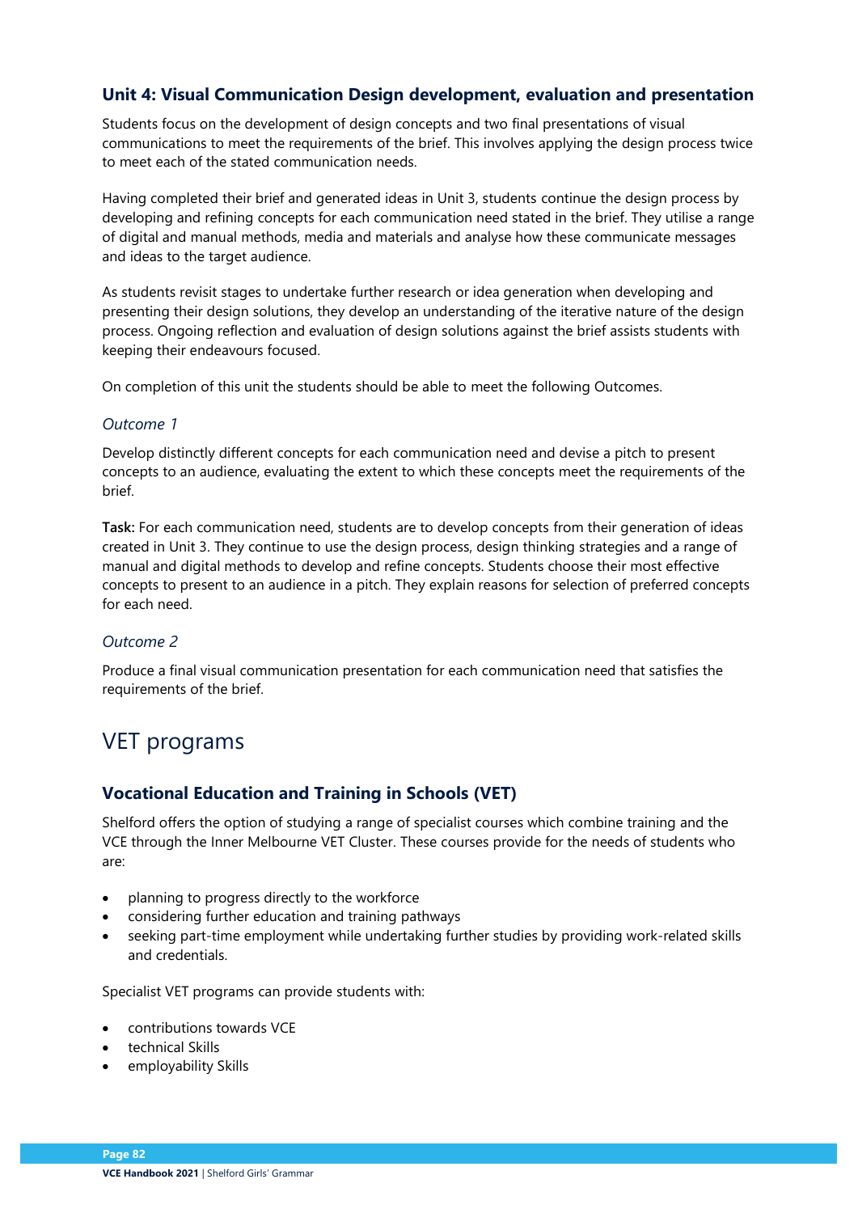### Unit 4: Visual Communication Design development, evaluation and presentation

Students focus on the development of design concepts and two final presentations of visual communications to meet the requirements of the brief. This involves applying the design process twice to meet each of the stated communication needs.

Having completed their brief and generated ideas in Unit 3, students continue the design process by developing and refining concepts for each communication need stated in the brief. They utilise a range of digital and manual methods, media and materials and analyse how these communicate messages and ideas to the target audience.

As students revisit stages to undertake further research or idea generation when developing and presenting their design solutions, they develop an understanding of the iterative nature of the design process. Ongoing reflection and evaluation of design solutions against the brief assists students with keeping their endeavours focused.

On completion of this unit the students should be able to meet the following Outcomes.

#### *Outcome 1*

Develop distinctly different concepts for each communication need and devise a pitch to present concepts to an audience, evaluating the extent to which these concepts meet the requirements of the brief.

**Task:** For each communication need, students are to develop concepts from their generation of ideas created in Unit 3. They continue to use the design process, design thinking strategies and a range of manual and digital methods to develop and refine concepts. Students choose their most effective concepts to present to an audience in a pitch. They explain reasons for selection of preferred concepts for each need.

#### *Outcome 2*

Produce a final visual communication presentation for each communication need that satisfies the requirements of the brief.

## VET programs

### Vocational Education and Training in Schools (VET)

Shelford offers the option of studying a range of specialist courses which combine training and the VCE through the Inner Melbourne VET Cluster. These courses provide for the needs of students who are:

- planning to progress directly to the workforce
- considering further education and training pathways
- seeking part-time employment while undertaking further studies by providing work-related skills and credentials.

Specialist VET programs can provide students with:

- contributions towards VCE
- technical Skills
- employability Skills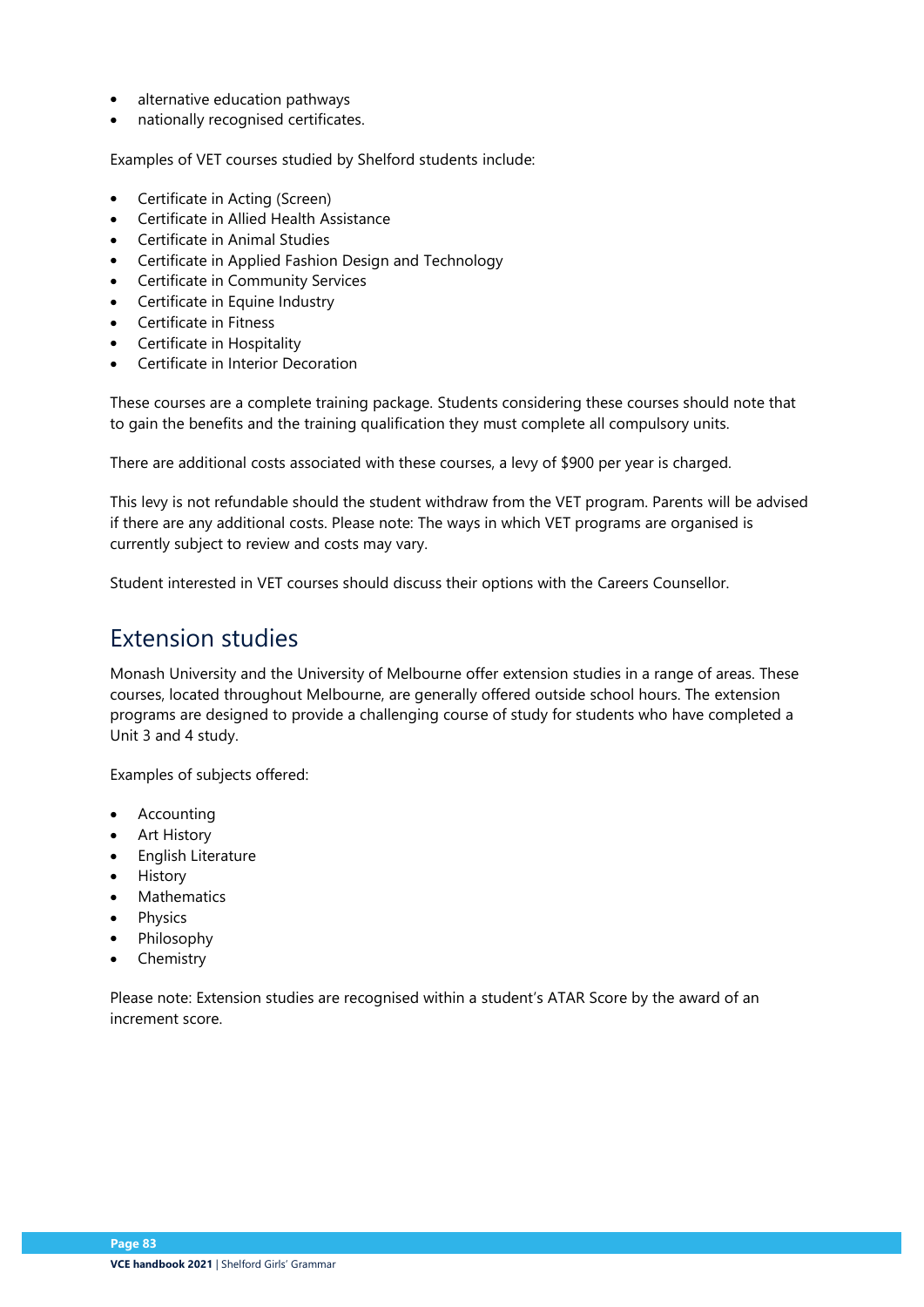- alternative education pathways
- nationally recognised certificates.

Examples of VET courses studied by Shelford students include:

- Certificate in Acting (Screen)
- Certificate in Allied Health Assistance
- Certificate in Animal Studies
- Certificate in Applied Fashion Design and Technology
- Certificate in Community Services
- Certificate in Equine Industry
- Certificate in Fitness
- Certificate in Hospitality
- Certificate in Interior Decoration

These courses are a complete training package. Students considering these courses should note that to gain the benefits and the training qualification they must complete all compulsory units.

There are additional costs associated with these courses, a levy of $900 per year is charged.

This levy is not refundable should the student withdraw from the VET program. Parents will be advised if there are any additional costs. Please note: The ways in which VET programs are organised is currently subject to review and costs may vary.

Student interested in VET courses should discuss their options with the Careers Counsellor.

## Extension studies

Monash University and the University of Melbourne offer extension studies in a range of areas. These courses, located throughout Melbourne, are generally offered outside school hours. The extension programs are designed to provide a challenging course of study for students who have completed a Unit 3 and 4 study.

Examples of subjects offered:

- Accounting
- Art History
- English Literature
- History
- Mathematics
- Physics
- Philosophy
- Chemistry

Please note: Extension studies are recognised within a student's ATAR Score by the award of an increment score.